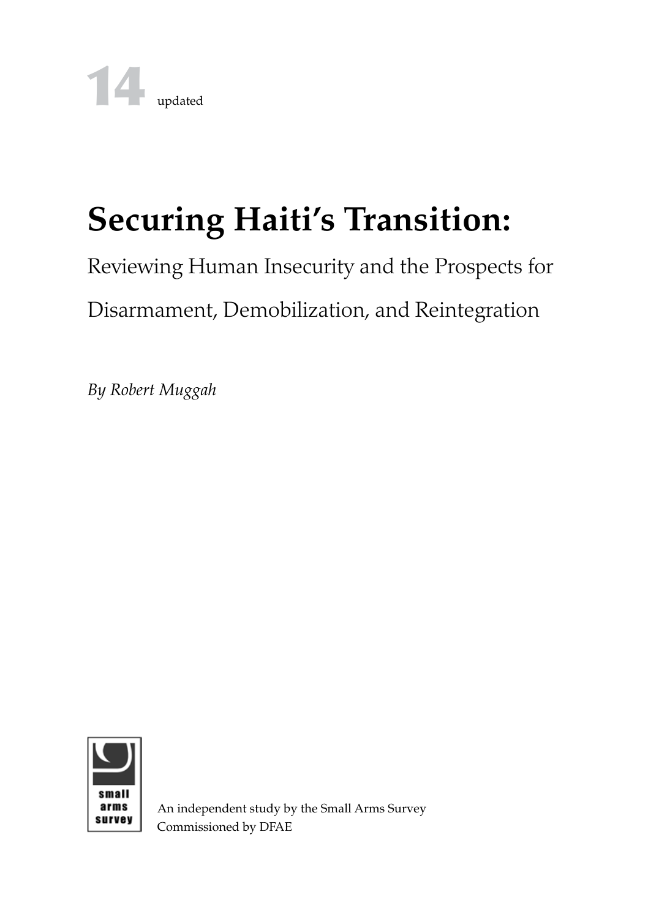14 updated

# Securing Haiti's Transition:

Reviewing Human Insecurity and the Prospects for Disarmament, Demobilization, and Reintegration

*By Robert Muggah*

small arms survey

An independent study by the Small Arms Survey
Commissioned by DFAE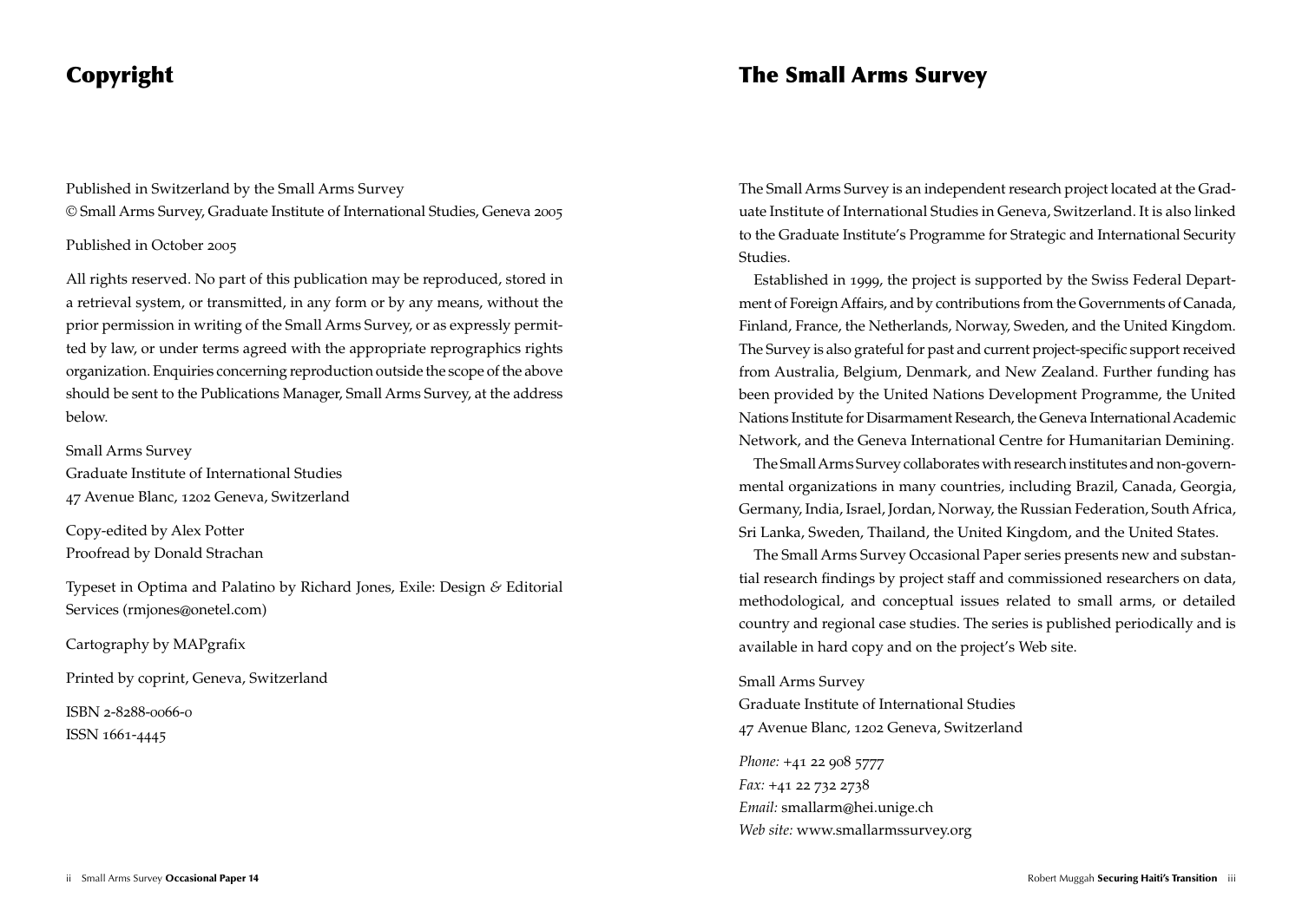# Copyright

Published in Switzerland by the Small Arms Survey
© Small Arms Survey, Graduate Institute of International Studies, Geneva 2005

Published in October 2005

All rights reserved. No part of this publication may be reproduced, stored in a retrieval system, or transmitted, in any form or by any means, without the prior permission in writing of the Small Arms Survey, or as expressly permitted by law, or under terms agreed with the appropriate reprographics rights organization. Enquiries concerning reproduction outside the scope of the above should be sent to the Publications Manager, Small Arms Survey, at the address below.

Small Arms Survey
Graduate Institute of International Studies
47 Avenue Blanc, 1202 Geneva, Switzerland

Copy-edited by Alex Potter
Proofread by Donald Strachan

Typeset in Optima and Palatino by Richard Jones, Exile: Design & Editorial Services (rmjones@onetel.com)

Cartography by MAPgrafix

Printed by coprint, Geneva, Switzerland

ISBN 2-8288-0066-0
ISSN 1661-4445

# The Small Arms Survey

The Small Arms Survey is an independent research project located at the Graduate Institute of International Studies in Geneva, Switzerland. It is also linked to the Graduate Institute's Programme for Strategic and International Security Studies.

Established in 1999, the project is supported by the Swiss Federal Department of Foreign Affairs, and by contributions from the Governments of Canada, Finland, France, the Netherlands, Norway, Sweden, and the United Kingdom. The Survey is also grateful for past and current project-specific support received from Australia, Belgium, Denmark, and New Zealand. Further funding has been provided by the United Nations Development Programme, the United Nations Institute for Disarmament Research, the Geneva International Academic Network, and the Geneva International Centre for Humanitarian Demining.

The Small Arms Survey collaborates with research institutes and non-governmental organizations in many countries, including Brazil, Canada, Georgia, Germany, India, Israel, Jordan, Norway, the Russian Federation, South Africa, Sri Lanka, Sweden, Thailand, the United Kingdom, and the United States.

The Small Arms Survey Occasional Paper series presents new and substantial research findings by project staff and commissioned researchers on data, methodological, and conceptual issues related to small arms, or detailed country and regional case studies. The series is published periodically and is available in hard copy and on the project's Web site.

Small Arms Survey
Graduate Institute of International Studies
47 Avenue Blanc, 1202 Geneva, Switzerland

*Phone:* +41 22 908 5777
*Fax:* +41 22 732 2738
*Email:* smallarm@hei.unige.ch
*Web site:* www.smallarmssurvey.org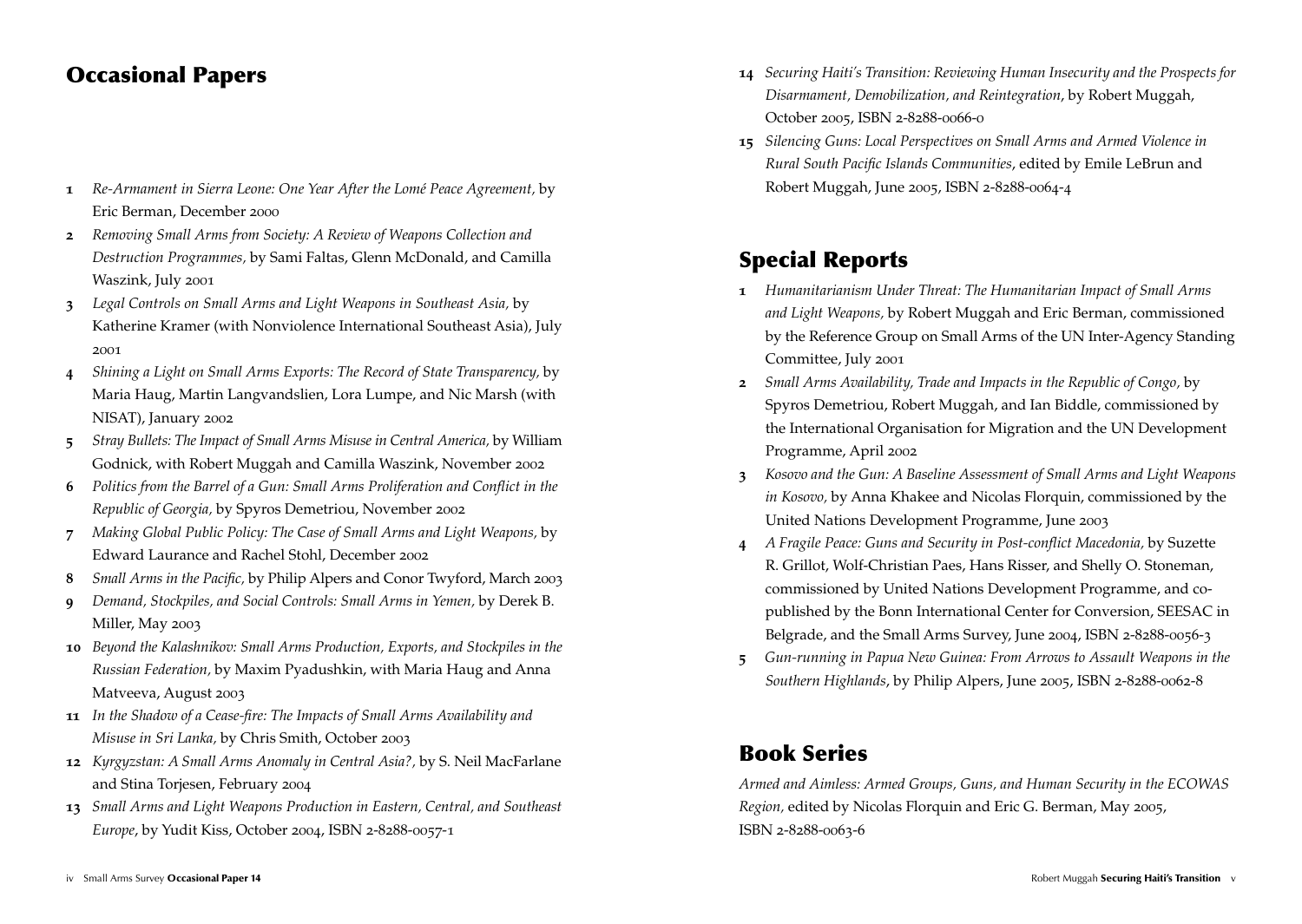## Occasional Papers

1. *Re-Armament in Sierra Leone: One Year After the Lomé Peace Agreement,* by Eric Berman, December 2000
2. *Removing Small Arms from Society: A Review of Weapons Collection and Destruction Programmes,* by Sami Faltas, Glenn McDonald, and Camilla Waszink, July 2001
3. *Legal Controls on Small Arms and Light Weapons in Southeast Asia,* by Katherine Kramer (with Nonviolence International Southeast Asia), July 2001
4. *Shining a Light on Small Arms Exports: The Record of State Transparency,* by Maria Haug, Martin Langvandslien, Lora Lumpe, and Nic Marsh (with NISAT), January 2002
5. *Stray Bullets: The Impact of Small Arms Misuse in Central America,* by William Godnick, with Robert Muggah and Camilla Waszink, November 2002
6. *Politics from the Barrel of a Gun: Small Arms Proliferation and Conflict in the Republic of Georgia,* by Spyros Demetriou, November 2002
7. *Making Global Public Policy: The Case of Small Arms and Light Weapons,* by Edward Laurance and Rachel Stohl, December 2002
8. *Small Arms in the Pacific,* by Philip Alpers and Conor Twyford, March 2003
9. *Demand, Stockpiles, and Social Controls: Small Arms in Yemen,* by Derek B. Miller, May 2003
10. *Beyond the Kalashnikov: Small Arms Production, Exports, and Stockpiles in the Russian Federation,* by Maxim Pyadushkin, with Maria Haug and Anna Matveeva, August 2003
11. *In the Shadow of a Cease-fire: The Impacts of Small Arms Availability and Misuse in Sri Lanka,* by Chris Smith, October 2003
12. *Kyrgyzstan: A Small Arms Anomaly in Central Asia?,* by S. Neil MacFarlane and Stina Torjesen, February 2004
13. *Small Arms and Light Weapons Production in Eastern, Central, and Southeast Europe*, by Yudit Kiss, October 2004, ISBN 2-8288-0057-1
14. *Securing Haiti's Transition: Reviewing Human Insecurity and the Prospects for Disarmament, Demobilization, and Reintegration*, by Robert Muggah, October 2005, ISBN 2-8288-0066-0
15. *Silencing Guns: Local Perspectives on Small Arms and Armed Violence in Rural South Pacific Islands Communities*, edited by Emile LeBrun and Robert Muggah, June 2005, ISBN 2-8288-0064-4

## Special Reports

1. *Humanitarianism Under Threat: The Humanitarian Impact of Small Arms and Light Weapons,* by Robert Muggah and Eric Berman, commissioned by the Reference Group on Small Arms of the UN Inter-Agency Standing Committee, July 2001
2. *Small Arms Availability, Trade and Impacts in the Republic of Congo,* by Spyros Demetriou, Robert Muggah, and Ian Biddle, commissioned by the International Organisation for Migration and the UN Development Programme, April 2002
3. *Kosovo and the Gun: A Baseline Assessment of Small Arms and Light Weapons in Kosovo,* by Anna Khakee and Nicolas Florquin, commissioned by the United Nations Development Programme, June 2003
4. *A Fragile Peace: Guns and Security in Post-conflict Macedonia,* by Suzette R. Grillot, Wolf-Christian Paes, Hans Risser, and Shelly O. Stoneman, commissioned by United Nations Development Programme, and co-published by the Bonn International Center for Conversion, SEESAC in Belgrade, and the Small Arms Survey, June 2004, ISBN 2-8288-0056-3
5. *Gun-running in Papua New Guinea: From Arrows to Assault Weapons in the Southern Highlands*, by Philip Alpers, June 2005, ISBN 2-8288-0062-8

## Book Series

*Armed and Aimless: Armed Groups, Guns, and Human Security in the ECOWAS Region,* edited by Nicolas Florquin and Eric G. Berman, May 2005, ISBN 2-8288-0063-6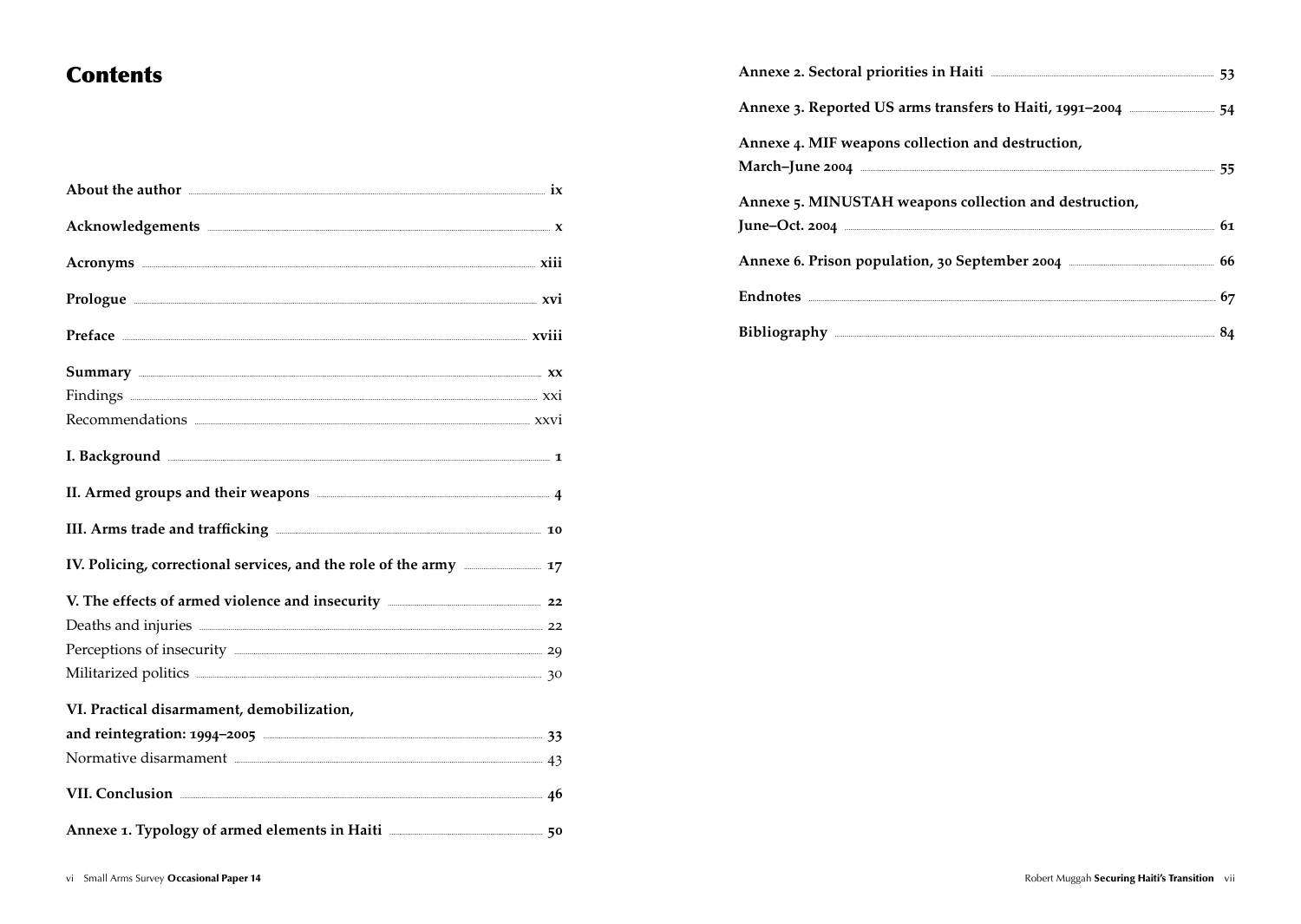# Contents

**About the author** ix

**Acknowledgements** x

**Acronyms** xiii

**Prologue** xvi

**Preface** xviii

**Summary** xx

Findings xxi

Recommendations xxvi

**I. Background** 1

**II. Armed groups and their weapons** 4

**III. Arms trade and trafficking** 10

**IV. Policing, correctional services, and the role of the army** 17

**V. The effects of armed violence and insecurity** 22

Deaths and injuries 22

Perceptions of insecurity 29

Militarized politics 30

**VI. Practical disarmament, demobilization, and reintegration: 1994–2005** 33

Normative disarmament 43

**VII. Conclusion** 46

**Annexe 1. Typology of armed elements in Haiti** 50

**Annexe 2. Sectoral priorities in Haiti** 53

**Annexe 3. Reported US arms transfers to Haiti, 1991–2004** 54

**Annexe 4. MIF weapons collection and destruction, March–June 2004** 55

**Annexe 5. MINUSTAH weapons collection and destruction, June–Oct. 2004** 61

**Annexe 6. Prison population, 30 September 2004** 66

**Endnotes** 67

**Bibliography** 84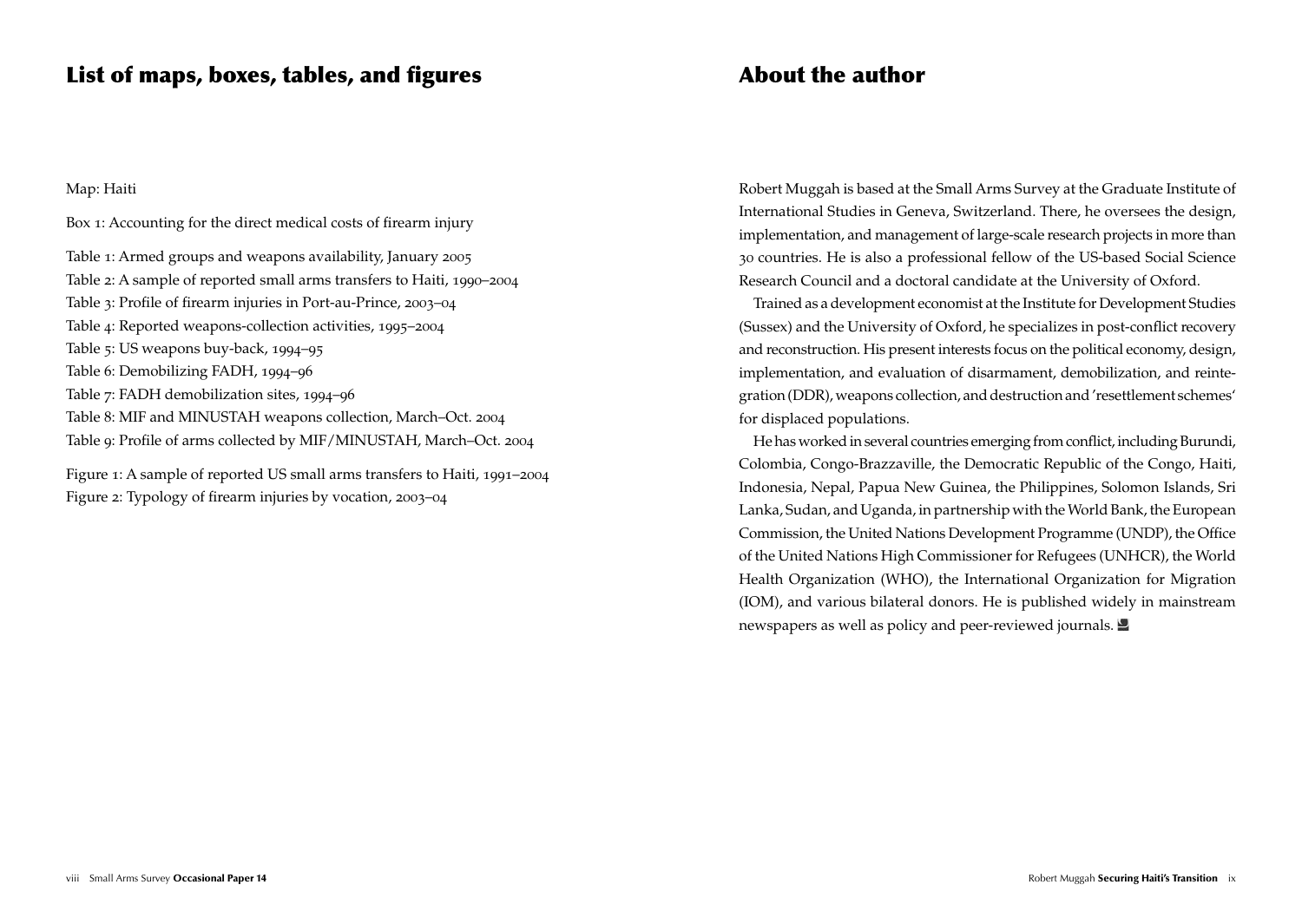## List of maps, boxes, tables, and figures

Map: Haiti

Box 1: Accounting for the direct medical costs of firearm injury

Table 1: Armed groups and weapons availability, January 2005
Table 2: A sample of reported small arms transfers to Haiti, 1990–2004
Table 3: Profile of firearm injuries in Port-au-Prince, 2003–04
Table 4: Reported weapons-collection activities, 1995–2004
Table 5: US weapons buy-back, 1994–95
Table 6: Demobilizing FADH, 1994–96
Table 7: FADH demobilization sites, 1994–96
Table 8: MIF and MINUSTAH weapons collection, March–Oct. 2004
Table 9: Profile of arms collected by MIF/MINUSTAH, March–Oct. 2004

Figure 1: A sample of reported US small arms transfers to Haiti, 1991–2004
Figure 2: Typology of firearm injuries by vocation, 2003–04

## About the author

Robert Muggah is based at the Small Arms Survey at the Graduate Institute of International Studies in Geneva, Switzerland. There, he oversees the design, implementation, and management of large-scale research projects in more than 30 countries. He is also a professional fellow of the US-based Social Science Research Council and a doctoral candidate at the University of Oxford.

Trained as a development economist at the Institute for Development Studies (Sussex) and the University of Oxford, he specializes in post-conflict recovery and reconstruction. His present interests focus on the political economy, design, implementation, and evaluation of disarmament, demobilization, and reintegration (DDR), weapons collection, and destruction and 'resettlement schemes' for displaced populations.

He has worked in several countries emerging from conflict, including Burundi, Colombia, Congo-Brazzaville, the Democratic Republic of the Congo, Haiti, Indonesia, Nepal, Papua New Guinea, the Philippines, Solomon Islands, Sri Lanka, Sudan, and Uganda, in partnership with the World Bank, the European Commission, the United Nations Development Programme (UNDP), the Office of the United Nations High Commissioner for Refugees (UNHCR), the World Health Organization (WHO), the International Organization for Migration (IOM), and various bilateral donors. He is published widely in mainstream newspapers as well as policy and peer-reviewed journals.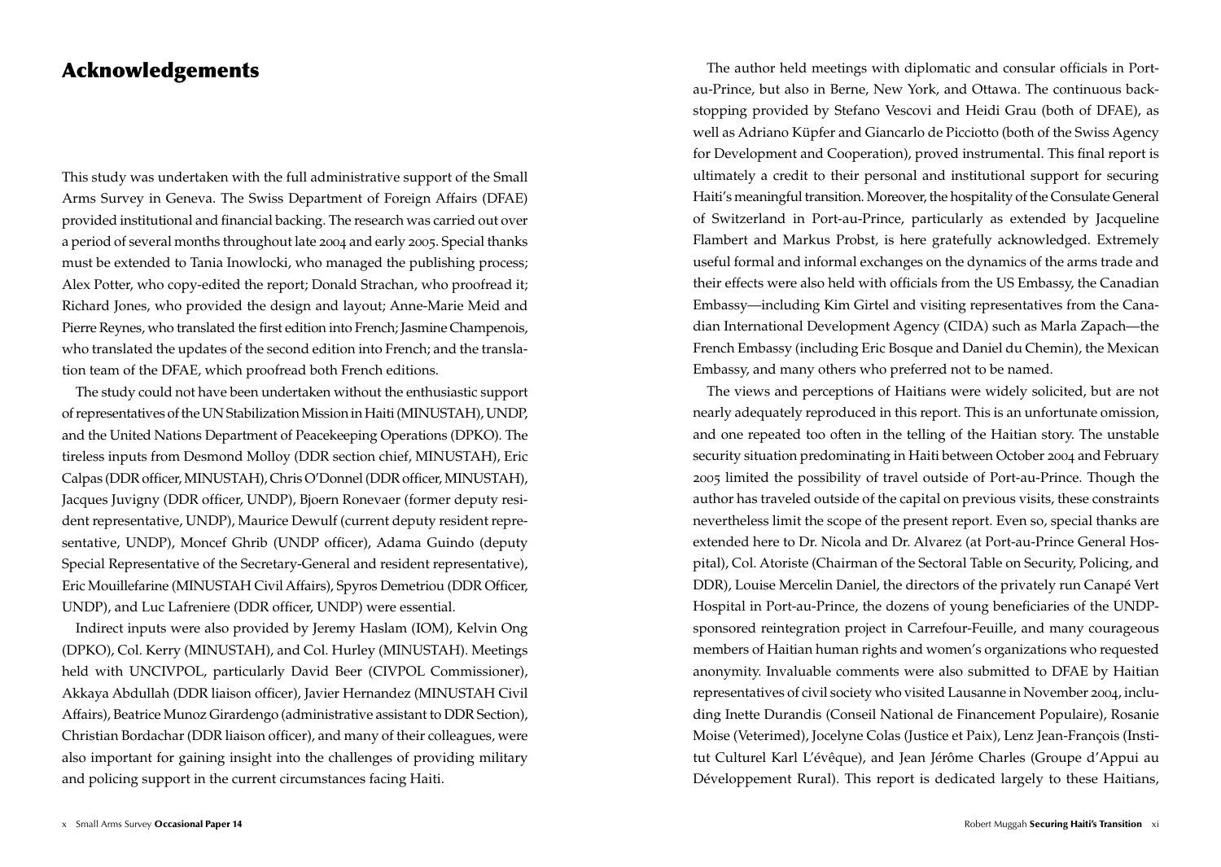# Acknowledgements

This study was undertaken with the full administrative support of the Small Arms Survey in Geneva. The Swiss Department of Foreign Affairs (DFAE) provided institutional and financial backing. The research was carried out over a period of several months throughout late 2004 and early 2005. Special thanks must be extended to Tania Inowlocki, who managed the publishing process; Alex Potter, who copy-edited the report; Donald Strachan, who proofread it; Richard Jones, who provided the design and layout; Anne-Marie Meid and Pierre Reynes, who translated the first edition into French; Jasmine Champenois, who translated the updates of the second edition into French; and the translation team of the DFAE, which proofread both French editions.

The study could not have been undertaken without the enthusiastic support of representatives of the UN Stabilization Mission in Haiti (MINUSTAH), UNDP, and the United Nations Department of Peacekeeping Operations (DPKO). The tireless inputs from Desmond Molloy (DDR section chief, MINUSTAH), Eric Calpas (DDR officer, MINUSTAH), Chris O'Donnel (DDR officer, MINUSTAH), Jacques Juvigny (DDR officer, UNDP), Bjoern Ronevaer (former deputy resident representative, UNDP), Maurice Dewulf (current deputy resident representative, UNDP), Moncef Ghrib (UNDP officer), Adama Guindo (deputy Special Representative of the Secretary-General and resident representative), Eric Mouillefarine (MINUSTAH Civil Affairs), Spyros Demetriou (DDR Officer, UNDP), and Luc Lafreniere (DDR officer, UNDP) were essential.

Indirect inputs were also provided by Jeremy Haslam (IOM), Kelvin Ong (DPKO), Col. Kerry (MINUSTAH), and Col. Hurley (MINUSTAH). Meetings held with UNCIVPOL, particularly David Beer (CIVPOL Commissioner), Akkaya Abdullah (DDR liaison officer), Javier Hernandez (MINUSTAH Civil Affairs), Beatrice Munoz Girardengo (administrative assistant to DDR Section), Christian Bordachar (DDR liaison officer), and many of their colleagues, were also important for gaining insight into the challenges of providing military and policing support in the current circumstances facing Haiti.

The author held meetings with diplomatic and consular officials in Port-au-Prince, but also in Berne, New York, and Ottawa. The continuous backstopping provided by Stefano Vescovi and Heidi Grau (both of DFAE), as well as Adriano Küpfer and Giancarlo de Picciotto (both of the Swiss Agency for Development and Cooperation), proved instrumental. This final report is ultimately a credit to their personal and institutional support for securing Haiti's meaningful transition. Moreover, the hospitality of the Consulate General of Switzerland in Port-au-Prince, particularly as extended by Jacqueline Flambert and Markus Probst, is here gratefully acknowledged. Extremely useful formal and informal exchanges on the dynamics of the arms trade and their effects were also held with officials from the US Embassy, the Canadian Embassy—including Kim Girtel and visiting representatives from the Canadian International Development Agency (CIDA) such as Marla Zapach—the French Embassy (including Eric Bosque and Daniel du Chemin), the Mexican Embassy, and many others who preferred not to be named.

The views and perceptions of Haitians were widely solicited, but are not nearly adequately reproduced in this report. This is an unfortunate omission, and one repeated too often in the telling of the Haitian story. The unstable security situation predominating in Haiti between October 2004 and February 2005 limited the possibility of travel outside of Port-au-Prince. Though the author has traveled outside of the capital on previous visits, these constraints nevertheless limit the scope of the present report. Even so, special thanks are extended here to Dr. Nicola and Dr. Alvarez (at Port-au-Prince General Hospital), Col. Atoriste (Chairman of the Sectoral Table on Security, Policing, and DDR), Louise Mercelin Daniel, the directors of the privately run Canapé Vert Hospital in Port-au-Prince, the dozens of young beneficiaries of the UNDP-sponsored reintegration project in Carrefour-Feuille, and many courageous members of Haitian human rights and women's organizations who requested anonymity. Invaluable comments were also submitted to DFAE by Haitian representatives of civil society who visited Lausanne in November 2004, including Inette Durandis (Conseil National de Financement Populaire), Rosanie Moise (Veterimed), Jocelyne Colas (Justice et Paix), Lenz Jean-François (Institut Culturel Karl L'évêque), and Jean Jérôme Charles (Groupe d'Appui au Développement Rural). This report is dedicated largely to these Haitians,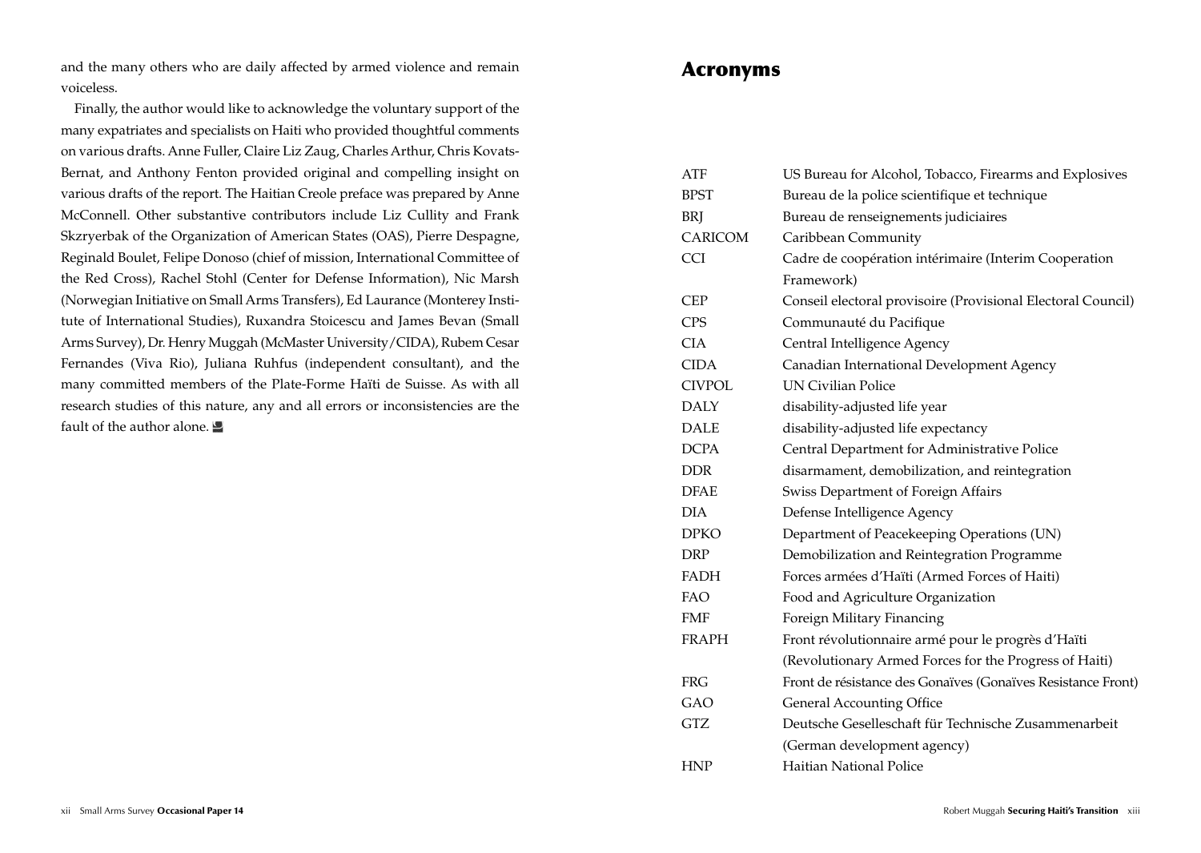and the many others who are daily affected by armed violence and remain voiceless.

Finally, the author would like to acknowledge the voluntary support of the many expatriates and specialists on Haiti who provided thoughtful comments on various drafts. Anne Fuller, Claire Liz Zaug, Charles Arthur, Chris Kovats-Bernat, and Anthony Fenton provided original and compelling insight on various drafts of the report. The Haitian Creole preface was prepared by Anne McConnell. Other substantive contributors include Liz Cullity and Frank Skzryerbak of the Organization of American States (OAS), Pierre Despagne, Reginald Boulet, Felipe Donoso (chief of mission, International Committee of the Red Cross), Rachel Stohl (Center for Defense Information), Nic Marsh (Norwegian Initiative on Small Arms Transfers), Ed Laurance (Monterey Institute of International Studies), Ruxandra Stoicescu and James Bevan (Small Arms Survey), Dr. Henry Muggah (McMaster University/CIDA), Rubem Cesar Fernandes (Viva Rio), Juliana Ruhfus (independent consultant), and the many committed members of the Plate-Forme Haïti de Suisse. As with all research studies of this nature, any and all errors or inconsistencies are the fault of the author alone.

# Acronyms

| | |
|---|---|
| ATF | US Bureau for Alcohol, Tobacco, Firearms and Explosives |
| BPST | Bureau de la police scientifique et technique |
| BRJ | Bureau de renseignements judiciaires |
| CARICOM | Caribbean Community |
| CCI | Cadre de coopération intérimaire (Interim Cooperation Framework) |
| CEP | Conseil electoral provisoire (Provisional Electoral Council) |
| CPS | Communauté du Pacifique |
| CIA | Central Intelligence Agency |
| CIDA | Canadian International Development Agency |
| CIVPOL | UN Civilian Police |
| DALY | disability-adjusted life year |
| DALE | disability-adjusted life expectancy |
| DCPA | Central Department for Administrative Police |
| DDR | disarmament, demobilization, and reintegration |
| DFAE | Swiss Department of Foreign Affairs |
| DIA | Defense Intelligence Agency |
| DPKO | Department of Peacekeeping Operations (UN) |
| DRP | Demobilization and Reintegration Programme |
| FADH | Forces armées d'Haïti (Armed Forces of Haiti) |
| FAO | Food and Agriculture Organization |
| FMF | Foreign Military Financing |
| FRAPH | Front révolutionnaire armé pour le progrès d'Haïti (Revolutionary Armed Forces for the Progress of Haiti) |
| FRG | Front de résistance des Gonaïves (Gonaïves Resistance Front) |
| GAO | General Accounting Office |
| GTZ | Deutsche Gesselleschaft für Technische Zusammenarbeit (German development agency) |
| HNP | Haitian National Police |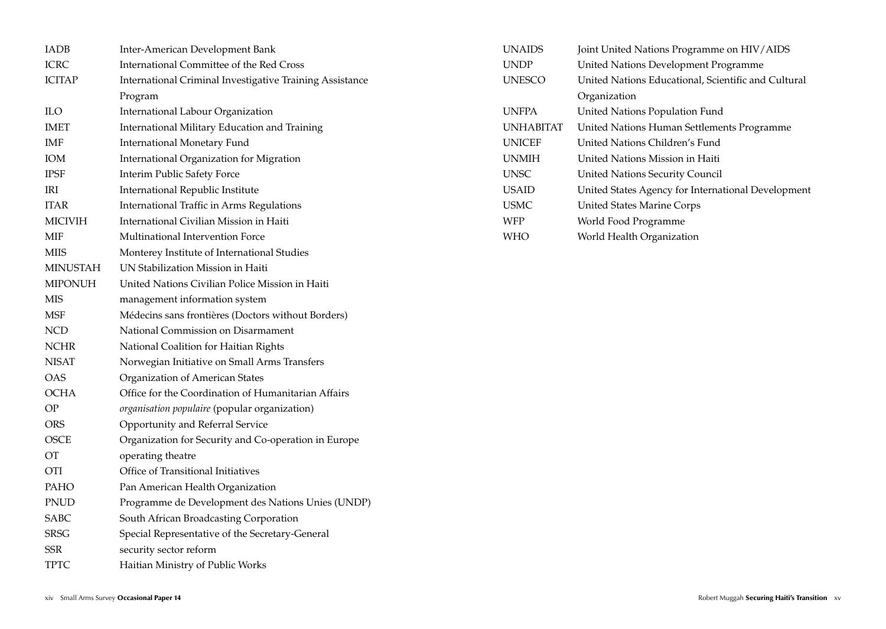| | |
|---|---|
| IADB | Inter-American Development Bank |
| ICRC | International Committee of the Red Cross |
| ICITAP | International Criminal Investigative Training Assistance Program |
| ILO | International Labour Organization |
| IMET | International Military Education and Training |
| IMF | International Monetary Fund |
| IOM | International Organization for Migration |
| IPSF | Interim Public Safety Force |
| IRI | International Republic Institute |
| ITAR | International Traffic in Arms Regulations |
| MICIVIH | International Civilian Mission in Haiti |
| MIF | Multinational Intervention Force |
| MIIS | Monterey Institute of International Studies |
| MINUSTAH | UN Stabilization Mission in Haiti |
| MIPONUH | United Nations Civilian Police Mission in Haiti |
| MIS | management information system |
| MSF | Médecins sans frontières (Doctors without Borders) |
| NCD | National Commission on Disarmament |
| NCHR | National Coalition for Haitian Rights |
| NISAT | Norwegian Initiative on Small Arms Transfers |
| OAS | Organization of American States |
| OCHA | Office for the Coordination of Humanitarian Affairs |
| OP | *organisation populaire* (popular organization) |
| ORS | Opportunity and Referral Service |
| OSCE | Organization for Security and Co-operation in Europe |
| OT | operating theatre |
| OTI | Office of Transitional Initiatives |
| PAHO | Pan American Health Organization |
| PNUD | Programme de Development des Nations Unies (UNDP) |
| SABC | South African Broadcasting Corporation |
| SRSG | Special Representative of the Secretary-General |
| SSR | security sector reform |
| TPTC | Haitian Ministry of Public Works |
| UNAIDS | Joint United Nations Programme on HIV/AIDS |
| UNDP | United Nations Development Programme |
| UNESCO | United Nations Educational, Scientific and Cultural Organization |
| UNFPA | United Nations Population Fund |
| UNHABITAT | United Nations Human Settlements Programme |
| UNICEF | United Nations Children's Fund |
| UNMIH | United Nations Mission in Haiti |
| UNSC | United Nations Security Council |
| USAID | United States Agency for International Development |
| USMC | United States Marine Corps |
| WFP | World Food Programme |
| WHO | World Health Organization |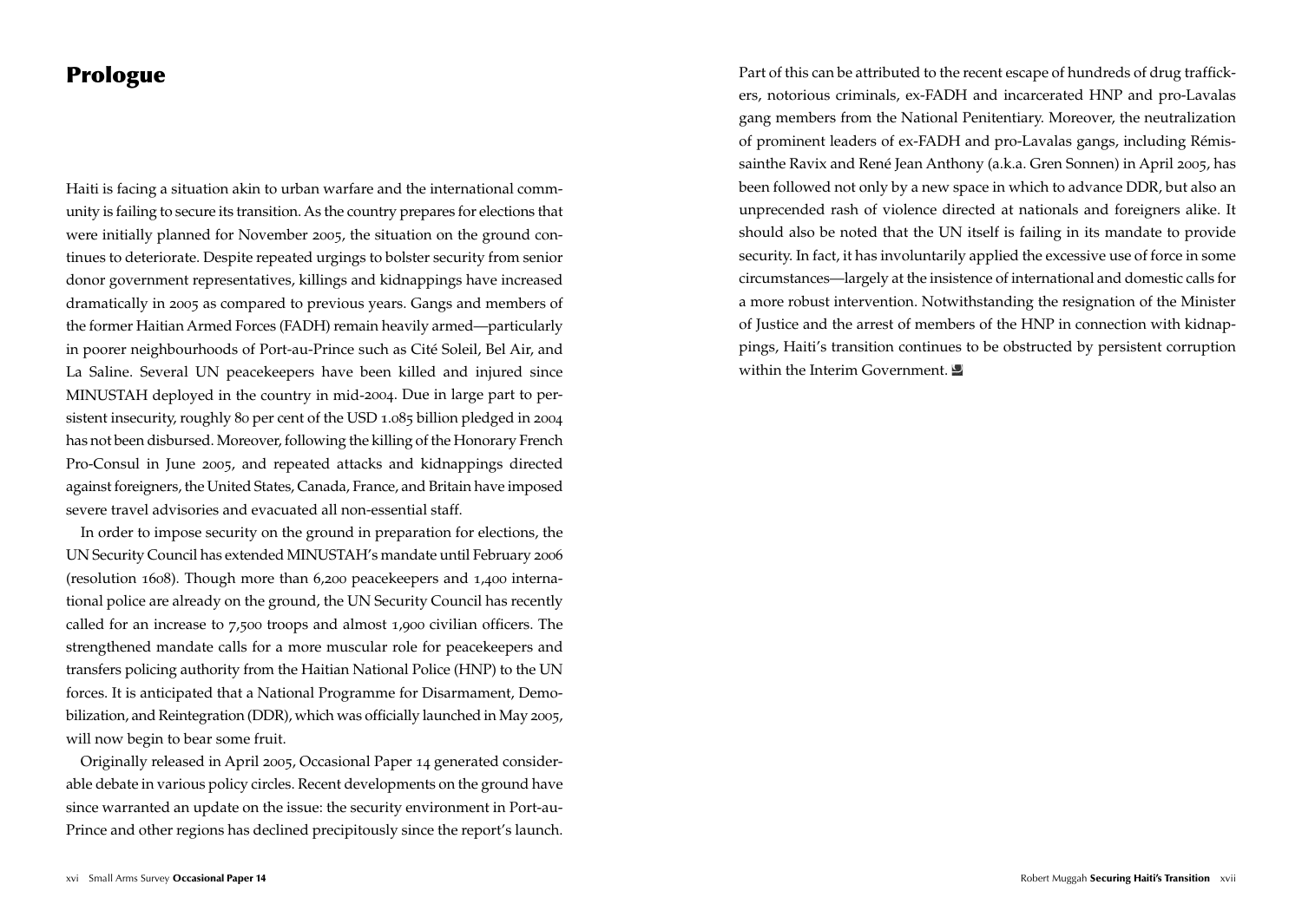# Prologue

Haiti is facing a situation akin to urban warfare and the international community is failing to secure its transition. As the country prepares for elections that were initially planned for November 2005, the situation on the ground continues to deteriorate. Despite repeated urgings to bolster security from senior donor government representatives, killings and kidnappings have increased dramatically in 2005 as compared to previous years. Gangs and members of the former Haitian Armed Forces (FADH) remain heavily armed—particularly in poorer neighbourhoods of Port-au-Prince such as Cité Soleil, Bel Air, and La Saline. Several UN peacekeepers have been killed and injured since MINUSTAH deployed in the country in mid-2004. Due in large part to persistent insecurity, roughly 80 per cent of the USD 1.085 billion pledged in 2004 has not been disbursed. Moreover, following the killing of the Honorary French Pro-Consul in June 2005, and repeated attacks and kidnappings directed against foreigners, the United States, Canada, France, and Britain have imposed severe travel advisories and evacuated all non-essential staff.

In order to impose security on the ground in preparation for elections, the UN Security Council has extended MINUSTAH's mandate until February 2006 (resolution 1608). Though more than 6,200 peacekeepers and 1,400 international police are already on the ground, the UN Security Council has recently called for an increase to 7,500 troops and almost 1,900 civilian officers. The strengthened mandate calls for a more muscular role for peacekeepers and transfers policing authority from the Haitian National Police (HNP) to the UN forces. It is anticipated that a National Programme for Disarmament, Demobilization, and Reintegration (DDR), which was officially launched in May 2005, will now begin to bear some fruit.

Originally released in April 2005, Occasional Paper 14 generated considerable debate in various policy circles. Recent developments on the ground have since warranted an update on the issue: the security environment in Port-au-Prince and other regions has declined precipitously since the report's launch. Part of this can be attributed to the recent escape of hundreds of drug traffickers, notorious criminals, ex-FADH and incarcerated HNP and pro-Lavalas gang members from the National Penitentiary. Moreover, the neutralization of prominent leaders of ex-FADH and pro-Lavalas gangs, including Rémissainthe Ravix and René Jean Anthony (a.k.a. Gren Sonnen) in April 2005, has been followed not only by a new space in which to advance DDR, but also an unprecended rash of violence directed at nationals and foreigners alike. It should also be noted that the UN itself is failing in its mandate to provide security. In fact, it has involuntarily applied the excessive use of force in some circumstances—largely at the insistence of international and domestic calls for a more robust intervention. Notwithstanding the resignation of the Minister of Justice and the arrest of members of the HNP in connection with kidnappings, Haiti's transition continues to be obstructed by persistent corruption within the Interim Government.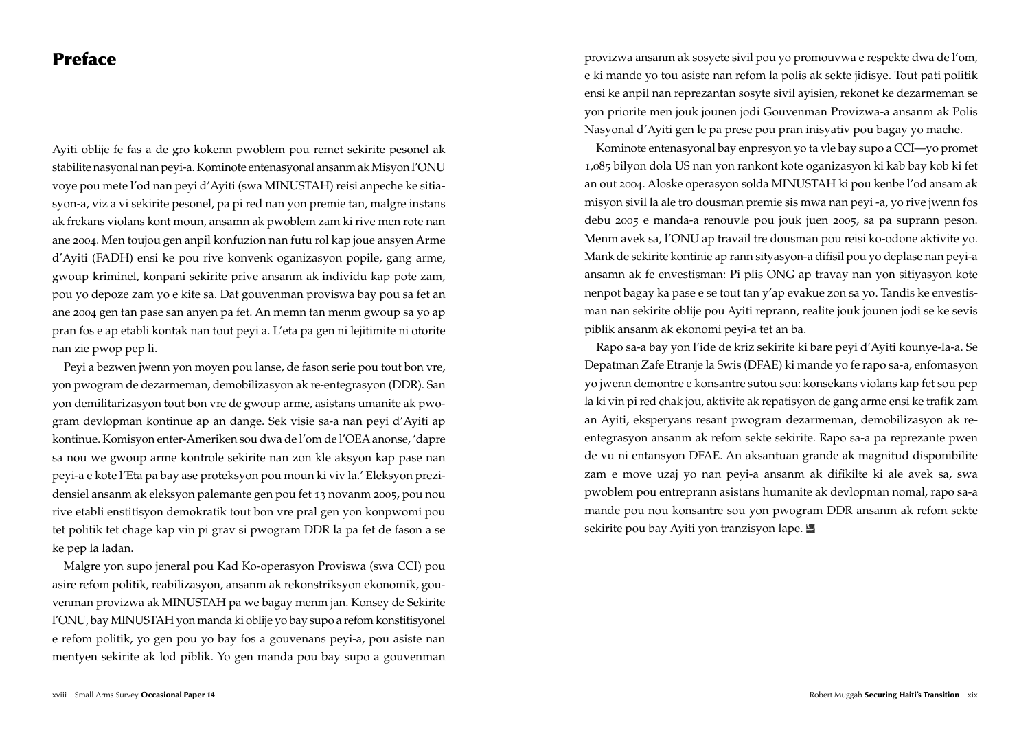# Preface

Ayiti oblije fe fas a de gro kokenn pwoblem pou remet sekirite pesonel ak stabilite nasyonal nan peyi-a. Kominote entenasyonal ansanm ak Misyon l'ONU voye pou mete l'od nan peyi d'Ayiti (swa MINUSTAH) reisi anpeche ke sitiasyon-a, viz a vi sekirite pesonel, pa pi red nan yon premie tan, malgre instans ak frekans violans kont moun, ansamn ak pwoblem zam ki rive men rote nan ane 2004. Men toujou gen anpil konfuzion nan futu rol kap joue ansyen Arme d'Ayiti (FADH) ensi ke pou rive konvenk oganizasyon popile, gang arme, gwoup kriminel, konpani sekirite prive ansanm ak individu kap pote zam, pou yo depoze zam yo e kite sa. Dat gouvenman proviswa bay pou sa fet an ane 2004 gen tan pase san anyen pa fet. An memn tan menm gwoup sa yo ap pran fos e ap etabli kontak nan tout peyi a. L'eta pa gen ni lejitimite ni otorite nan zie pwop pep li.

Peyi a bezwen jwenn yon moyen pou lanse, de fason serie pou tout bon vre, yon pwogram de dezarmeman, demobilizasyon ak re-entegrasyon (DDR). San yon demilitarizasyon tout bon vre de gwoup arme, asistans umanite ak pwogram devlopman kontinue ap an dange. Sek visie sa-a nan peyi d'Ayiti ap kontinue. Komisyon enter-Ameriken sou dwa de l'om de l'OEA anonse, 'dapre sa nou we gwoup arme kontrole sekirite nan zon kle aksyon kap pase nan peyi-a e kote l'Eta pa bay ase proteksyon pou moun ki viv la.' Eleksyon prezidensiel ansanm ak eleksyon palemante gen pou fet 13 novanm 2005, pou nou rive etabli enstitisyon demokratik tout bon vre pral gen yon konpwomi pou tet politik tet chage kap vin pi grav si pwogram DDR la pa fet de fason a se ke pep la ladan.

Malgre yon supo jeneral pou Kad Ko-operasyon Proviswa (swa CCI) pou asire refom politik, reabilizasyon, ansanm ak rekonstriksyon ekonomik, gouvenman provizwa ak MINUSTAH pa we bagay menm jan. Konsey de Sekirite l'ONU, bay MINUSTAH yon manda ki oblije yo bay supo a refom konstitisyonel e refom politik, yo gen pou yo bay fos a gouvenans peyi-a, pou asiste nan mentyen sekirite ak lod piblik. Yo gen manda pou bay supo a gouvenman provizwa ansanm ak sosyete sivil pou yo promouvwa e respekte dwa de l'om, e ki mande yo tou asiste nan refom la polis ak sekte jidisye. Tout pati politik ensi ke anpil nan reprezantan sosyte sivil ayisien, rekonet ke dezarmeman se yon priorite men jouk jounen jodi Gouvenman Provizwa-a ansanm ak Polis Nasyonal d'Ayiti gen le pa prese pou pran inisyativ pou bagay yo mache.

Kominote entenasyonal bay enpresyon yo ta vle bay supo a CCI—yo promet 1,085 bilyon dola US nan yon rankont kote oganizasyon ki kab bay kob ki fet an out 2004. Aloske operasyon solda MINUSTAH ki pou kenbe l'od ansam ak misyon sivil la ale tro dousman premie sis mwa nan peyi -a, yo rive jwenn fos debu 2005 e manda-a renouvle pou jouk juen 2005, sa pa suprann peson. Menm avek sa, l'ONU ap travail tre dousman pou reisi ko-odone aktivite yo. Mank de sekirite kontinie ap rann sityasyon-a difisil pou yo deplase nan peyi-a ansamn ak fe envestisman: Pi plis ONG ap travay nan yon sitiyasyon kote nenpot bagay ka pase e se tout tan y'ap evakue zon sa yo. Tandis ke envestisman nan sekirite oblije pou Ayiti reprann, realite jouk jounen jodi se ke sevis piblik ansanm ak ekonomi peyi-a tet an ba.

Rapo sa-a bay yon l'ide de kriz sekirite ki bare peyi d'Ayiti kounye-la-a. Se Depatman Zafe Etranje la Swis (DFAE) ki mande yo fe rapo sa-a, enfomasyon yo jwenn demontre e konsantre sutou sou: konsekans violans kap fet sou pep la ki vin pi red chak jou, aktivite ak repatisyon de gang arme ensi ke trafik zam an Ayiti, eksperyans resant pwogram dezarmeman, demobilizasyon ak reentegrasyon ansanm ak refom sekte sekirite. Rapo sa-a pa reprezante pwen de vu ni entansyon DFAE. An aksantuan grande ak magnitud disponibilite zam e move uzaj yo nan peyi-a ansanm ak difikilte ki ale avek sa, swa pwoblem pou entreprann asistans humanite ak devlopman nomal, rapo sa-a mande pou nou konsantre sou yon pwogram DDR ansanm ak refom sekte sekirite pou bay Ayiti yon tranzisyon lape.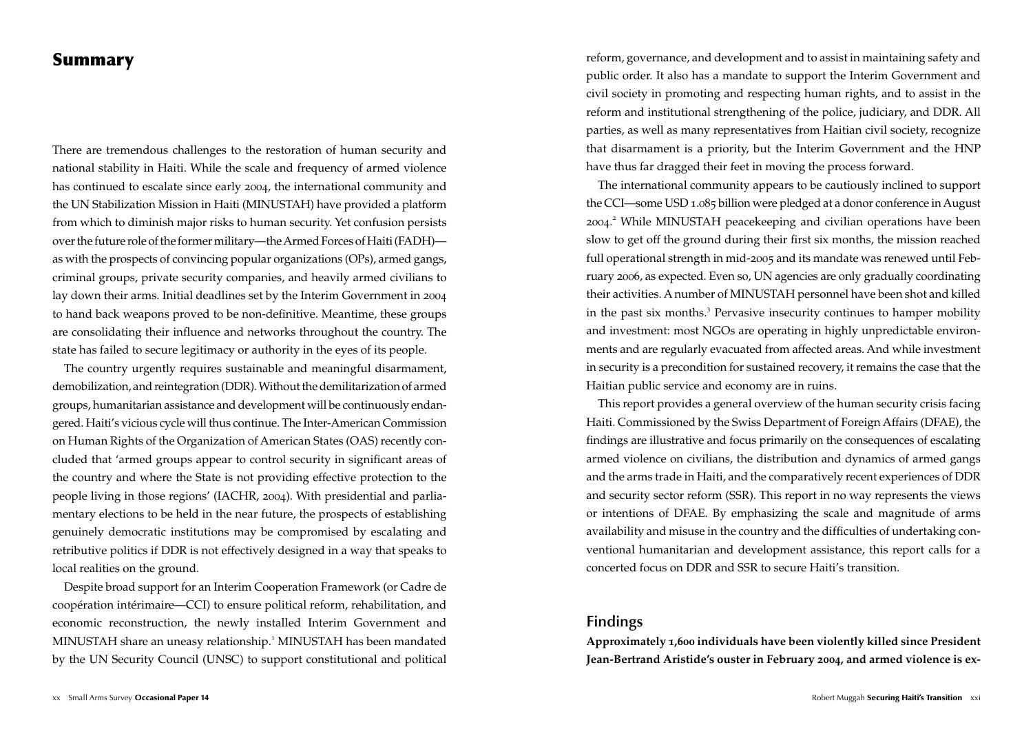# Summary

There are tremendous challenges to the restoration of human security and national stability in Haiti. While the scale and frequency of armed violence has continued to escalate since early 2004, the international community and the UN Stabilization Mission in Haiti (MINUSTAH) have provided a platform from which to diminish major risks to human security. Yet confusion persists over the future role of the former military—the Armed Forces of Haiti (FADH)—as with the prospects of convincing popular organizations (OPs), armed gangs, criminal groups, private security companies, and heavily armed civilians to lay down their arms. Initial deadlines set by the Interim Government in 2004 to hand back weapons proved to be non-definitive. Meantime, these groups are consolidating their influence and networks throughout the country. The state has failed to secure legitimacy or authority in the eyes of its people.

The country urgently requires sustainable and meaningful disarmament, demobilization, and reintegration (DDR). Without the demilitarization of armed groups, humanitarian assistance and development will be continuously endangered. Haiti's vicious cycle will thus continue. The Inter-American Commission on Human Rights of the Organization of American States (OAS) recently concluded that 'armed groups appear to control security in significant areas of the country and where the State is not providing effective protection to the people living in those regions' (IACHR, 2004). With presidential and parliamentary elections to be held in the near future, the prospects of establishing genuinely democratic institutions may be compromised by escalating and retributive politics if DDR is not effectively designed in a way that speaks to local realities on the ground.

Despite broad support for an Interim Cooperation Framework (or Cadre de coopération intérimaire—CCI) to ensure political reform, rehabilitation, and economic reconstruction, the newly installed Interim Government and MINUSTAH share an uneasy relationship.[1] MINUSTAH has been mandated by the UN Security Council (UNSC) to support constitutional and political reform, governance, and development and to assist in maintaining safety and public order. It also has a mandate to support the Interim Government and civil society in promoting and respecting human rights, and to assist in the reform and institutional strengthening of the police, judiciary, and DDR. All parties, as well as many representatives from Haitian civil society, recognize that disarmament is a priority, but the Interim Government and the HNP have thus far dragged their feet in moving the process forward.

The international community appears to be cautiously inclined to support the CCI—some USD 1.085 billion were pledged at a donor conference in August 2004.[2] While MINUSTAH peacekeeping and civilian operations have been slow to get off the ground during their first six months, the mission reached full operational strength in mid-2005 and its mandate was renewed until February 2006, as expected. Even so, UN agencies are only gradually coordinating their activities. A number of MINUSTAH personnel have been shot and killed in the past six months.[3] Pervasive insecurity continues to hamper mobility and investment: most NGOs are operating in highly unpredictable environments and are regularly evacuated from affected areas. And while investment in security is a precondition for sustained recovery, it remains the case that the Haitian public service and economy are in ruins.

This report provides a general overview of the human security crisis facing Haiti. Commissioned by the Swiss Department of Foreign Affairs (DFAE), the findings are illustrative and focus primarily on the consequences of escalating armed violence on civilians, the distribution and dynamics of armed gangs and the arms trade in Haiti, and the comparatively recent experiences of DDR and security sector reform (SSR). This report in no way represents the views or intentions of DFAE. By emphasizing the scale and magnitude of arms availability and misuse in the country and the difficulties of undertaking conventional humanitarian and development assistance, this report calls for a concerted focus on DDR and SSR to secure Haiti's transition.

## Findings

**Approximately 1,600 individuals have been violently killed since President Jean-Bertrand Aristide's ouster in February 2004, and armed violence is ex-**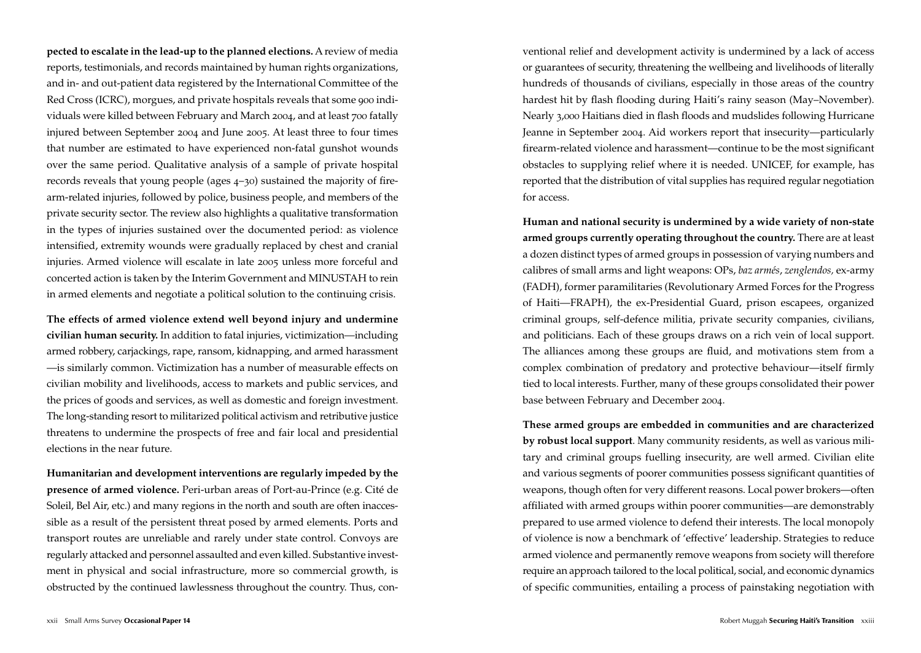**pected to escalate in the lead-up to the planned elections.** A review of media reports, testimonials, and records maintained by human rights organizations, and in- and out-patient data registered by the International Committee of the Red Cross (ICRC), morgues, and private hospitals reveals that some 900 individuals were killed between February and March 2004, and at least 700 fatally injured between September 2004 and June 2005. At least three to four times that number are estimated to have experienced non-fatal gunshot wounds over the same period. Qualitative analysis of a sample of private hospital records reveals that young people (ages 4–30) sustained the majority of firearm-related injuries, followed by police, business people, and members of the private security sector. The review also highlights a qualitative transformation in the types of injuries sustained over the documented period: as violence intensified, extremity wounds were gradually replaced by chest and cranial injuries. Armed violence will escalate in late 2005 unless more forceful and concerted action is taken by the Interim Government and MINUSTAH to rein in armed elements and negotiate a political solution to the continuing crisis.

**The effects of armed violence extend well beyond injury and undermine civilian human security.** In addition to fatal injuries, victimization—including armed robbery, carjackings, rape, ransom, kidnapping, and armed harassment—is similarly common. Victimization has a number of measurable effects on civilian mobility and livelihoods, access to markets and public services, and the prices of goods and services, as well as domestic and foreign investment. The long-standing resort to militarized political activism and retributive justice threatens to undermine the prospects of free and fair local and presidential elections in the near future.

**Humanitarian and development interventions are regularly impeded by the presence of armed violence.** Peri-urban areas of Port-au-Prince (e.g. Cité de Soleil, Bel Air, etc.) and many regions in the north and south are often inaccessible as a result of the persistent threat posed by armed elements. Ports and transport routes are unreliable and rarely under state control. Convoys are regularly attacked and personnel assaulted and even killed. Substantive investment in physical and social infrastructure, more so commercial growth, is obstructed by the continued lawlessness throughout the country. Thus, conventional relief and development activity is undermined by a lack of access or guarantees of security, threatening the wellbeing and livelihoods of literally hundreds of thousands of civilians, especially in those areas of the country hardest hit by flash flooding during Haiti's rainy season (May–November). Nearly 3,000 Haitians died in flash floods and mudslides following Hurricane Jeanne in September 2004. Aid workers report that insecurity—particularly firearm-related violence and harassment—continue to be the most significant obstacles to supplying relief where it is needed. UNICEF, for example, has reported that the distribution of vital supplies has required regular negotiation for access.

**Human and national security is undermined by a wide variety of non-state armed groups currently operating throughout the country.** There are at least a dozen distinct types of armed groups in possession of varying numbers and calibres of small arms and light weapons: OPs, *baz armés*, *zenglendos*, ex-army (FADH), former paramilitaries (Revolutionary Armed Forces for the Progress of Haiti—FRAPH), the ex-Presidential Guard, prison escapees, organized criminal groups, self-defence militia, private security companies, civilians, and politicians. Each of these groups draws on a rich vein of local support. The alliances among these groups are fluid, and motivations stem from a complex combination of predatory and protective behaviour—itself firmly tied to local interests. Further, many of these groups consolidated their power base between February and December 2004.

**These armed groups are embedded in communities and are characterized by robust local support**. Many community residents, as well as various military and criminal groups fuelling insecurity, are well armed. Civilian elite and various segments of poorer communities possess significant quantities of weapons, though often for very different reasons. Local power brokers—often affiliated with armed groups within poorer communities—are demonstrably prepared to use armed violence to defend their interests. The local monopoly of violence is now a benchmark of 'effective' leadership. Strategies to reduce armed violence and permanently remove weapons from society will therefore require an approach tailored to the local political, social, and economic dynamics of specific communities, entailing a process of painstaking negotiation with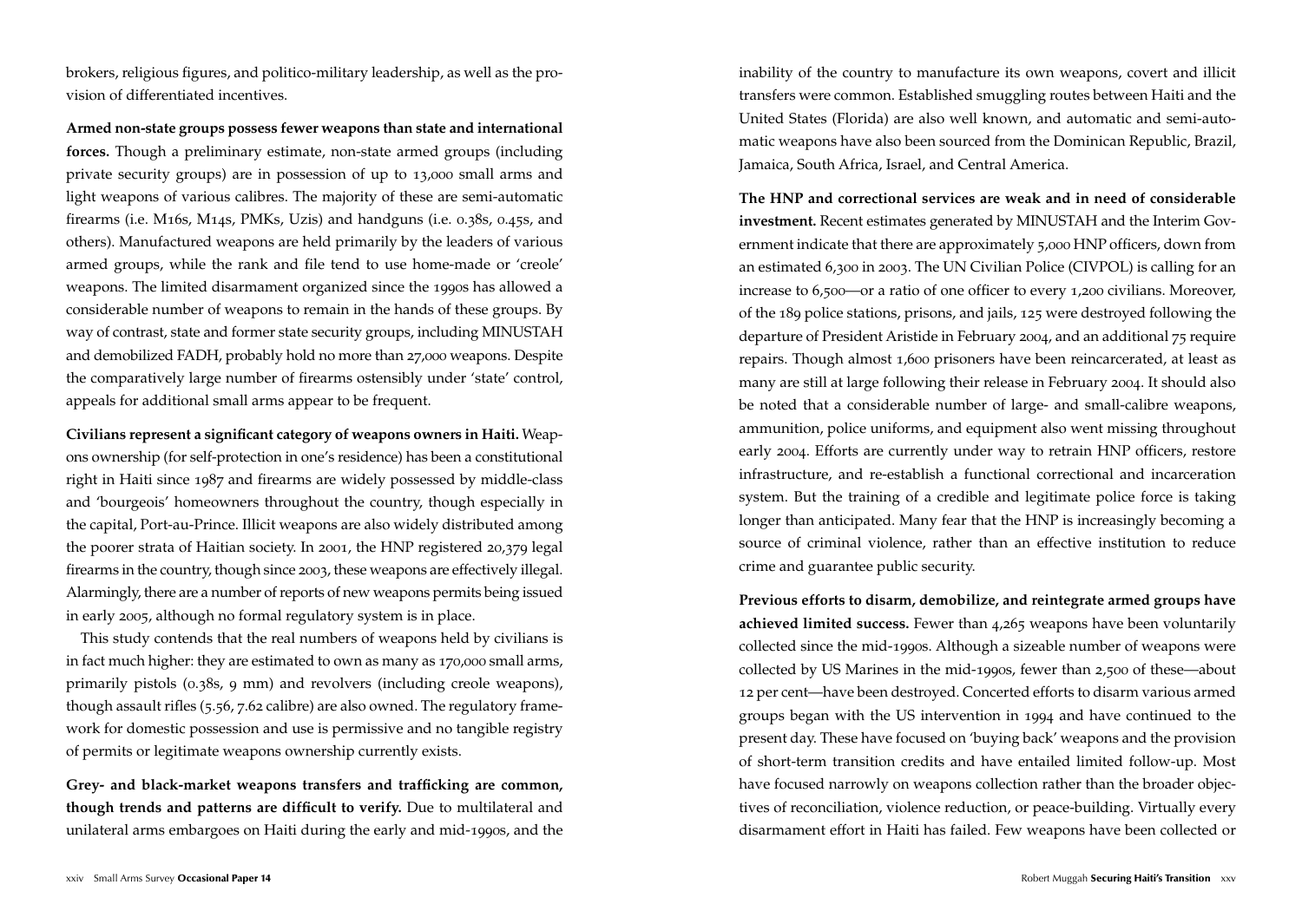brokers, religious figures, and politico-military leadership, as well as the provision of differentiated incentives.

**Armed non-state groups possess fewer weapons than state and international forces.** Though a preliminary estimate, non-state armed groups (including private security groups) are in possession of up to 13,000 small arms and light weapons of various calibres. The majority of these are semi-automatic firearms (i.e. M16s, M14s, PMKs, Uzis) and handguns (i.e. 0.38s, 0.45s, and others). Manufactured weapons are held primarily by the leaders of various armed groups, while the rank and file tend to use home-made or 'creole' weapons. The limited disarmament organized since the 1990s has allowed a considerable number of weapons to remain in the hands of these groups. By way of contrast, state and former state security groups, including MINUSTAH and demobilized FADH, probably hold no more than 27,000 weapons. Despite the comparatively large number of firearms ostensibly under 'state' control, appeals for additional small arms appear to be frequent.

**Civilians represent a significant category of weapons owners in Haiti.** Weapons ownership (for self-protection in one's residence) has been a constitutional right in Haiti since 1987 and firearms are widely possessed by middle-class and 'bourgeois' homeowners throughout the country, though especially in the capital, Port-au-Prince. Illicit weapons are also widely distributed among the poorer strata of Haitian society. In 2001, the HNP registered 20,379 legal firearms in the country, though since 2003, these weapons are effectively illegal. Alarmingly, there are a number of reports of new weapons permits being issued in early 2005, although no formal regulatory system is in place.

This study contends that the real numbers of weapons held by civilians is in fact much higher: they are estimated to own as many as 170,000 small arms, primarily pistols (0.38s, 9 mm) and revolvers (including creole weapons), though assault rifles (5.56, 7.62 calibre) are also owned. The regulatory framework for domestic possession and use is permissive and no tangible registry of permits or legitimate weapons ownership currently exists.

**Grey- and black-market weapons transfers and trafficking are common, though trends and patterns are difficult to verify.** Due to multilateral and unilateral arms embargoes on Haiti during the early and mid-1990s, and the inability of the country to manufacture its own weapons, covert and illicit transfers were common. Established smuggling routes between Haiti and the United States (Florida) are also well known, and automatic and semi-automatic weapons have also been sourced from the Dominican Republic, Brazil, Jamaica, South Africa, Israel, and Central America.

**The HNP and correctional services are weak and in need of considerable investment.** Recent estimates generated by MINUSTAH and the Interim Government indicate that there are approximately 5,000 HNP officers, down from an estimated 6,300 in 2003. The UN Civilian Police (CIVPOL) is calling for an increase to 6,500—or a ratio of one officer to every 1,200 civilians. Moreover, of the 189 police stations, prisons, and jails, 125 were destroyed following the departure of President Aristide in February 2004, and an additional 75 require repairs. Though almost 1,600 prisoners have been reincarcerated, at least as many are still at large following their release in February 2004. It should also be noted that a considerable number of large- and small-calibre weapons, ammunition, police uniforms, and equipment also went missing throughout early 2004. Efforts are currently under way to retrain HNP officers, restore infrastructure, and re-establish a functional correctional and incarceration system. But the training of a credible and legitimate police force is taking longer than anticipated. Many fear that the HNP is increasingly becoming a source of criminal violence, rather than an effective institution to reduce crime and guarantee public security.

**Previous efforts to disarm, demobilize, and reintegrate armed groups have achieved limited success.** Fewer than 4,265 weapons have been voluntarily collected since the mid-1990s. Although a sizeable number of weapons were collected by US Marines in the mid-1990s, fewer than 2,500 of these—about 12 per cent—have been destroyed. Concerted efforts to disarm various armed groups began with the US intervention in 1994 and have continued to the present day. These have focused on 'buying back' weapons and the provision of short-term transition credits and have entailed limited follow-up. Most have focused narrowly on weapons collection rather than the broader objectives of reconciliation, violence reduction, or peace-building. Virtually every disarmament effort in Haiti has failed. Few weapons have been collected or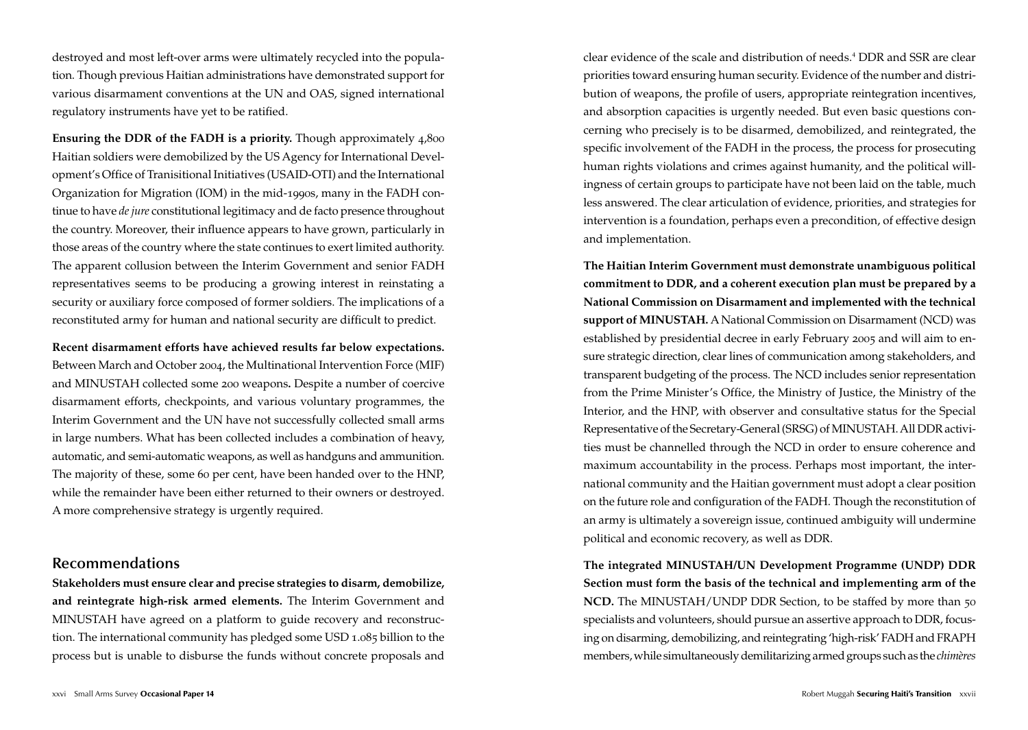destroyed and most left-over arms were ultimately recycled into the population. Though previous Haitian administrations have demonstrated support for various disarmament conventions at the UN and OAS, signed international regulatory instruments have yet to be ratified.

**Ensuring the DDR of the FADH is a priority.** Though approximately 4,800 Haitian soldiers were demobilized by the US Agency for International Development's Office of Tranisitional Initiatives (USAID-OTI) and the International Organization for Migration (IOM) in the mid-1990s, many in the FADH continue to have *de jure* constitutional legitimacy and de facto presence throughout the country. Moreover, their influence appears to have grown, particularly in those areas of the country where the state continues to exert limited authority. The apparent collusion between the Interim Government and senior FADH representatives seems to be producing a growing interest in reinstating a security or auxiliary force composed of former soldiers. The implications of a reconstituted army for human and national security are difficult to predict.

**Recent disarmament efforts have achieved results far below expectations.** Between March and October 2004, the Multinational Intervention Force (MIF) and MINUSTAH collected some 200 weapons**.** Despite a number of coercive disarmament efforts, checkpoints, and various voluntary programmes, the Interim Government and the UN have not successfully collected small arms in large numbers. What has been collected includes a combination of heavy, automatic, and semi-automatic weapons, as well as handguns and ammunition. The majority of these, some 60 per cent, have been handed over to the HNP, while the remainder have been either returned to their owners or destroyed. A more comprehensive strategy is urgently required.

## Recommendations

**Stakeholders must ensure clear and precise strategies to disarm, demobilize, and reintegrate high-risk armed elements.** The Interim Government and MINUSTAH have agreed on a platform to guide recovery and reconstruction. The international community has pledged some USD 1.085 billion to the process but is unable to disburse the funds without concrete proposals and clear evidence of the scale and distribution of needs.[4] DDR and SSR are clear priorities toward ensuring human security. Evidence of the number and distribution of weapons, the profile of users, appropriate reintegration incentives, and absorption capacities is urgently needed. But even basic questions concerning who precisely is to be disarmed, demobilized, and reintegrated, the specific involvement of the FADH in the process, the process for prosecuting human rights violations and crimes against humanity, and the political willingness of certain groups to participate have not been laid on the table, much less answered. The clear articulation of evidence, priorities, and strategies for intervention is a foundation, perhaps even a precondition, of effective design and implementation.

**The Haitian Interim Government must demonstrate unambiguous political commitment to DDR, and a coherent execution plan must be prepared by a National Commission on Disarmament and implemented with the technical support of MINUSTAH.** A National Commission on Disarmament (NCD) was established by presidential decree in early February 2005 and will aim to ensure strategic direction, clear lines of communication among stakeholders, and transparent budgeting of the process. The NCD includes senior representation from the Prime Minister's Office, the Ministry of Justice, the Ministry of the Interior, and the HNP, with observer and consultative status for the Special Representative of the Secretary-General (SRSG) of MINUSTAH. All DDR activities must be channelled through the NCD in order to ensure coherence and maximum accountability in the process. Perhaps most important, the international community and the Haitian government must adopt a clear position on the future role and configuration of the FADH. Though the reconstitution of an army is ultimately a sovereign issue, continued ambiguity will undermine political and economic recovery, as well as DDR.

**The integrated MINUSTAH/UN Development Programme (UNDP) DDR Section must form the basis of the technical and implementing arm of the NCD.** The MINUSTAH/UNDP DDR Section, to be staffed by more than 50 specialists and volunteers, should pursue an assertive approach to DDR, focusing on disarming, demobilizing, and reintegrating 'high-risk' FADH and FRAPH members, while simultaneously demilitarizing armed groups such as the *chimères*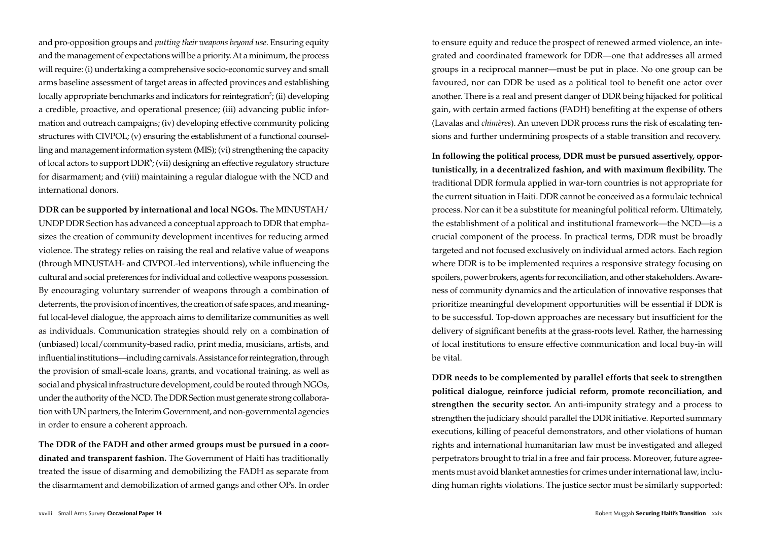and pro-opposition groups and *putting their weapons beyond use*. Ensuring equity and the management of expectations will be a priority. At a minimum, the process will require: (i) undertaking a comprehensive socio-economic survey and small arms baseline assessment of target areas in affected provinces and establishing locally appropriate benchmarks and indicators for reintegration[5]; (ii) developing a credible, proactive, and operational presence; (iii) advancing public information and outreach campaigns; (iv) developing effective community policing structures with CIVPOL; (v) ensuring the establishment of a functional counselling and management information system (MIS); (vi) strengthening the capacity of local actors to support DDR[6]; (vii) designing an effective regulatory structure for disarmament; and (viii) maintaining a regular dialogue with the NCD and international donors.

**DDR can be supported by international and local NGOs.** The MINUSTAH/UNDP DDR Section has advanced a conceptual approach to DDR that emphasizes the creation of community development incentives for reducing armed violence. The strategy relies on raising the real and relative value of weapons (through MINUSTAH- and CIVPOL-led interventions), while influencing the cultural and social preferences for individual and collective weapons possession. By encouraging voluntary surrender of weapons through a combination of deterrents, the provision of incentives, the creation of safe spaces, and meaningful local-level dialogue, the approach aims to demilitarize communities as well as individuals. Communication strategies should rely on a combination of (unbiased) local/community-based radio, print media, musicians, artists, and influential institutions—including carnivals. Assistance for reintegration, through the provision of small-scale loans, grants, and vocational training, as well as social and physical infrastructure development, could be routed through NGOs, under the authority of the NCD. The DDR Section must generate strong collaboration with UN partners, the Interim Government, and non-governmental agencies in order to ensure a coherent approach.

**The DDR of the FADH and other armed groups must be pursued in a coordinated and transparent fashion.** The Government of Haiti has traditionally treated the issue of disarming and demobilizing the FADH as separate from the disarmament and demobilization of armed gangs and other OPs. In order to ensure equity and reduce the prospect of renewed armed violence, an integrated and coordinated framework for DDR—one that addresses all armed groups in a reciprocal manner—must be put in place. No one group can be favoured, nor can DDR be used as a political tool to benefit one actor over another. There is a real and present danger of DDR being hijacked for political gain, with certain armed factions (FADH) benefiting at the expense of others (Lavalas and *chimères*). An uneven DDR process runs the risk of escalating tensions and further undermining prospects of a stable transition and recovery.

**In following the political process, DDR must be pursued assertively, opportunistically, in a decentralized fashion, and with maximum flexibility.** The traditional DDR formula applied in war-torn countries is not appropriate for the current situation in Haiti. DDR cannot be conceived as a formulaic technical process. Nor can it be a substitute for meaningful political reform. Ultimately, the establishment of a political and institutional framework—the NCD—is a crucial component of the process. In practical terms, DDR must be broadly targeted and not focused exclusively on individual armed actors. Each region where DDR is to be implemented requires a responsive strategy focusing on spoilers, power brokers, agents for reconciliation, and other stakeholders. Awareness of community dynamics and the articulation of innovative responses that prioritize meaningful development opportunities will be essential if DDR is to be successful. Top-down approaches are necessary but insufficient for the delivery of significant benefits at the grass-roots level. Rather, the harnessing of local institutions to ensure effective communication and local buy-in will be vital.

**DDR needs to be complemented by parallel efforts that seek to strengthen political dialogue, reinforce judicial reform, promote reconciliation, and strengthen the security sector.** An anti-impunity strategy and a process to strengthen the judiciary should parallel the DDR initiative. Reported summary executions, killing of peaceful demonstrators, and other violations of human rights and international humanitarian law must be investigated and alleged perpetrators brought to trial in a free and fair process. Moreover, future agreements must avoid blanket amnesties for crimes under international law, including human rights violations. The justice sector must be similarly supported: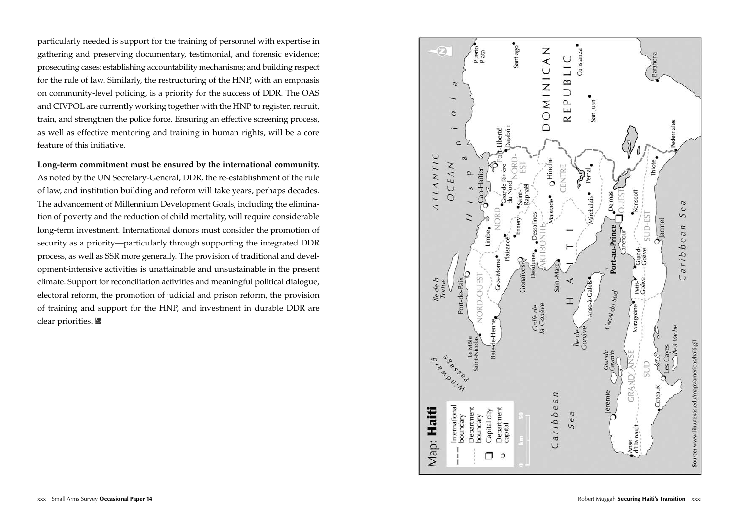particularly needed is support for the training of personnel with expertise in gathering and preserving documentary, testimonial, and forensic evidence; prosecuting cases; establishing accountability mechanisms; and building respect for the rule of law. Similarly, the restructuring of the HNP, with an emphasis on community-level policing, is a priority for the success of DDR. The OAS and CIVPOL are currently working together with the HNP to register, recruit, train, and strengthen the police force. Ensuring an effective screening process, as well as effective mentoring and training in human rights, will be a core feature of this initiative.

**Long-term commitment must be ensured by the international community.** As noted by the UN Secretary-General, DDR, the re-establishment of the rule of law, and institution building and reform will take years, perhaps decades. The advancement of Millennium Development Goals, including the elimination of poverty and the reduction of child mortality, will require considerable long-term investment. International donors must consider the promotion of security as a priority—particularly through supporting the integrated DDR process, as well as SSR more generally. The provision of traditional and development-intensive activities is unattainable and unsustainable in the present climate. Support for reconciliation activities and meaningful political dialogue, electoral reform, the promotion of judicial and prison reform, the provision of training and support for the HNP, and investment in durable DDR are clear priorities.

Map: **Haiti**

Legend: International boundary; Department boundary; Capital city; Department capital; 0–50 km

Atlantic Ocean · Hispaniola · Windward Passage · Île de la Tortue · Caribbean Sea · Golfe de la Gonâve · Île de Gonâve · Canal du Sud · Grande Cayemite · Île à Vache

Departments: NORD-OUEST, NORD, NORD-EST, ARTIBONITE, CENTRE, OUEST, SUD-EST, SUD, GRAND' ANSE

HAITI · DOMINICAN REPUBLIC

Port-au-Prince, Carrefour, Delmas, Kenscoff, Le Môle Saint-Nicolas, Baie-de-Henne, Port-de-Paix, Gros-Morne, Plaisance, Limbe, Cap-Haïtien, Grande Rivière du Nord, Fort-Liberté, Dajabón, Saint-Raphaël, Ennery, Dessalines, Desdunes, Gonaïves, Saint-Marc, Maïssade, Hinche, Mirebalais, Perral, Anse-à-Galets, Miragoâne, Petit-Goâve, Grand-Goâve, Jacmel, Jérémie, Anse d'Hainault, Coteaux, Les Cayes, Thiote, Pedernales, Barahona, San Juan, Constanza, Santiago, Puerto Plata

**Source:** www.lib.utexas.edu/maps/americas/haiti.gif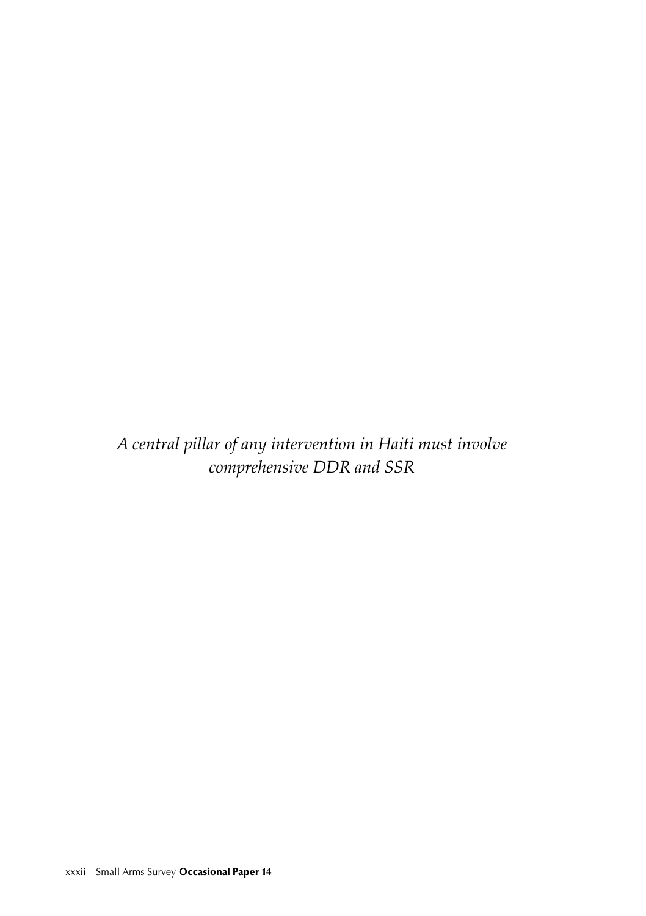*A central pillar of any intervention in Haiti must involve comprehensive DDR and SSR*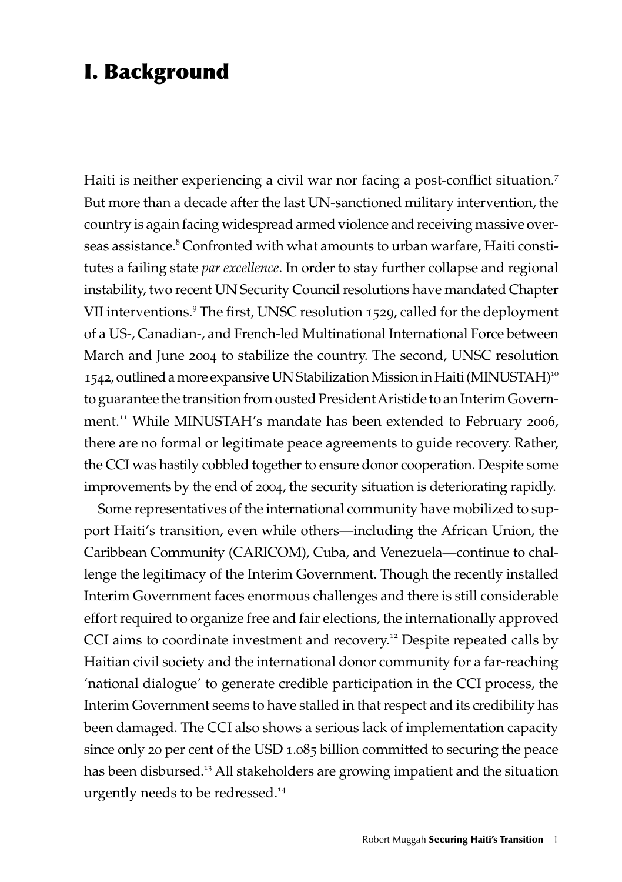# I. Background

Haiti is neither experiencing a civil war nor facing a post-conflict situation.[7] But more than a decade after the last UN-sanctioned military intervention, the country is again facing widespread armed violence and receiving massive overseas assistance.[8] Confronted with what amounts to urban warfare, Haiti constitutes a failing state *par excellence*. In order to stay further collapse and regional instability, two recent UN Security Council resolutions have mandated Chapter VII interventions.[9] The first, UNSC resolution 1529, called for the deployment of a US-, Canadian-, and French-led Multinational International Force between March and June 2004 to stabilize the country. The second, UNSC resolution 1542, outlined a more expansive UN Stabilization Mission in Haiti (MINUSTAH)[10] to guarantee the transition from ousted President Aristide to an Interim Government.[11] While MINUSTAH's mandate has been extended to February 2006, there are no formal or legitimate peace agreements to guide recovery. Rather, the CCI was hastily cobbled together to ensure donor cooperation. Despite some improvements by the end of 2004, the security situation is deteriorating rapidly.

Some representatives of the international community have mobilized to support Haiti's transition, even while others—including the African Union, the Caribbean Community (CARICOM), Cuba, and Venezuela—continue to challenge the legitimacy of the Interim Government. Though the recently installed Interim Government faces enormous challenges and there is still considerable effort required to organize free and fair elections, the internationally approved CCI aims to coordinate investment and recovery.[12] Despite repeated calls by Haitian civil society and the international donor community for a far-reaching 'national dialogue' to generate credible participation in the CCI process, the Interim Government seems to have stalled in that respect and its credibility has been damaged. The CCI also shows a serious lack of implementation capacity since only 20 per cent of the USD 1.085 billion committed to securing the peace has been disbursed.[13] All stakeholders are growing impatient and the situation urgently needs to be redressed.[14]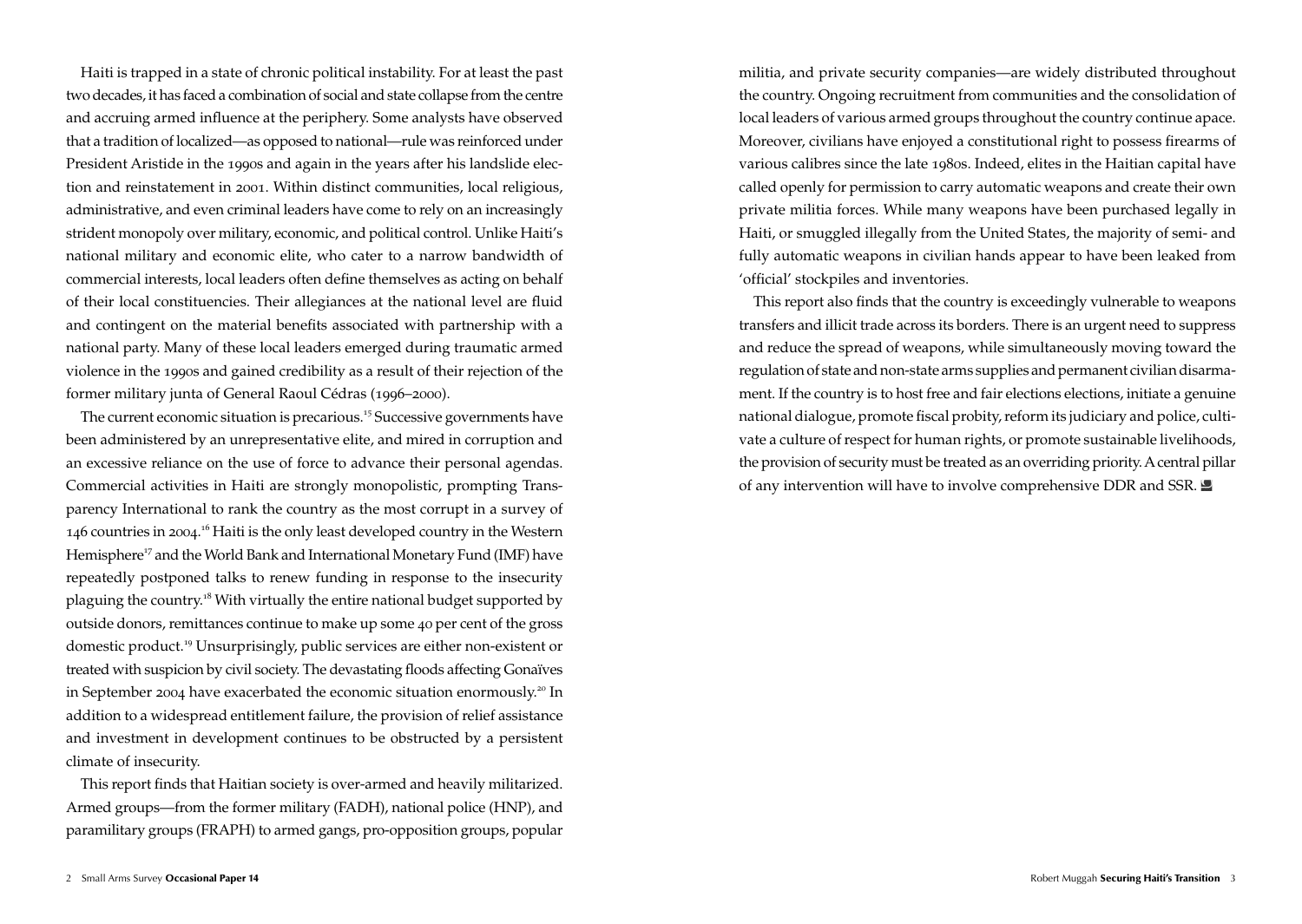Haiti is trapped in a state of chronic political instability. For at least the past two decades, it has faced a combination of social and state collapse from the centre and accruing armed influence at the periphery. Some analysts have observed that a tradition of localized—as opposed to national—rule was reinforced under President Aristide in the 1990s and again in the years after his landslide election and reinstatement in 2001. Within distinct communities, local religious, administrative, and even criminal leaders have come to rely on an increasingly strident monopoly over military, economic, and political control. Unlike Haiti's national military and economic elite, who cater to a narrow bandwidth of commercial interests, local leaders often define themselves as acting on behalf of their local constituencies. Their allegiances at the national level are fluid and contingent on the material benefits associated with partnership with a national party. Many of these local leaders emerged during traumatic armed violence in the 1990s and gained credibility as a result of their rejection of the former military junta of General Raoul Cédras (1996–2000).

The current economic situation is precarious.[15] Successive governments have been administered by an unrepresentative elite, and mired in corruption and an excessive reliance on the use of force to advance their personal agendas. Commercial activities in Haiti are strongly monopolistic, prompting Transparency International to rank the country as the most corrupt in a survey of 146 countries in 2004.[16] Haiti is the only least developed country in the Western Hemisphere[17] and the World Bank and International Monetary Fund (IMF) have repeatedly postponed talks to renew funding in response to the insecurity plaguing the country.[18] With virtually the entire national budget supported by outside donors, remittances continue to make up some 40 per cent of the gross domestic product.[19] Unsurprisingly, public services are either non-existent or treated with suspicion by civil society. The devastating floods affecting Gonaïves in September 2004 have exacerbated the economic situation enormously.[20] In addition to a widespread entitlement failure, the provision of relief assistance and investment in development continues to be obstructed by a persistent climate of insecurity.

This report finds that Haitian society is over-armed and heavily militarized. Armed groups—from the former military (FADH), national police (HNP), and paramilitary groups (FRAPH) to armed gangs, pro-opposition groups, popular militia, and private security companies—are widely distributed throughout the country. Ongoing recruitment from communities and the consolidation of local leaders of various armed groups throughout the country continue apace. Moreover, civilians have enjoyed a constitutional right to possess firearms of various calibres since the late 1980s. Indeed, elites in the Haitian capital have called openly for permission to carry automatic weapons and create their own private militia forces. While many weapons have been purchased legally in Haiti, or smuggled illegally from the United States, the majority of semi- and fully automatic weapons in civilian hands appear to have been leaked from 'official' stockpiles and inventories.

This report also finds that the country is exceedingly vulnerable to weapons transfers and illicit trade across its borders. There is an urgent need to suppress and reduce the spread of weapons, while simultaneously moving toward the regulation of state and non-state arms supplies and permanent civilian disarmament. If the country is to host free and fair elections elections, initiate a genuine national dialogue, promote fiscal probity, reform its judiciary and police, cultivate a culture of respect for human rights, or promote sustainable livelihoods, the provision of security must be treated as an overriding priority. A central pillar of any intervention will have to involve comprehensive DDR and SSR.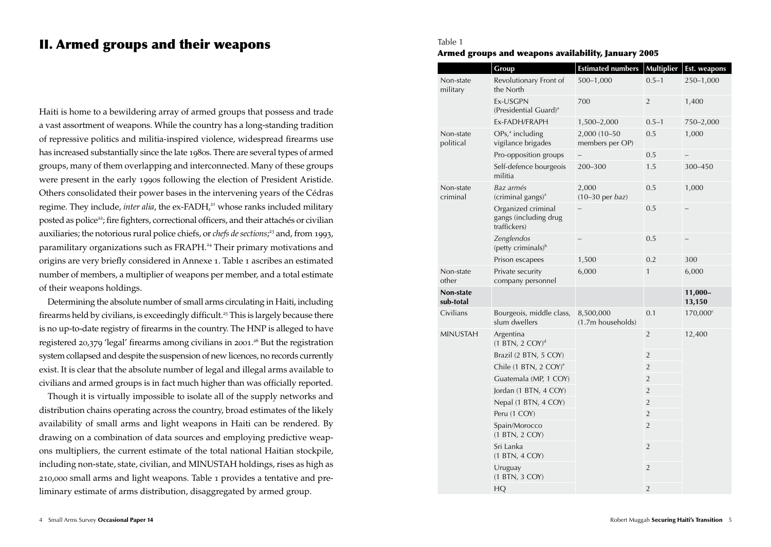# II. Armed groups and their weapons

Haiti is home to a bewildering array of armed groups that possess and trade a vast assortment of weapons. While the country has a long-standing tradition of repressive politics and militia-inspired violence, widespread firearms use has increased substantially since the late 1980s. There are several types of armed groups, many of them overlapping and interconnected. Many of these groups were present in the early 1990s following the election of President Aristide. Others consolidated their power bases in the intervening years of the Cédras regime. They include, *inter alia*, the ex-FADH,[21] whose ranks included military posted as police[22]; fire fighters, correctional officers, and their attachés or civilian auxiliaries; the notorious rural police chiefs, or *chefs de sections*;[23] and, from 1993, paramilitary organizations such as FRAPH.[24] Their primary motivations and origins are very briefly considered in Annexe 1. Table 1 ascribes an estimated number of members, a multiplier of weapons per member, and a total estimate of their weapons holdings.

Determining the absolute number of small arms circulating in Haiti, including firearms held by civilians, is exceedingly difficult.[25] This is largely because there is no up-to-date registry of firearms in the country. The HNP is alleged to have registered 20,379 'legal' firearms among civilians in 2001.[26] But the registration system collapsed and despite the suspension of new licences, no records currently exist. It is clear that the absolute number of legal and illegal arms available to civilians and armed groups is in fact much higher than was officially reported.

Though it is virtually impossible to isolate all of the supply networks and distribution chains operating across the country, broad estimates of the likely availability of small arms and light weapons in Haiti can be rendered. By drawing on a combination of data sources and employing predictive weapons multipliers, the current estimate of the total national Haitian stockpile, including non-state, state, civilian, and MINUSTAH holdings, rises as high as 210,000 small arms and light weapons. Table 1 provides a tentative and preliminary estimate of arms distribution, disaggregated by armed group.

Table 1

**Armed groups and weapons availability, January 2005**

| | Group | Estimated numbers | Multiplier | Est. weapons |
|---|---|---|---|---|
| Non-state military | Revolutionary Front of the North | 500–1,000 | 0.5–1 | 250–1,000 |
| | Ex-USGPN (Presidential Guard)[a] | 700 | 2 | 1,400 |
| | Ex-FADH/FRAPH | 1,500–2,000 | 0.5–1 | 750–2,000 |
| Non-state political | OPs,[a] including vigilance brigades | 2,000 (10–50 members per OP) | 0.5 | 1,000 |
| | Pro-opposition groups | – | 0.5 | – |
| | Self-defence bourgeois militia | 200–300 | 1.5 | 300–450 |
| Non-state criminal | *Baz armés* (criminal gangs)[a] | 2,000 (10–30 per *baz*) | 0.5 | 1,000 |
| | Organized criminal gangs (including drug traffickers) | – | 0.5 | – |
| | *Zenglendos* (petty criminals)[b] | – | 0.5 | – |
| | Prison escapees | 1,500 | 0.2 | 300 |
| Non-state other | Private security company personnel | 6,000 | 1 | 6,000 |
| **Non-state sub-total** | | | | **11,000–13,150** |
| Civilians | Bourgeois, middle class, slum dwellers | 8,500,000 (1.7m households) | 0.1 | 170,000[c] |
| MINUSTAH | Argentina (1 BTN, 2 COY)[d] | | 2 | 12,400 |
| | Brazil (2 BTN, 5 COY) | | 2 | |
| | Chile (1 BTN, 2 COY)[e] | | 2 | |
| | Guatemala (MP, 1 COY) | | 2 | |
| | Jordan (1 BTN, 4 COY) | | 2 | |
| | Nepal (1 BTN, 4 COY) | | 2 | |
| | Peru (1 COY) | | 2 | |
| | Spain/Morocco (1 BTN, 2 COY) | | 2 | |
| | Sri Lanka (1 BTN, 4 COY) | | 2 | |
| | Uruguay (1 BTN, 3 COY) | | 2 | |
| | HQ | | 2 | |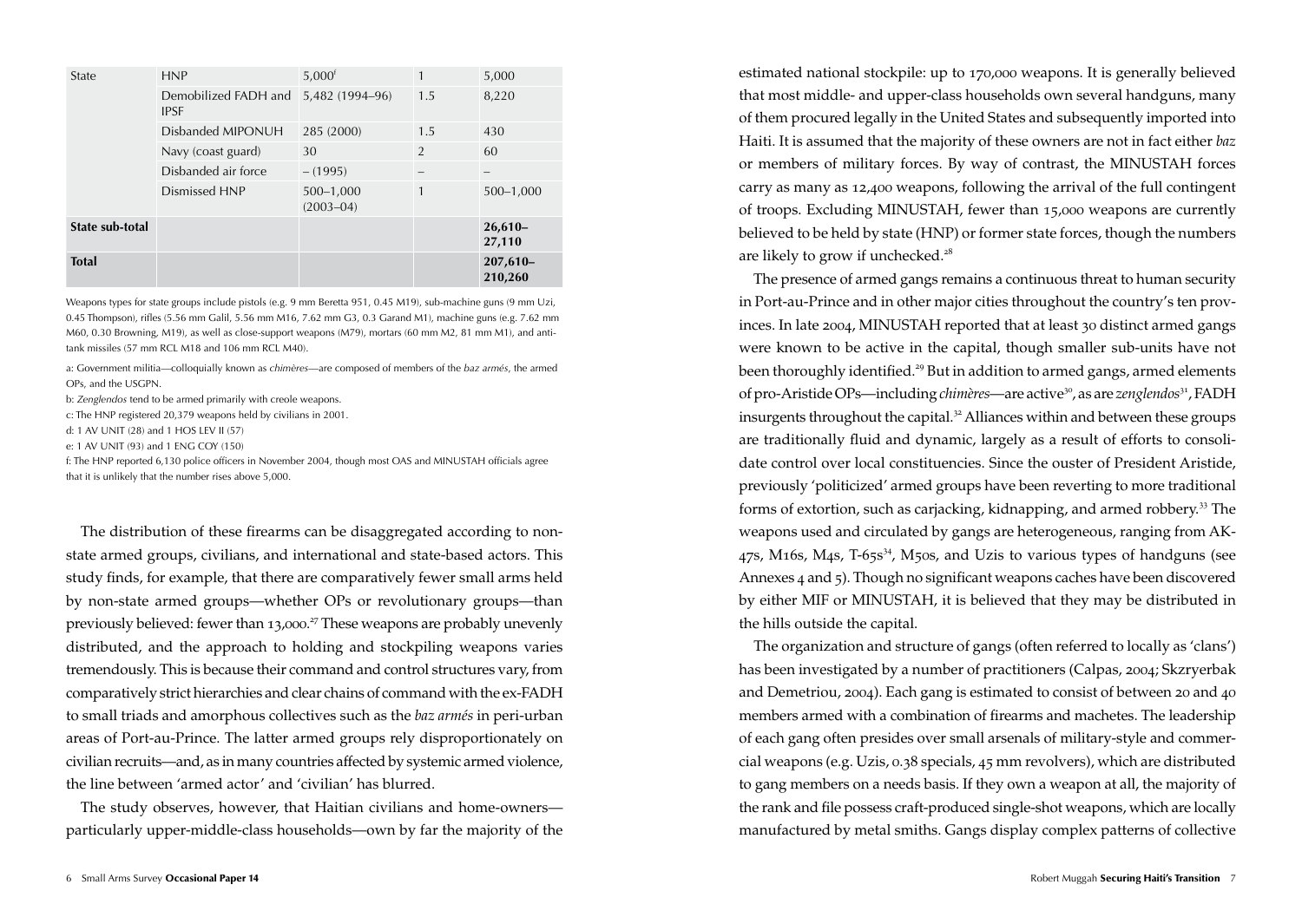| State | HNP | 5,000[f] | 1 | 5,000 |
|---|---|---|---|---|
| | Demobilized FADH and IPSF | 5,482 (1994–96) | 1.5 | 8,220 |
| | Disbanded MIPONUH | 285 (2000) | 1.5 | 430 |
| | Navy (coast guard) | 30 | 2 | 60 |
| | Disbanded air force | – (1995) | – | – |
| | Dismissed HNP | 500–1,000 (2003–04) | 1 | 500–1,000 |
| **State sub-total** | | | | **26,610–27,110** |
| **Total** | | | | **207,610–210,260** |

Weapons types for state groups include pistols (e.g. 9 mm Beretta 951, 0.45 M19), sub-machine guns (9 mm Uzi, 0.45 Thompson), rifles (5.56 mm Galil, 5.56 mm M16, 7.62 mm G3, 0.3 Garand M1), machine guns (e.g. 7.62 mm M60, 0.30 Browning, M19), as well as close-support weapons (M79), mortars (60 mm M2, 81 mm M1), and anti-tank missiles (57 mm RCL M18 and 106 mm RCL M40).

a: Government militia—colloquially known as *chimères*—are composed of members of the *baz armés*, the armed OPs, and the USGPN.

b: *Zenglendos* tend to be armed primarily with creole weapons.

c: The HNP registered 20,379 weapons held by civilians in 2001.

d: 1 AV UNIT (28) and 1 HOS LEV II (57)

e: 1 AV UNIT (93) and 1 ENG COY (150)

f: The HNP reported 6,130 police officers in November 2004, though most OAS and MINUSTAH officials agree that it is unlikely that the number rises above 5,000.

The distribution of these firearms can be disaggregated according to non-state armed groups, civilians, and international and state-based actors. This study finds, for example, that there are comparatively fewer small arms held by non-state armed groups—whether OPs or revolutionary groups—than previously believed: fewer than 13,000.[27] These weapons are probably unevenly distributed, and the approach to holding and stockpiling weapons varies tremendously. This is because their command and control structures vary, from comparatively strict hierarchies and clear chains of command with the ex-FADH to small triads and amorphous collectives such as the *baz armés* in peri-urban areas of Port-au-Prince. The latter armed groups rely disproportionately on civilian recruits—and, as in many countries affected by systemic armed violence, the line between 'armed actor' and 'civilian' has blurred.

The study observes, however, that Haitian civilians and home-owners—particularly upper-middle-class households—own by far the majority of the estimated national stockpile: up to 170,000 weapons. It is generally believed that most middle- and upper-class households own several handguns, many of them procured legally in the United States and subsequently imported into Haiti. It is assumed that the majority of these owners are not in fact either *baz* or members of military forces. By way of contrast, the MINUSTAH forces carry as many as 12,400 weapons, following the arrival of the full contingent of troops. Excluding MINUSTAH, fewer than 15,000 weapons are currently believed to be held by state (HNP) or former state forces, though the numbers are likely to grow if unchecked.[28]

The presence of armed gangs remains a continuous threat to human security in Port-au-Prince and in other major cities throughout the country's ten provinces. In late 2004, MINUSTAH reported that at least 30 distinct armed gangs were known to be active in the capital, though smaller sub-units have not been thoroughly identified.[29] But in addition to armed gangs, armed elements of pro-Aristide OPs—including *chimères*—are active[30], as are *zenglendos*[31], FADH insurgents throughout the capital.[32] Alliances within and between these groups are traditionally fluid and dynamic, largely as a result of efforts to consolidate control over local constituencies. Since the ouster of President Aristide, previously 'politicized' armed groups have been reverting to more traditional forms of extortion, such as carjacking, kidnapping, and armed robbery.[33] The weapons used and circulated by gangs are heterogeneous, ranging from AK-47s, M16s, M4s, T-65s[34], M50s, and Uzis to various types of handguns (see Annexes 4 and 5). Though no significant weapons caches have been discovered by either MIF or MINUSTAH, it is believed that they may be distributed in the hills outside the capital.

The organization and structure of gangs (often referred to locally as 'clans') has been investigated by a number of practitioners (Calpas, 2004; Skzryerbak and Demetriou, 2004). Each gang is estimated to consist of between 20 and 40 members armed with a combination of firearms and machetes. The leadership of each gang often presides over small arsenals of military-style and commercial weapons (e.g. Uzis, 0.38 specials, 45 mm revolvers), which are distributed to gang members on a needs basis. If they own a weapon at all, the majority of the rank and file possess craft-produced single-shot weapons, which are locally manufactured by metal smiths. Gangs display complex patterns of collective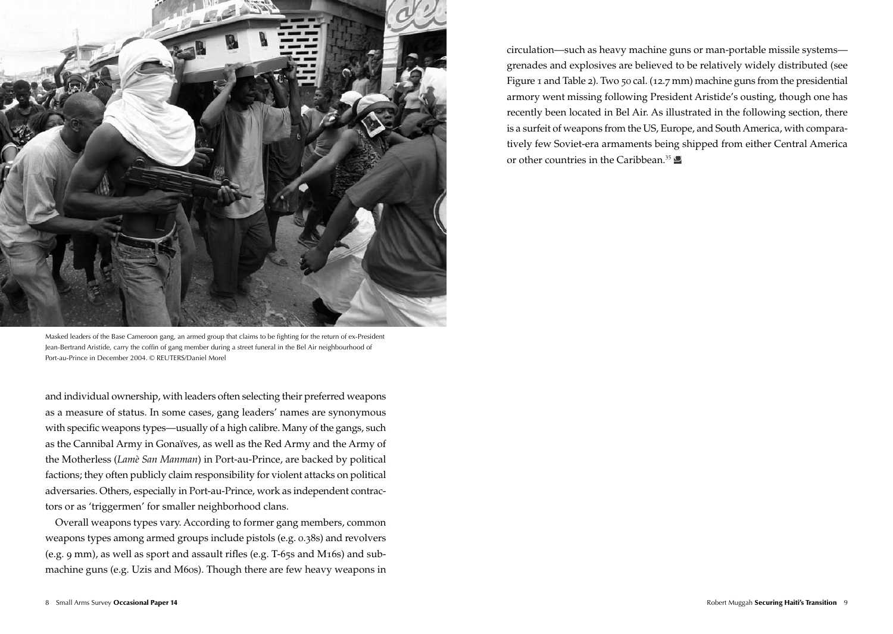Masked leaders of the Base Cameroon gang, an armed group that claims to be fighting for the return of ex-President Jean-Bertrand Aristide, carry the coffin of gang member during a street funeral in the Bel Air neighbourhood of Port-au-Prince in December 2004. © REUTERS/Daniel Morel

and individual ownership, with leaders often selecting their preferred weapons as a measure of status. In some cases, gang leaders' names are synonymous with specific weapons types—usually of a high calibre. Many of the gangs, such as the Cannibal Army in Gonaïves, as well as the Red Army and the Army of the Motherless (*Lamè San Manman*) in Port-au-Prince, are backed by political factions; they often publicly claim responsibility for violent attacks on political adversaries. Others, especially in Port-au-Prince, work as independent contractors or as 'triggermen' for smaller neighborhood clans.

Overall weapons types vary. According to former gang members, common weapons types among armed groups include pistols (e.g. 0.38s) and revolvers (e.g. 9 mm), as well as sport and assault rifles (e.g. T-65s and M16s) and submachine guns (e.g. Uzis and M60s). Though there are few heavy weapons in circulation—such as heavy machine guns or man-portable missile systems—grenades and explosives are believed to be relatively widely distributed (see Figure 1 and Table 2). Two 50 cal. (12.7 mm) machine guns from the presidential armory went missing following President Aristide's ousting, though one has recently been located in Bel Air. As illustrated in the following section, there is a surfeit of weapons from the US, Europe, and South America, with comparatively few Soviet-era armaments being shipped from either Central America or other countries in the Caribbean.[35]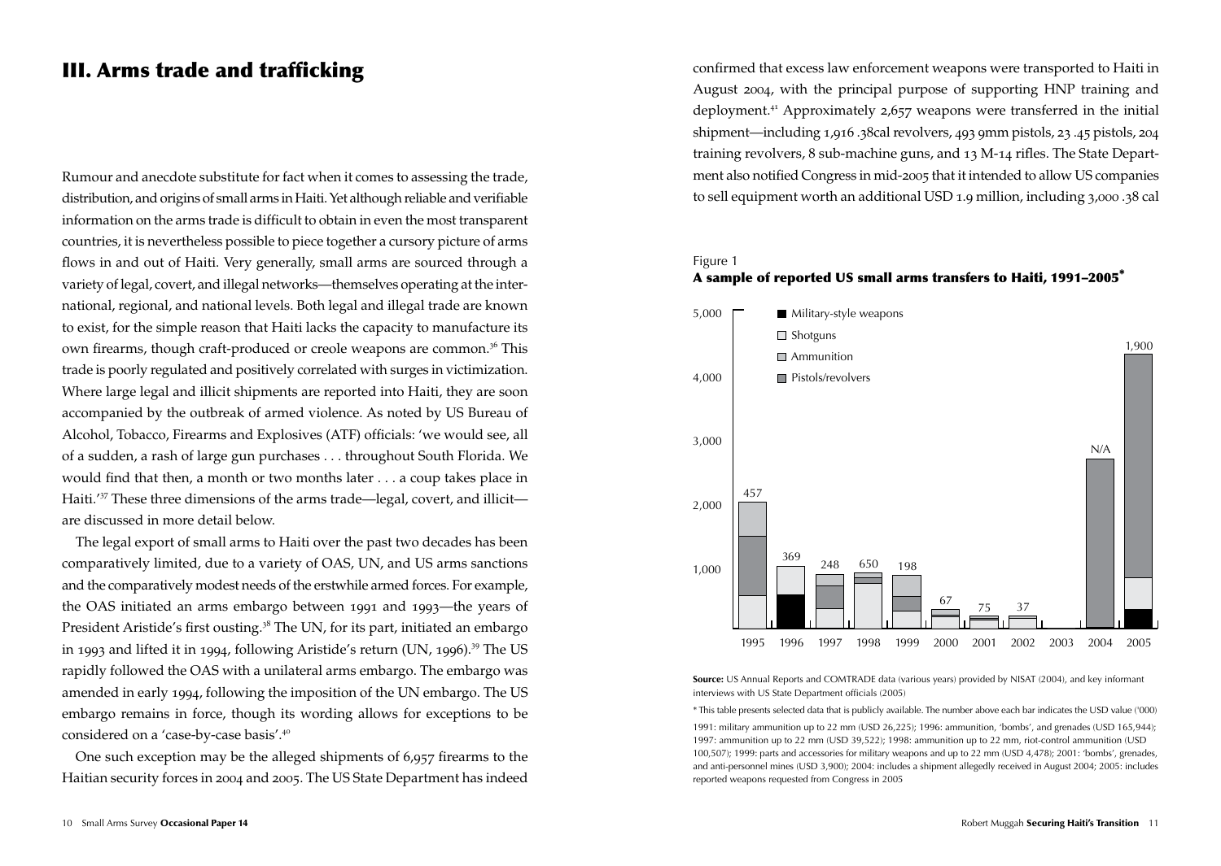# III. Arms trade and trafficking

Rumour and anecdote substitute for fact when it comes to assessing the trade, distribution, and origins of small arms in Haiti. Yet although reliable and verifiable information on the arms trade is difficult to obtain in even the most transparent countries, it is nevertheless possible to piece together a cursory picture of arms flows in and out of Haiti. Very generally, small arms are sourced through a variety of legal, covert, and illegal networks—themselves operating at the international, regional, and national levels. Both legal and illegal trade are known to exist, for the simple reason that Haiti lacks the capacity to manufacture its own firearms, though craft-produced or creole weapons are common.[36] This trade is poorly regulated and positively correlated with surges in victimization. Where large legal and illicit shipments are reported into Haiti, they are soon accompanied by the outbreak of armed violence. As noted by US Bureau of Alcohol, Tobacco, Firearms and Explosives (ATF) officials: 'we would see, all of a sudden, a rash of large gun purchases . . . throughout South Florida. We would find that then, a month or two months later . . . a coup takes place in Haiti.'[37] These three dimensions of the arms trade—legal, covert, and illicit—are discussed in more detail below.

The legal export of small arms to Haiti over the past two decades has been comparatively limited, due to a variety of OAS, UN, and US arms sanctions and the comparatively modest needs of the erstwhile armed forces. For example, the OAS initiated an arms embargo between 1991 and 1993—the years of President Aristide's first ousting.[38] The UN, for its part, initiated an embargo in 1993 and lifted it in 1994, following Aristide's return (UN, 1996).[39] The US rapidly followed the OAS with a unilateral arms embargo. The embargo was amended in early 1994, following the imposition of the UN embargo. The US embargo remains in force, though its wording allows for exceptions to be considered on a 'case-by-case basis'.[40]

One such exception may be the alleged shipments of 6,957 firearms to the Haitian security forces in 2004 and 2005. The US State Department has indeed confirmed that excess law enforcement weapons were transported to Haiti in August 2004, with the principal purpose of supporting HNP training and deployment.[41] Approximately 2,657 weapons were transferred in the initial shipment—including 1,916 .38cal revolvers, 493 9mm pistols, 23 .45 pistols, 204 training revolvers, 8 sub-machine guns, and 13 M-14 rifles. The State Department also notified Congress in mid-2005 that it intended to allow US companies to sell equipment worth an additional USD 1.9 million, including 3,000 .38 cal

Figure 1

**A sample of reported US small arms transfers to Haiti, 1991–2005***

| Year | USD value ('000) |
|---|---|
| 1995 | 457 |
| 1996 | 369 |
| 1997 | 248 |
| 1998 | 650 |
| 1999 | 198 |
| 2000 | 67 |
| 2001 | 75 |
| 2002 | 37 |
| 2003 | |
| 2004 | N/A |
| 2005 | 1,900 |

Legend: Military-style weapons; Shotguns; Ammunition; Pistols/revolvers

**Source:** US Annual Reports and COMTRADE data (various years) provided by NISAT (2004), and key informant interviews with US State Department officials (2005)

* This table presents selected data that is publicly available. The number above each bar indicates the USD value ('000)

1991: military ammunition up to 22 mm (USD 26,225); 1996: ammunition, 'bombs', and grenades (USD 165,944); 1997: ammunition up to 22 mm (USD 39,522); 1998: ammunition up to 22 mm, riot-control ammunition (USD 100,507); 1999: parts and accessories for military weapons and up to 22 mm (USD 4,478); 2001: 'bombs', grenades, and anti-personnel mines (USD 3,900); 2004: includes a shipment allegedly received in August 2004; 2005: includes reported weapons requested from Congress in 2005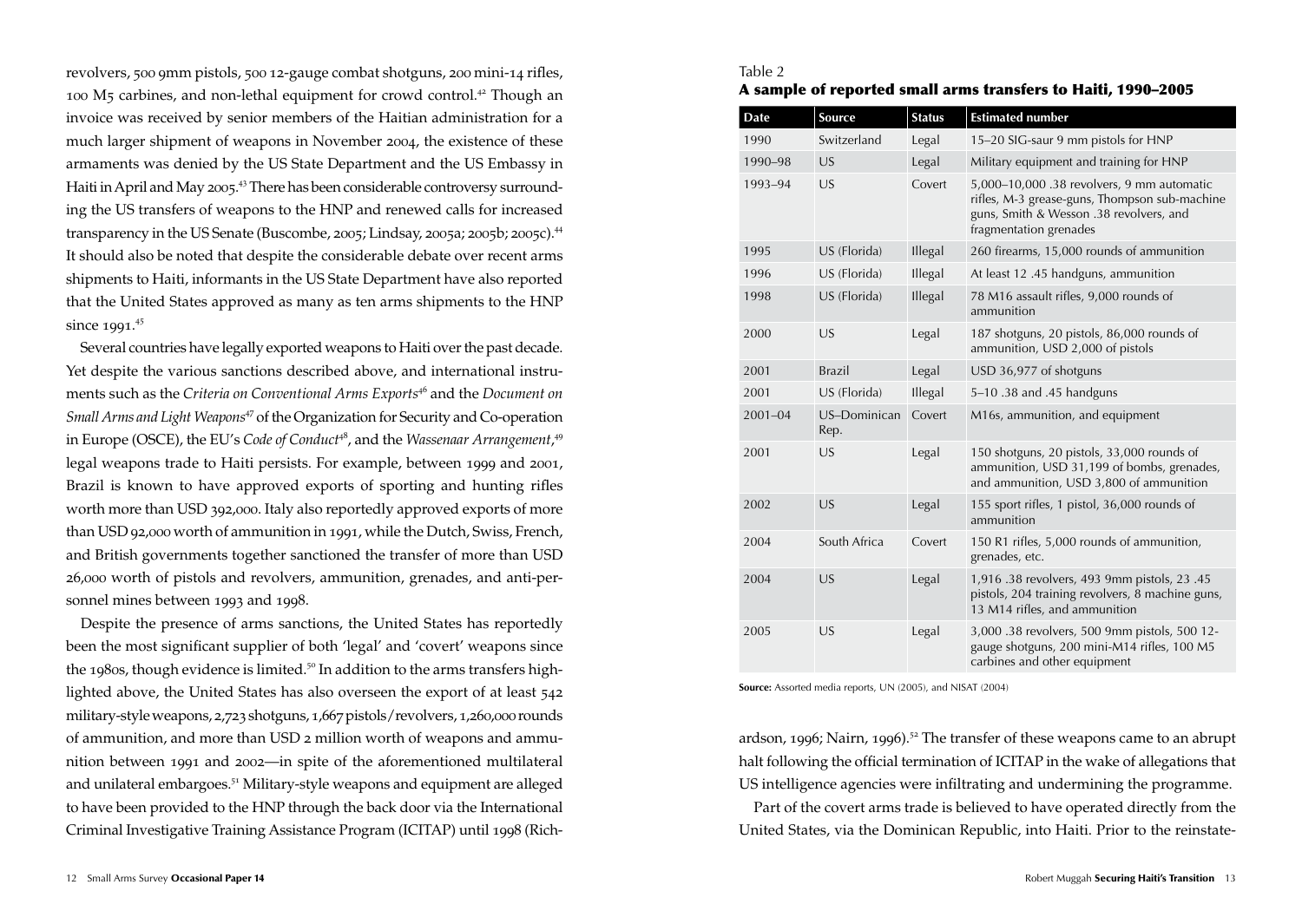revolvers, 500 9mm pistols, 500 12-gauge combat shotguns, 200 mini-14 rifles, 100 M5 carbines, and non-lethal equipment for crowd control.[42] Though an invoice was received by senior members of the Haitian administration for a much larger shipment of weapons in November 2004, the existence of these armaments was denied by the US State Department and the US Embassy in Haiti in April and May 2005.[43] There has been considerable controversy surrounding the US transfers of weapons to the HNP and renewed calls for increased transparency in the US Senate (Buscombe, 2005; Lindsay, 2005a; 2005b; 2005c).[44] It should also be noted that despite the considerable debate over recent arms shipments to Haiti, informants in the US State Department have also reported that the United States approved as many as ten arms shipments to the HNP since 1991.[45]

Several countries have legally exported weapons to Haiti over the past decade. Yet despite the various sanctions described above, and international instruments such as the *Criteria on Conventional Arms Exports*[46] and the *Document on Small Arms and Light Weapons*[47] of the Organization for Security and Co-operation in Europe (OSCE), the EU's *Code of Conduct*[48], and the *Wassenaar Arrangement*,[49] legal weapons trade to Haiti persists. For example, between 1999 and 2001, Brazil is known to have approved exports of sporting and hunting rifles worth more than USD 392,000. Italy also reportedly approved exports of more than USD 92,000 worth of ammunition in 1991, while the Dutch, Swiss, French, and British governments together sanctioned the transfer of more than USD 26,000 worth of pistols and revolvers, ammunition, grenades, and anti-personnel mines between 1993 and 1998.

Despite the presence of arms sanctions, the United States has reportedly been the most significant supplier of both 'legal' and 'covert' weapons since the 1980s, though evidence is limited.[50] In addition to the arms transfers highlighted above, the United States has also overseen the export of at least 542 military-style weapons, 2,723 shotguns, 1,667 pistols/revolvers, 1,260,000 rounds of ammunition, and more than USD 2 million worth of weapons and ammunition between 1991 and 2002—in spite of the aforementioned multilateral and unilateral embargoes.[51] Military-style weapons and equipment are alleged to have been provided to the HNP through the back door via the International Criminal Investigative Training Assistance Program (ICITAP) until 1998 (Richardson, 1996; Nairn, 1996).[52] The transfer of these weapons came to an abrupt halt following the official termination of ICITAP in the wake of allegations that US intelligence agencies were infiltrating and undermining the programme.

Part of the covert arms trade is believed to have operated directly from the United States, via the Dominican Republic, into Haiti. Prior to the reinstate-

Table 2

**A sample of reported small arms transfers to Haiti, 1990–2005**

| Date | Source | Status | Estimated number |
|---|---|---|---|
| 1990 | Switzerland | Legal | 15–20 SIG-saur 9 mm pistols for HNP |
| 1990–98 | US | Legal | Military equipment and training for HNP |
| 1993–94 | US | Covert | 5,000–10,000 .38 revolvers, 9 mm automatic rifles, M-3 grease-guns, Thompson sub-machine guns, Smith & Wesson .38 revolvers, and fragmentation grenades |
| 1995 | US (Florida) | Illegal | 260 firearms, 15,000 rounds of ammunition |
| 1996 | US (Florida) | Illegal | At least 12 .45 handguns, ammunition |
| 1998 | US (Florida) | Illegal | 78 M16 assault rifles, 9,000 rounds of ammunition |
| 2000 | US | Legal | 187 shotguns, 20 pistols, 86,000 rounds of ammunition, USD 2,000 of pistols |
| 2001 | Brazil | Legal | USD 36,977 of shotguns |
| 2001 | US (Florida) | Illegal | 5–10 .38 and .45 handguns |
| 2001–04 | US–Dominican Rep. | Covert | M16s, ammunition, and equipment |
| 2001 | US | Legal | 150 shotguns, 20 pistols, 33,000 rounds of ammunition, USD 31,199 of bombs, grenades, and ammunition, USD 3,800 of ammunition |
| 2002 | US | Legal | 155 sport rifles, 1 pistol, 36,000 rounds of ammunition |
| 2004 | South Africa | Covert | 150 R1 rifles, 5,000 rounds of ammunition, grenades, etc. |
| 2004 | US | Legal | 1,916 .38 revolvers, 493 9mm pistols, 23 .45 pistols, 204 training revolvers, 8 machine guns, 13 M14 rifles, and ammunition |
| 2005 | US | Legal | 3,000 .38 revolvers, 500 9mm pistols, 500 12-gauge shotguns, 200 mini-M14 rifles, 100 M5 carbines and other equipment |

**Source:** Assorted media reports, UN (2005), and NISAT (2004)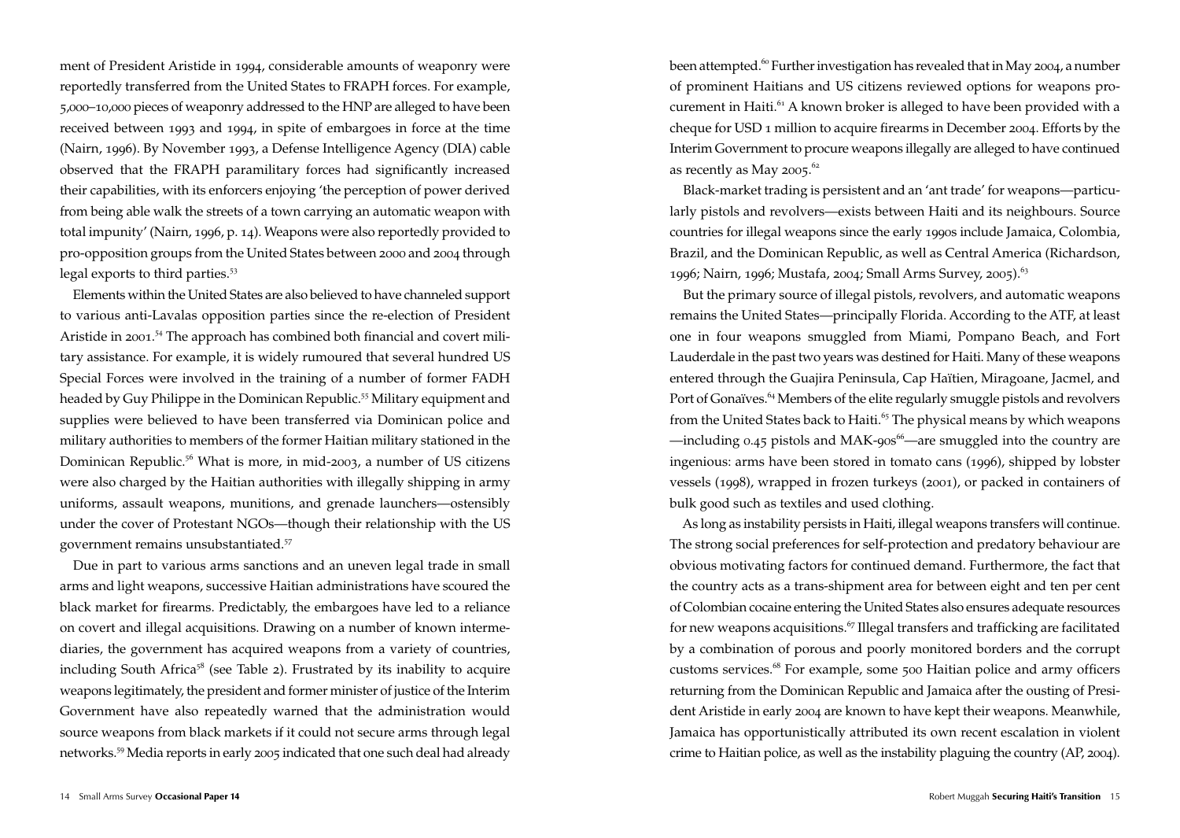ment of President Aristide in 1994, considerable amounts of weaponry were reportedly transferred from the United States to FRAPH forces. For example, 5,000–10,000 pieces of weaponry addressed to the HNP are alleged to have been received between 1993 and 1994, in spite of embargoes in force at the time (Nairn, 1996). By November 1993, a Defense Intelligence Agency (DIA) cable observed that the FRAPH paramilitary forces had significantly increased their capabilities, with its enforcers enjoying 'the perception of power derived from being able walk the streets of a town carrying an automatic weapon with total impunity' (Nairn, 1996, p. 14). Weapons were also reportedly provided to pro-opposition groups from the United States between 2000 and 2004 through legal exports to third parties.[53]

Elements within the United States are also believed to have channeled support to various anti-Lavalas opposition parties since the re-election of President Aristide in 2001.[54] The approach has combined both financial and covert military assistance. For example, it is widely rumoured that several hundred US Special Forces were involved in the training of a number of former FADH headed by Guy Philippe in the Dominican Republic.[55] Military equipment and supplies were believed to have been transferred via Dominican police and military authorities to members of the former Haitian military stationed in the Dominican Republic.[56] What is more, in mid-2003, a number of US citizens were also charged by the Haitian authorities with illegally shipping in army uniforms, assault weapons, munitions, and grenade launchers—ostensibly under the cover of Protestant NGOs—though their relationship with the US government remains unsubstantiated.[57]

Due in part to various arms sanctions and an uneven legal trade in small arms and light weapons, successive Haitian administrations have scoured the black market for firearms. Predictably, the embargoes have led to a reliance on covert and illegal acquisitions. Drawing on a number of known intermediaries, the government has acquired weapons from a variety of countries, including South Africa[58] (see Table 2). Frustrated by its inability to acquire weapons legitimately, the president and former minister of justice of the Interim Government have also repeatedly warned that the administration would source weapons from black markets if it could not secure arms through legal networks.[59] Media reports in early 2005 indicated that one such deal had already been attempted.[60] Further investigation has revealed that in May 2004, a number of prominent Haitians and US citizens reviewed options for weapons procurement in Haiti.[61] A known broker is alleged to have been provided with a cheque for USD 1 million to acquire firearms in December 2004. Efforts by the Interim Government to procure weapons illegally are alleged to have continued as recently as May 2005.[62]

Black-market trading is persistent and an 'ant trade' for weapons—particularly pistols and revolvers—exists between Haiti and its neighbours. Source countries for illegal weapons since the early 1990s include Jamaica, Colombia, Brazil, and the Dominican Republic, as well as Central America (Richardson, 1996; Nairn, 1996; Mustafa, 2004; Small Arms Survey, 2005).[63]

But the primary source of illegal pistols, revolvers, and automatic weapons remains the United States—principally Florida. According to the ATF, at least one in four weapons smuggled from Miami, Pompano Beach, and Fort Lauderdale in the past two years was destined for Haiti. Many of these weapons entered through the Guajira Peninsula, Cap Haïtien, Miragoane, Jacmel, and Port of Gonaïves.[64] Members of the elite regularly smuggle pistols and revolvers from the United States back to Haiti.[65] The physical means by which weapons —including 0.45 pistols and MAK-90s[66]—are smuggled into the country are ingenious: arms have been stored in tomato cans (1996), shipped by lobster vessels (1998), wrapped in frozen turkeys (2001), or packed in containers of bulk good such as textiles and used clothing.

As long as instability persists in Haiti, illegal weapons transfers will continue. The strong social preferences for self-protection and predatory behaviour are obvious motivating factors for continued demand. Furthermore, the fact that the country acts as a trans-shipment area for between eight and ten per cent of Colombian cocaine entering the United States also ensures adequate resources for new weapons acquisitions.[67] Illegal transfers and trafficking are facilitated by a combination of porous and poorly monitored borders and the corrupt customs services.[68] For example, some 500 Haitian police and army officers returning from the Dominican Republic and Jamaica after the ousting of President Aristide in early 2004 are known to have kept their weapons. Meanwhile, Jamaica has opportunistically attributed its own recent escalation in violent crime to Haitian police, as well as the instability plaguing the country (AP, 2004).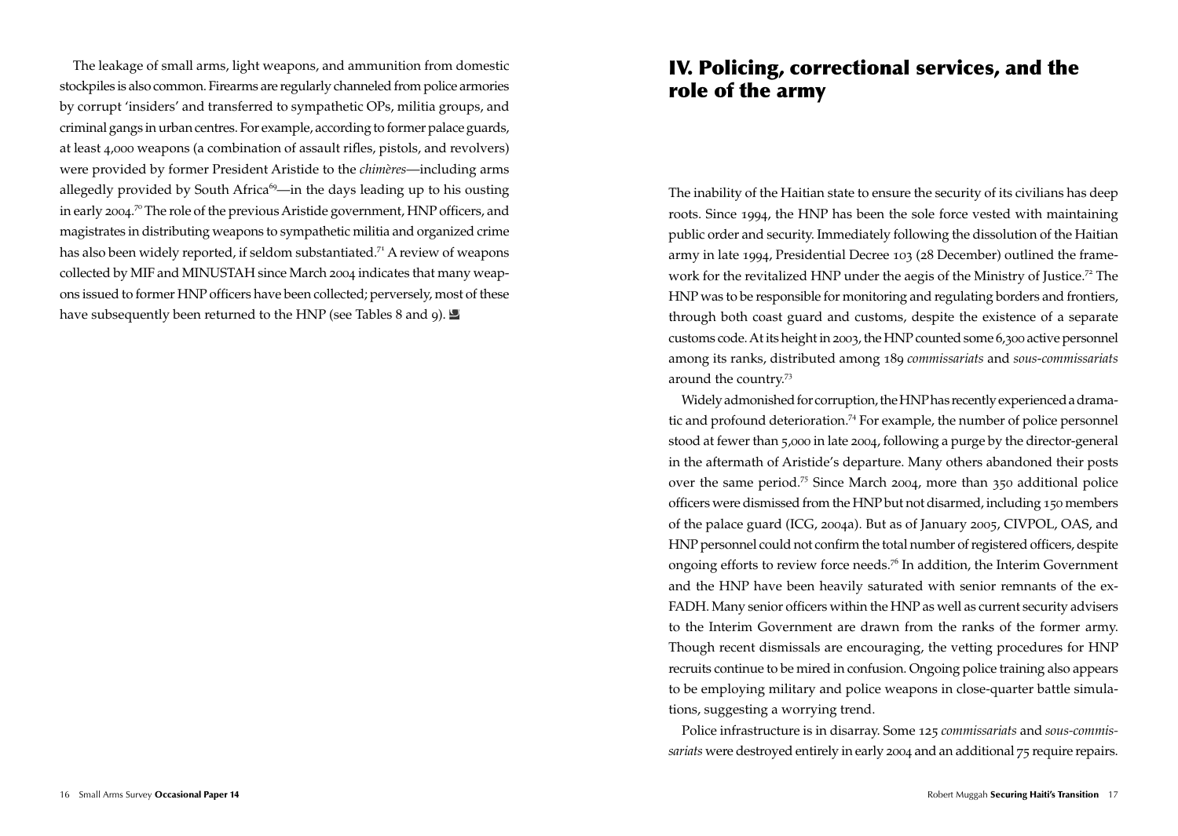The leakage of small arms, light weapons, and ammunition from domestic stockpiles is also common. Firearms are regularly channeled from police armories by corrupt 'insiders' and transferred to sympathetic OPs, militia groups, and criminal gangs in urban centres. For example, according to former palace guards, at least 4,000 weapons (a combination of assault rifles, pistols, and revolvers) were provided by former President Aristide to the *chimères*—including arms allegedly provided by South Africa[69]—in the days leading up to his ousting in early 2004.[70] The role of the previous Aristide government, HNP officers, and magistrates in distributing weapons to sympathetic militia and organized crime has also been widely reported, if seldom substantiated.[71] A review of weapons collected by MIF and MINUSTAH since March 2004 indicates that many weapons issued to former HNP officers have been collected; perversely, most of these have subsequently been returned to the HNP (see Tables 8 and 9).

# IV. Policing, correctional services, and the role of the army

The inability of the Haitian state to ensure the security of its civilians has deep roots. Since 1994, the HNP has been the sole force vested with maintaining public order and security. Immediately following the dissolution of the Haitian army in late 1994, Presidential Decree 103 (28 December) outlined the framework for the revitalized HNP under the aegis of the Ministry of Justice.[72] The HNP was to be responsible for monitoring and regulating borders and frontiers, through both coast guard and customs, despite the existence of a separate customs code. At its height in 2003, the HNP counted some 6,300 active personnel among its ranks, distributed among 189 *commissariats* and *sous-commissariats* around the country.[73]

Widely admonished for corruption, the HNP has recently experienced a dramatic and profound deterioration.[74] For example, the number of police personnel stood at fewer than 5,000 in late 2004, following a purge by the director-general in the aftermath of Aristide's departure. Many others abandoned their posts over the same period.[75] Since March 2004, more than 350 additional police officers were dismissed from the HNP but not disarmed, including 150 members of the palace guard (ICG, 2004a). But as of January 2005, CIVPOL, OAS, and HNP personnel could not confirm the total number of registered officers, despite ongoing efforts to review force needs.[76] In addition, the Interim Government and the HNP have been heavily saturated with senior remnants of the ex-FADH. Many senior officers within the HNP as well as current security advisers to the Interim Government are drawn from the ranks of the former army. Though recent dismissals are encouraging, the vetting procedures for HNP recruits continue to be mired in confusion. Ongoing police training also appears to be employing military and police weapons in close-quarter battle simulations, suggesting a worrying trend.

Police infrastructure is in disarray. Some 125 *commissariats* and *sous-commissariats* were destroyed entirely in early 2004 and an additional 75 require repairs.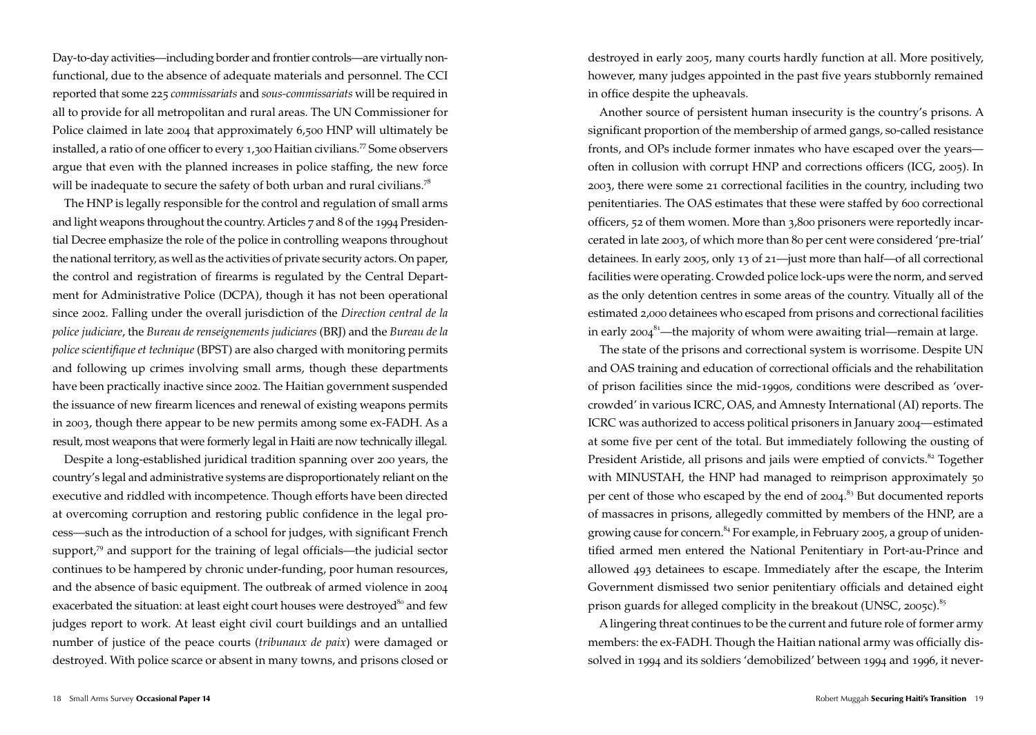Day-to-day activities—including border and frontier controls—are virtually non-functional, due to the absence of adequate materials and personnel. The CCI reported that some 225 *commissariats* and *sous-commissariats* will be required in all to provide for all metropolitan and rural areas. The UN Commissioner for Police claimed in late 2004 that approximately 6,500 HNP will ultimately be installed, a ratio of one officer to every 1,300 Haitian civilians.[77] Some observers argue that even with the planned increases in police staffing, the new force will be inadequate to secure the safety of both urban and rural civilians.[78]

The HNP is legally responsible for the control and regulation of small arms and light weapons throughout the country. Articles 7 and 8 of the 1994 Presidential Decree emphasize the role of the police in controlling weapons throughout the national territory, as well as the activities of private security actors. On paper, the control and registration of firearms is regulated by the Central Department for Administrative Police (DCPA), though it has not been operational since 2002. Falling under the overall jurisdiction of the *Direction central de la police judiciare*, the *Bureau de renseignements judiciares* (BRJ) and the *Bureau de la police scientifique et technique* (BPST) are also charged with monitoring permits and following up crimes involving small arms, though these departments have been practically inactive since 2002. The Haitian government suspended the issuance of new firearm licences and renewal of existing weapons permits in 2003, though there appear to be new permits among some ex-FADH. As a result, most weapons that were formerly legal in Haiti are now technically illegal.

Despite a long-established juridical tradition spanning over 200 years, the country's legal and administrative systems are disproportionately reliant on the executive and riddled with incompetence. Though efforts have been directed at overcoming corruption and restoring public confidence in the legal process—such as the introduction of a school for judges, with significant French support,[79] and support for the training of legal officials—the judicial sector continues to be hampered by chronic under-funding, poor human resources, and the absence of basic equipment. The outbreak of armed violence in 2004 exacerbated the situation: at least eight court houses were destroyed[80] and few judges report to work. At least eight civil court buildings and an untallied number of justice of the peace courts (*tribunaux de paix*) were damaged or destroyed. With police scarce or absent in many towns, and prisons closed or destroyed in early 2005, many courts hardly function at all. More positively, however, many judges appointed in the past five years stubbornly remained in office despite the upheavals.

Another source of persistent human insecurity is the country's prisons. A significant proportion of the membership of armed gangs, so-called resistance fronts, and OPs include former inmates who have escaped over the years—often in collusion with corrupt HNP and corrections officers (ICG, 2005). In 2003, there were some 21 correctional facilities in the country, including two penitentiaries. The OAS estimates that these were staffed by 600 correctional officers, 52 of them women. More than 3,800 prisoners were reportedly incarcerated in late 2003, of which more than 80 per cent were considered 'pre-trial' detainees. In early 2005, only 13 of 21—just more than half—of all correctional facilities were operating. Crowded police lock-ups were the norm, and served as the only detention centres in some areas of the country. Vitually all of the estimated 2,000 detainees who escaped from prisons and correctional facilities in early 2004[81]—the majority of whom were awaiting trial—remain at large.

The state of the prisons and correctional system is worrisome. Despite UN and OAS training and education of correctional officials and the rehabilitation of prison facilities since the mid-1990s, conditions were described as 'overcrowded' in various ICRC, OAS, and Amnesty International (AI) reports. The ICRC was authorized to access political prisoners in January 2004—estimated at some five per cent of the total. But immediately following the ousting of President Aristide, all prisons and jails were emptied of convicts.[82] Together with MINUSTAH, the HNP had managed to reimprison approximately 50 per cent of those who escaped by the end of 2004.[83] But documented reports of massacres in prisons, allegedly committed by members of the HNP, are a growing cause for concern.[84] For example, in February 2005, a group of unidentified armed men entered the National Penitentiary in Port-au-Prince and allowed 493 detainees to escape. Immediately after the escape, the Interim Government dismissed two senior penitentiary officials and detained eight prison guards for alleged complicity in the breakout (UNSC, 2005c).[85]

A lingering threat continues to be the current and future role of former army members: the ex-FADH. Though the Haitian national army was officially dissolved in 1994 and its soldiers 'demobilized' between 1994 and 1996, it never-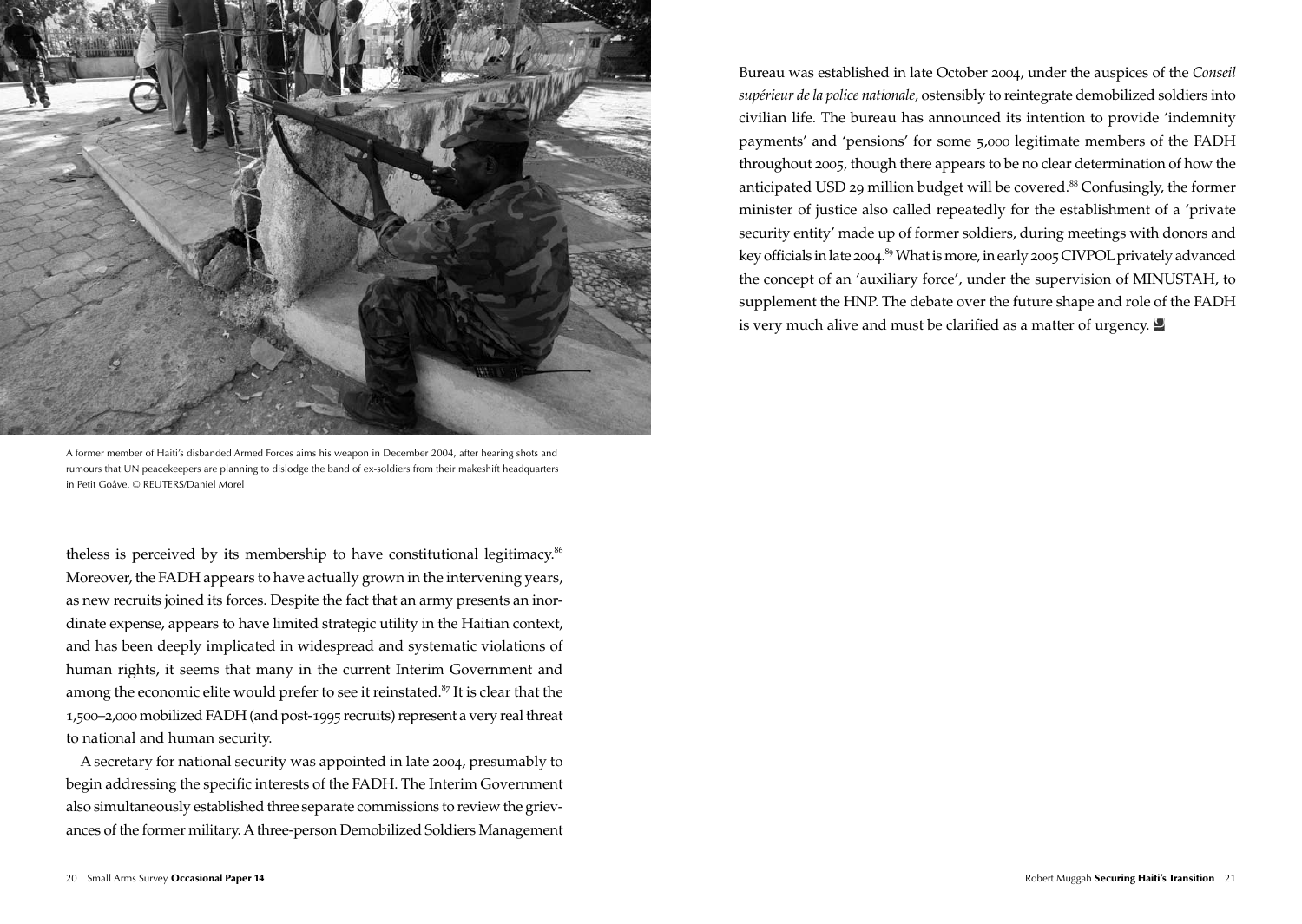A former member of Haiti's disbanded Armed Forces aims his weapon in December 2004, after hearing shots and rumours that UN peacekeepers are planning to dislodge the band of ex-soldiers from their makeshift headquarters in Petit Goâve. © REUTERS/Daniel Morel

theless is perceived by its membership to have constitutional legitimacy.[86] Moreover, the FADH appears to have actually grown in the intervening years, as new recruits joined its forces. Despite the fact that an army presents an inordinate expense, appears to have limited strategic utility in the Haitian context, and has been deeply implicated in widespread and systematic violations of human rights, it seems that many in the current Interim Government and among the economic elite would prefer to see it reinstated.[87] It is clear that the 1,500–2,000 mobilized FADH (and post-1995 recruits) represent a very real threat to national and human security.

A secretary for national security was appointed in late 2004, presumably to begin addressing the specific interests of the FADH. The Interim Government also simultaneously established three separate commissions to review the grievances of the former military. A three-person Demobilized Soldiers Management Bureau was established in late October 2004, under the auspices of the *Conseil supérieur de la police nationale*, ostensibly to reintegrate demobilized soldiers into civilian life. The bureau has announced its intention to provide 'indemnity payments' and 'pensions' for some 5,000 legitimate members of the FADH throughout 2005, though there appears to be no clear determination of how the anticipated USD 29 million budget will be covered.[88] Confusingly, the former minister of justice also called repeatedly for the establishment of a 'private security entity' made up of former soldiers, during meetings with donors and key officials in late 2004.[89] What is more, in early 2005 CIVPOL privately advanced the concept of an 'auxiliary force', under the supervision of MINUSTAH, to supplement the HNP. The debate over the future shape and role of the FADH is very much alive and must be clarified as a matter of urgency.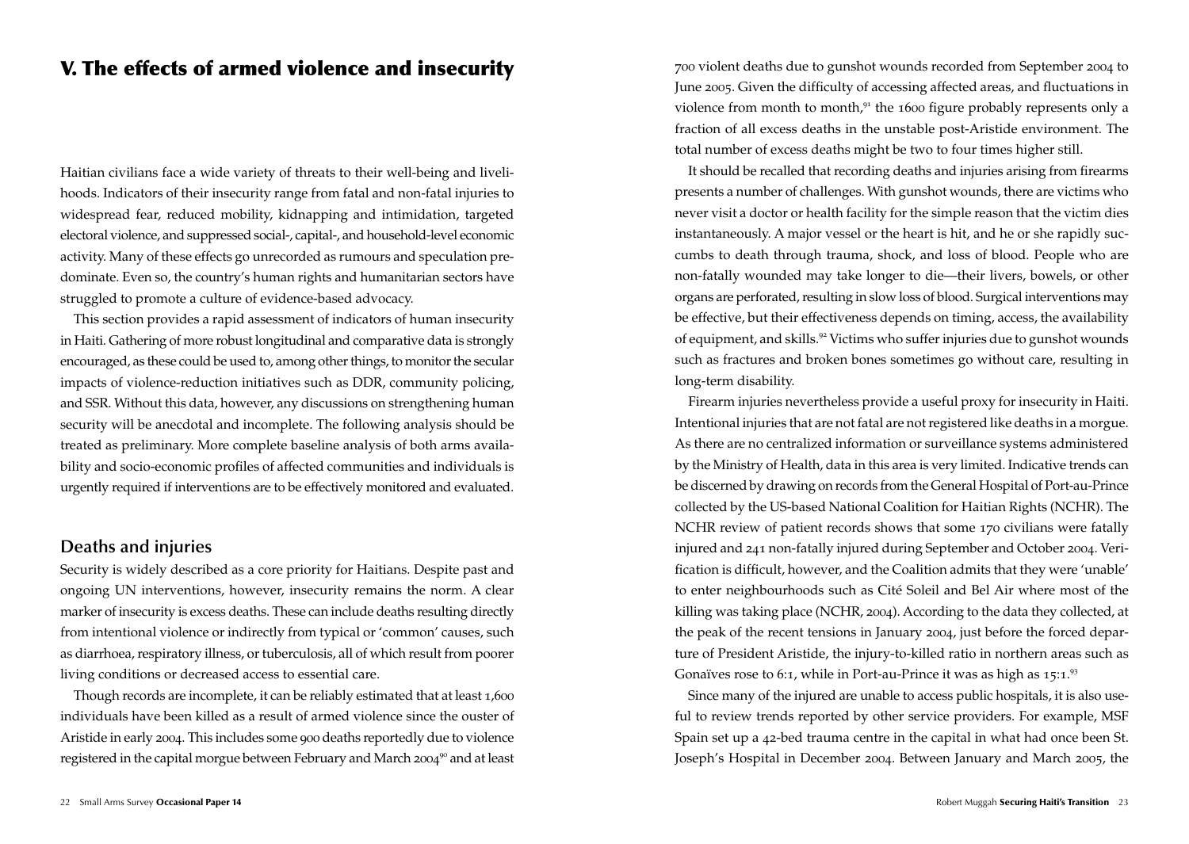# V. The effects of armed violence and insecurity

Haitian civilians face a wide variety of threats to their well-being and livelihoods. Indicators of their insecurity range from fatal and non-fatal injuries to widespread fear, reduced mobility, kidnapping and intimidation, targeted electoral violence, and suppressed social-, capital-, and household-level economic activity. Many of these effects go unrecorded as rumours and speculation predominate. Even so, the country's human rights and humanitarian sectors have struggled to promote a culture of evidence-based advocacy.

This section provides a rapid assessment of indicators of human insecurity in Haiti. Gathering of more robust longitudinal and comparative data is strongly encouraged, as these could be used to, among other things, to monitor the secular impacts of violence-reduction initiatives such as DDR, community policing, and SSR. Without this data, however, any discussions on strengthening human security will be anecdotal and incomplete. The following analysis should be treated as preliminary. More complete baseline analysis of both arms availability and socio-economic profiles of affected communities and individuals is urgently required if interventions are to be effectively monitored and evaluated.

## Deaths and injuries

Security is widely described as a core priority for Haitians. Despite past and ongoing UN interventions, however, insecurity remains the norm. A clear marker of insecurity is excess deaths. These can include deaths resulting directly from intentional violence or indirectly from typical or 'common' causes, such as diarrhoea, respiratory illness, or tuberculosis, all of which result from poorer living conditions or decreased access to essential care.

Though records are incomplete, it can be reliably estimated that at least 1,600 individuals have been killed as a result of armed violence since the ouster of Aristide in early 2004. This includes some 900 deaths reportedly due to violence registered in the capital morgue between February and March 2004[90] and at least 700 violent deaths due to gunshot wounds recorded from September 2004 to June 2005. Given the difficulty of accessing affected areas, and fluctuations in violence from month to month,[91] the 1600 figure probably represents only a fraction of all excess deaths in the unstable post-Aristide environment. The total number of excess deaths might be two to four times higher still.

It should be recalled that recording deaths and injuries arising from firearms presents a number of challenges. With gunshot wounds, there are victims who never visit a doctor or health facility for the simple reason that the victim dies instantaneously. A major vessel or the heart is hit, and he or she rapidly succumbs to death through trauma, shock, and loss of blood. People who are non-fatally wounded may take longer to die—their livers, bowels, or other organs are perforated, resulting in slow loss of blood. Surgical interventions may be effective, but their effectiveness depends on timing, access, the availability of equipment, and skills.[92] Victims who suffer injuries due to gunshot wounds such as fractures and broken bones sometimes go without care, resulting in long-term disability.

Firearm injuries nevertheless provide a useful proxy for insecurity in Haiti. Intentional injuries that are not fatal are not registered like deaths in a morgue. As there are no centralized information or surveillance systems administered by the Ministry of Health, data in this area is very limited. Indicative trends can be discerned by drawing on records from the General Hospital of Port-au-Prince collected by the US-based National Coalition for Haitian Rights (NCHR). The NCHR review of patient records shows that some 170 civilians were fatally injured and 241 non-fatally injured during September and October 2004. Verification is difficult, however, and the Coalition admits that they were 'unable' to enter neighbourhoods such as Cité Soleil and Bel Air where most of the killing was taking place (NCHR, 2004). According to the data they collected, at the peak of the recent tensions in January 2004, just before the forced departure of President Aristide, the injury-to-killed ratio in northern areas such as Gonaïves rose to 6:1, while in Port-au-Prince it was as high as 15:1.[93]

Since many of the injured are unable to access public hospitals, it is also useful to review trends reported by other service providers. For example, MSF Spain set up a 42-bed trauma centre in the capital in what had once been St. Joseph's Hospital in December 2004. Between January and March 2005, the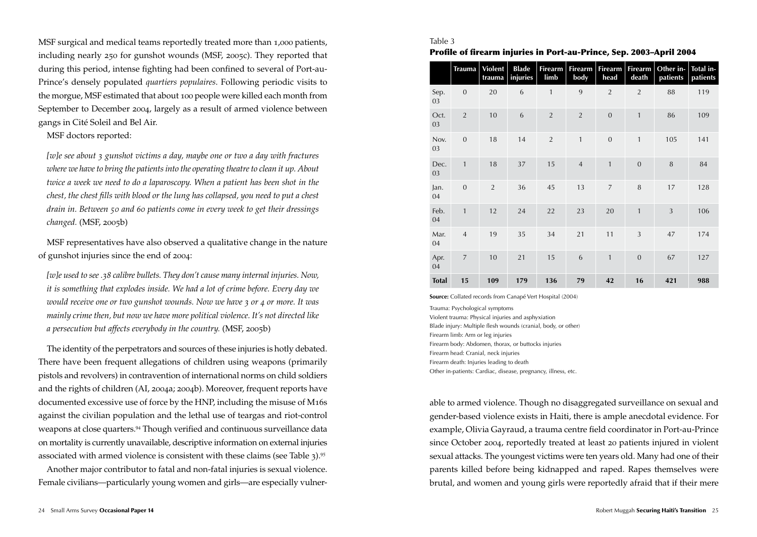MSF surgical and medical teams reportedly treated more than 1,000 patients, including nearly 250 for gunshot wounds (MSF, 2005c). They reported that during this period, intense fighting had been confined to several of Port-au-Prince's densely populated *quartiers populaires*. Following periodic visits to the morgue, MSF estimated that about 100 people were killed each month from September to December 2004, largely as a result of armed violence between gangs in Cité Soleil and Bel Air.

MSF doctors reported:

> *[w]e see about 3 gunshot victims a day, maybe one or two a day with fractures where we have to bring the patients into the operating theatre to clean it up. About twice a week we need to do a laparoscopy. When a patient has been shot in the chest, the chest fills with blood or the lung has collapsed, you need to put a chest drain in. Between 50 and 60 patients come in every week to get their dressings changed.* (MSF, 2005b)

MSF representatives have also observed a qualitative change in the nature of gunshot injuries since the end of 2004:

> *[w]e used to see .38 calibre bullets. They don't cause many internal injuries. Now, it is something that explodes inside. We had a lot of crime before. Every day we would receive one or two gunshot wounds. Now we have 3 or 4 or more. It was mainly crime then, but now we have more political violence. It's not directed like a persecution but affects everybody in the country.* (MSF, 2005b)

The identity of the perpetrators and sources of these injuries is hotly debated. There have been frequent allegations of children using weapons (primarily pistols and revolvers) in contravention of international norms on child soldiers and the rights of children (AI, 2004a; 2004b). Moreover, frequent reports have documented excessive use of force by the HNP, including the misuse of M16s against the civilian population and the lethal use of teargas and riot-control weapons at close quarters.[94] Though verified and continuous surveillance data on mortality is currently unavailable, descriptive information on external injuries associated with armed violence is consistent with these claims (see Table 3).[95]

Another major contributor to fatal and non-fatal injuries is sexual violence. Female civilians—particularly young women and girls—are especially vulnerable to armed violence. Though no disaggregated surveillance on sexual and gender-based violence exists in Haiti, there is ample anecdotal evidence. For example, Olivia Gayraud, a trauma centre field coordinator in Port-au-Prince since October 2004, reportedly treated at least 20 patients injured in violent sexual attacks. The youngest victims were ten years old. Many had one of their parents killed before being kidnapped and raped. Rapes themselves were brutal, and women and young girls were reportedly afraid that if their mere

Table 3

**Profile of firearm injuries in Port-au-Prince, Sep. 2003–April 2004**

| | Trauma | Violent trauma | Blade injuries | Firearm limb | Firearm body | Firearm head | Firearm death | Other in-patients | Total in-patients |
|---|---|---|---|---|---|---|---|---|---|
| Sep. 03 | 0 | 20 | 6 | 1 | 9 | 2 | 2 | 88 | 119 |
| Oct. 03 | 2 | 10 | 6 | 2 | 2 | 0 | 1 | 86 | 109 |
| Nov. 03 | 0 | 18 | 14 | 2 | 1 | 0 | 1 | 105 | 141 |
| Dec. 03 | 1 | 18 | 37 | 15 | 4 | 1 | 0 | 8 | 84 |
| Jan. 04 | 0 | 2 | 36 | 45 | 13 | 7 | 8 | 17 | 128 |
| Feb. 04 | 1 | 12 | 24 | 22 | 23 | 20 | 1 | 3 | 106 |
| Mar. 04 | 4 | 19 | 35 | 34 | 21 | 11 | 3 | 47 | 174 |
| Apr. 04 | 7 | 10 | 21 | 15 | 6 | 1 | 0 | 67 | 127 |
| **Total** | **15** | **109** | **179** | **136** | **79** | **42** | **16** | **421** | **988** |

**Source:** Collated records from Canapé Vert Hospital (2004)

Trauma: Psychological symptoms
Violent trauma: Physical injuries and asphyxiation
Blade injury: Multiple flesh wounds (cranial, body, or other)
Firearm limb: Arm or leg injuries
Firearm body: Abdomen, thorax, or buttocks injuries
Firearm head: Cranial, neck injuries
Firearm death: Injuries leading to death
Other in-patients: Cardiac, disease, pregnancy, illness, etc.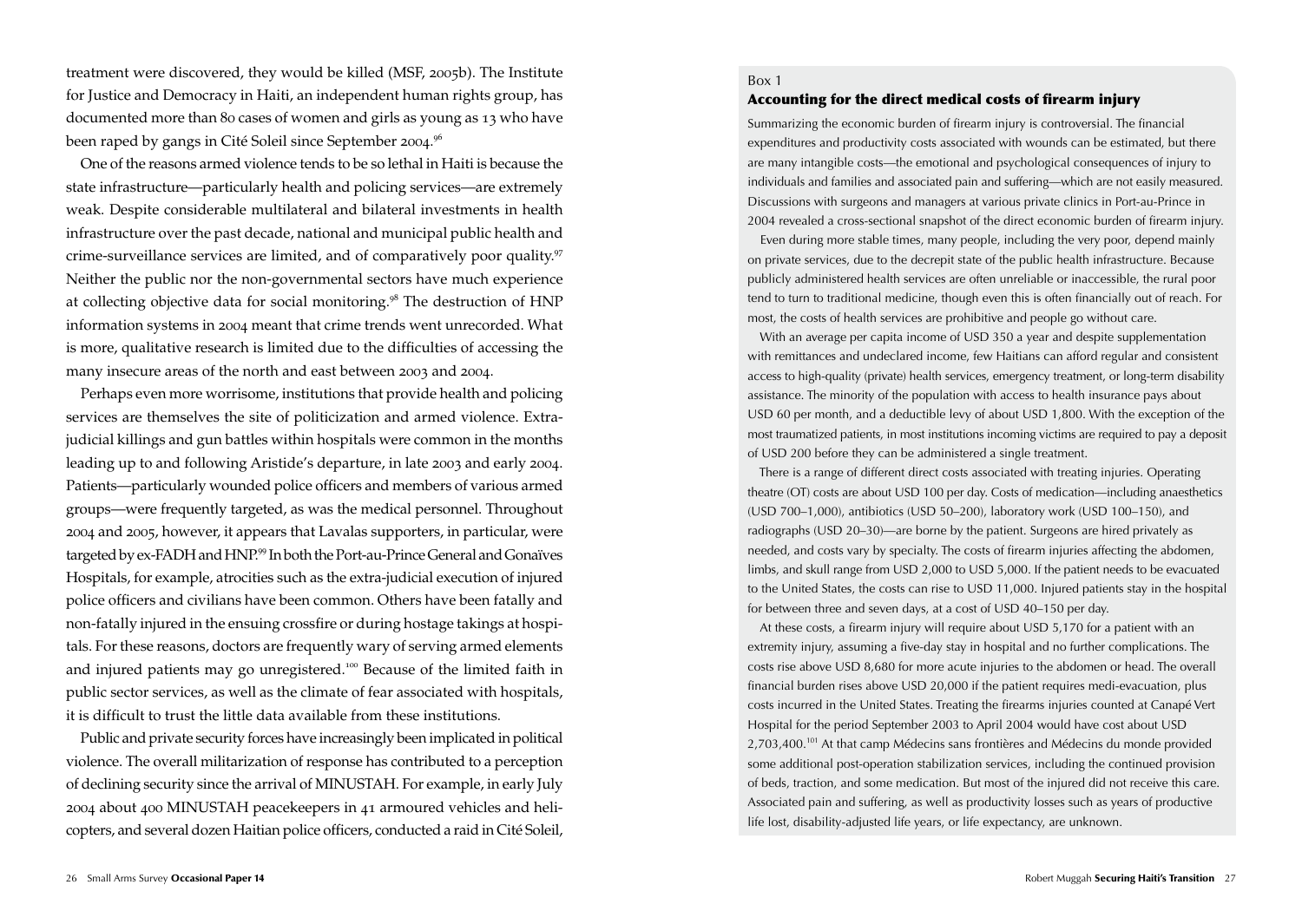treatment were discovered, they would be killed (MSF, 2005b). The Institute for Justice and Democracy in Haiti, an independent human rights group, has documented more than 80 cases of women and girls as young as 13 who have been raped by gangs in Cité Soleil since September 2004.[96]

One of the reasons armed violence tends to be so lethal in Haiti is because the state infrastructure—particularly health and policing services—are extremely weak. Despite considerable multilateral and bilateral investments in health infrastructure over the past decade, national and municipal public health and crime-surveillance services are limited, and of comparatively poor quality.[97] Neither the public nor the non-governmental sectors have much experience at collecting objective data for social monitoring.[98] The destruction of HNP information systems in 2004 meant that crime trends went unrecorded. What is more, qualitative research is limited due to the difficulties of accessing the many insecure areas of the north and east between 2003 and 2004.

Perhaps even more worrisome, institutions that provide health and policing services are themselves the site of politicization and armed violence. Extra-judicial killings and gun battles within hospitals were common in the months leading up to and following Aristide's departure, in late 2003 and early 2004. Patients—particularly wounded police officers and members of various armed groups—were frequently targeted, as was the medical personnel. Throughout 2004 and 2005, however, it appears that Lavalas supporters, in particular, were targeted by ex-FADH and HNP.[99] In both the Port-au-Prince General and Gonaïves Hospitals, for example, atrocities such as the extra-judicial execution of injured police officers and civilians have been common. Others have been fatally and non-fatally injured in the ensuing crossfire or during hostage takings at hospitals. For these reasons, doctors are frequently wary of serving armed elements and injured patients may go unregistered.[100] Because of the limited faith in public sector services, as well as the climate of fear associated with hospitals, it is difficult to trust the little data available from these institutions.

Public and private security forces have increasingly been implicated in political violence. The overall militarization of response has contributed to a perception of declining security since the arrival of MINUSTAH. For example, in early July 2004 about 400 MINUSTAH peacekeepers in 41 armoured vehicles and helicopters, and several dozen Haitian police officers, conducted a raid in Cité Soleil,

Box 1

### Accounting for the direct medical costs of firearm injury

Summarizing the economic burden of firearm injury is controversial. The financial expenditures and productivity costs associated with wounds can be estimated, but there are many intangible costs—the emotional and psychological consequences of injury to individuals and families and associated pain and suffering—which are not easily measured. Discussions with surgeons and managers at various private clinics in Port-au-Prince in 2004 revealed a cross-sectional snapshot of the direct economic burden of firearm injury.

Even during more stable times, many people, including the very poor, depend mainly on private services, due to the decrepit state of the public health infrastructure. Because publicly administered health services are often unreliable or inaccessible, the rural poor tend to turn to traditional medicine, though even this is often financially out of reach. For most, the costs of health services are prohibitive and people go without care.

With an average per capita income of USD 350 a year and despite supplementation with remittances and undeclared income, few Haitians can afford regular and consistent access to high-quality (private) health services, emergency treatment, or long-term disability assistance. The minority of the population with access to health insurance pays about USD 60 per month, and a deductible levy of about USD 1,800. With the exception of the most traumatized patients, in most institutions incoming victims are required to pay a deposit of USD 200 before they can be administered a single treatment.

There is a range of different direct costs associated with treating injuries. Operating theatre (OT) costs are about USD 100 per day. Costs of medication—including anaesthetics (USD 700–1,000), antibiotics (USD 50–200), laboratory work (USD 100–150), and radiographs (USD 20–30)—are borne by the patient. Surgeons are hired privately as needed, and costs vary by specialty. The costs of firearm injuries affecting the abdomen, limbs, and skull range from USD 2,000 to USD 5,000. If the patient needs to be evacuated to the United States, the costs can rise to USD 11,000. Injured patients stay in the hospital for between three and seven days, at a cost of USD 40–150 per day.

At these costs, a firearm injury will require about USD 5,170 for a patient with an extremity injury, assuming a five-day stay in hospital and no further complications. The costs rise above USD 8,680 for more acute injuries to the abdomen or head. The overall financial burden rises above USD 20,000 if the patient requires medi-evacuation, plus costs incurred in the United States. Treating the firearms injuries counted at Canapé Vert Hospital for the period September 2003 to April 2004 would have cost about USD 2,703,400.[101] At that camp Médecins sans frontières and Médecins du monde provided some additional post-operation stabilization services, including the continued provision of beds, traction, and some medication. But most of the injured did not receive this care. Associated pain and suffering, as well as productivity losses such as years of productive life lost, disability-adjusted life years, or life expectancy, are unknown.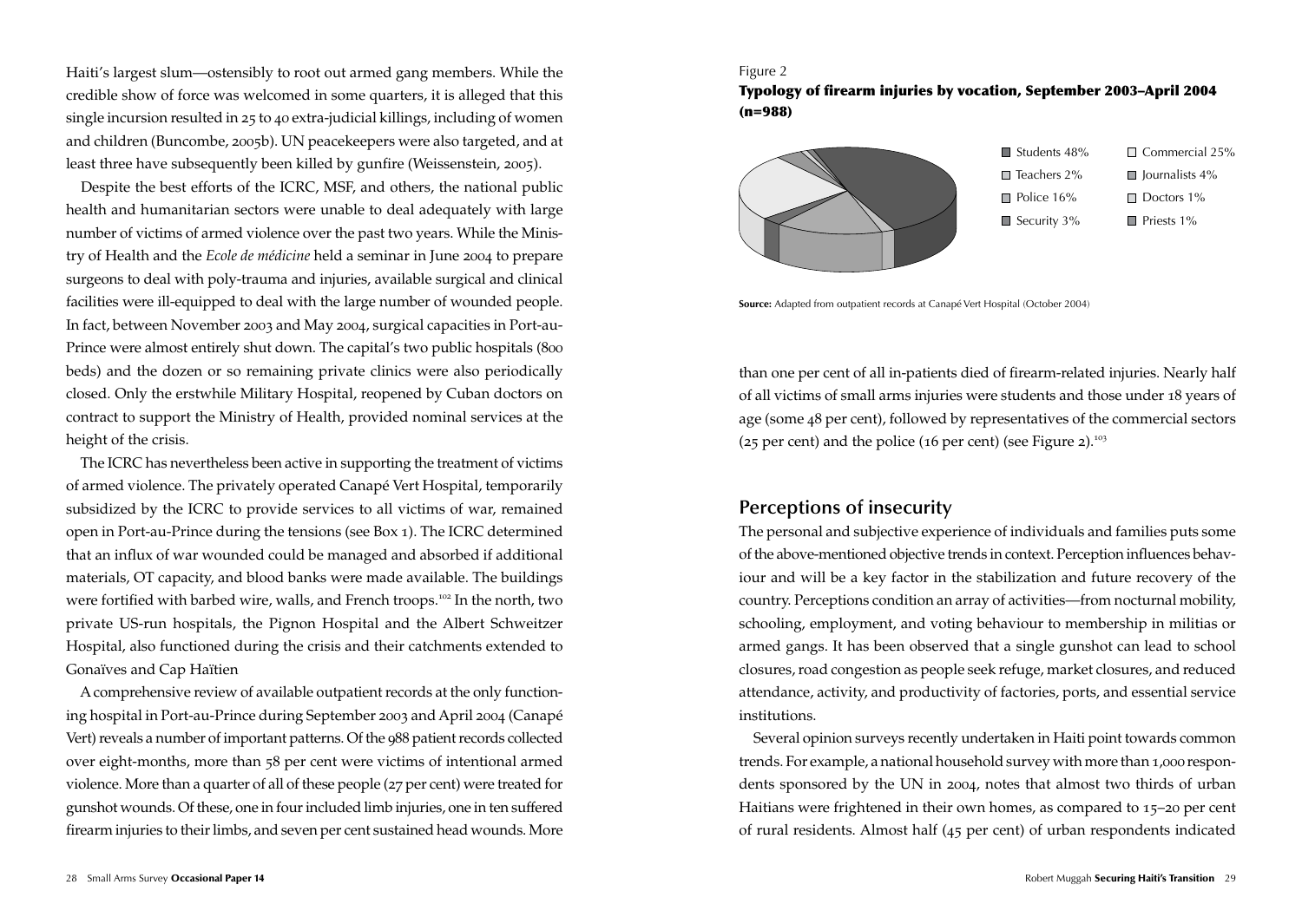Haiti's largest slum—ostensibly to root out armed gang members. While the credible show of force was welcomed in some quarters, it is alleged that this single incursion resulted in 25 to 40 extra-judicial killings, including of women and children (Buncombe, 2005b). UN peacekeepers were also targeted, and at least three have subsequently been killed by gunfire (Weissenstein, 2005).

Despite the best efforts of the ICRC, MSF, and others, the national public health and humanitarian sectors were unable to deal adequately with large number of victims of armed violence over the past two years. While the Ministry of Health and the *Ecole de médicine* held a seminar in June 2004 to prepare surgeons to deal with poly-trauma and injuries, available surgical and clinical facilities were ill-equipped to deal with the large number of wounded people. In fact, between November 2003 and May 2004, surgical capacities in Port-au-Prince were almost entirely shut down. The capital's two public hospitals (800 beds) and the dozen or so remaining private clinics were also periodically closed. Only the erstwhile Military Hospital, reopened by Cuban doctors on contract to support the Ministry of Health, provided nominal services at the height of the crisis.

The ICRC has nevertheless been active in supporting the treatment of victims of armed violence. The privately operated Canapé Vert Hospital, temporarily subsidized by the ICRC to provide services to all victims of war, remained open in Port-au-Prince during the tensions (see Box 1). The ICRC determined that an influx of war wounded could be managed and absorbed if additional materials, OT capacity, and blood banks were made available. The buildings were fortified with barbed wire, walls, and French troops.[102] In the north, two private US-run hospitals, the Pignon Hospital and the Albert Schweitzer Hospital, also functioned during the crisis and their catchments extended to Gonaïves and Cap Haïtien

A comprehensive review of available outpatient records at the only functioning hospital in Port-au-Prince during September 2003 and April 2004 (Canapé Vert) reveals a number of important patterns. Of the 988 patient records collected over eight-months, more than 58 per cent were victims of intentional armed violence. More than a quarter of all of these people (27 per cent) were treated for gunshot wounds. Of these, one in four included limb injuries, one in ten suffered firearm injuries to their limbs, and seven per cent sustained head wounds. More than one per cent of all in-patients died of firearm-related injuries. Nearly half of all victims of small arms injuries were students and those under 18 years of age (some 48 per cent), followed by representatives of the commercial sectors (25 per cent) and the police (16 per cent) (see Figure 2).[103]

Figure 2

**Typology of firearm injuries by vocation, September 2003–April 2004 (n=988)**

| Vocation | Share |
|---|---|
| Students | 48% |
| Commercial | 25% |
| Teachers | 2% |
| Journalists | 4% |
| Police | 16% |
| Doctors | 1% |
| Security | 3% |
| Priests | 1% |

**Source:** Adapted from outpatient records at Canapé Vert Hospital (October 2004)

## Perceptions of insecurity

The personal and subjective experience of individuals and families puts some of the above-mentioned objective trends in context. Perception influences behaviour and will be a key factor in the stabilization and future recovery of the country. Perceptions condition an array of activities—from nocturnal mobility, schooling, employment, and voting behaviour to membership in militias or armed gangs. It has been observed that a single gunshot can lead to school closures, road congestion as people seek refuge, market closures, and reduced attendance, activity, and productivity of factories, ports, and essential service institutions.

Several opinion surveys recently undertaken in Haiti point towards common trends. For example, a national household survey with more than 1,000 respondents sponsored by the UN in 2004, notes that almost two thirds of urban Haitians were frightened in their own homes, as compared to 15–20 per cent of rural residents. Almost half (45 per cent) of urban respondents indicated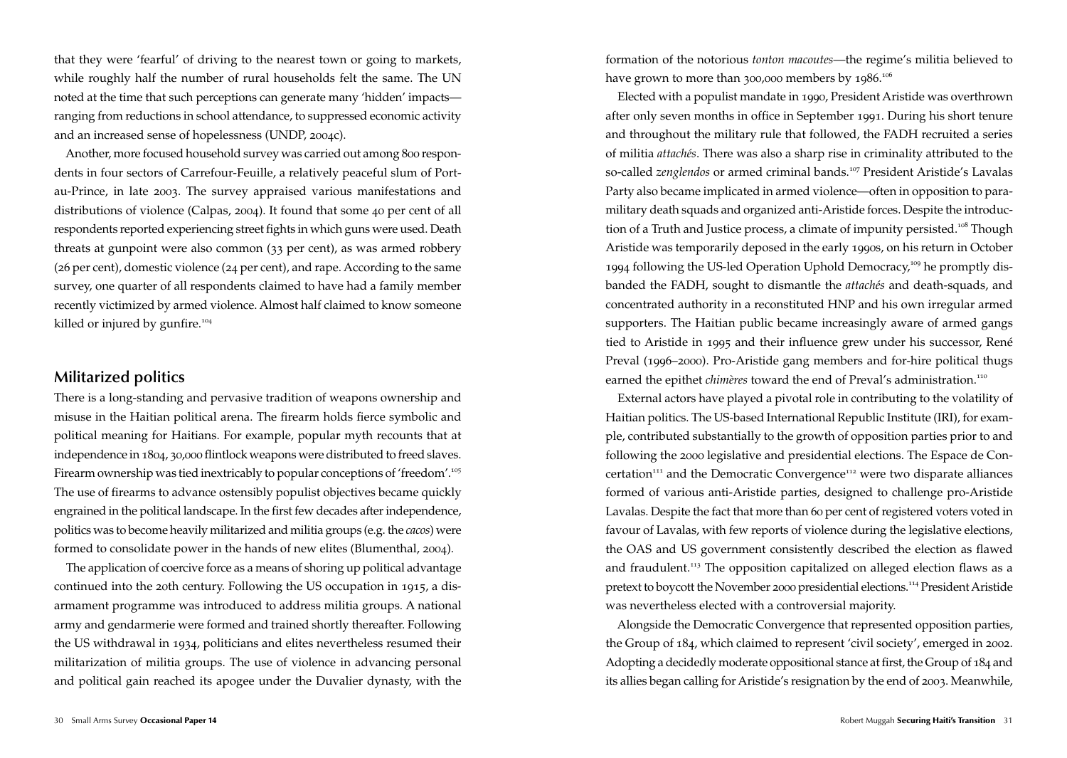that they were 'fearful' of driving to the nearest town or going to markets, while roughly half the number of rural households felt the same. The UN noted at the time that such perceptions can generate many 'hidden' impacts—ranging from reductions in school attendance, to suppressed economic activity and an increased sense of hopelessness (UNDP, 2004c).

Another, more focused household survey was carried out among 800 respondents in four sectors of Carrefour-Feuille, a relatively peaceful slum of Port-au-Prince, in late 2003. The survey appraised various manifestations and distributions of violence (Calpas, 2004). It found that some 40 per cent of all respondents reported experiencing street fights in which guns were used. Death threats at gunpoint were also common (33 per cent), as was armed robbery (26 per cent), domestic violence (24 per cent), and rape. According to the same survey, one quarter of all respondents claimed to have had a family member recently victimized by armed violence. Almost half claimed to know someone killed or injured by gunfire.[104]

## Militarized politics

There is a long-standing and pervasive tradition of weapons ownership and misuse in the Haitian political arena. The firearm holds fierce symbolic and political meaning for Haitians. For example, popular myth recounts that at independence in 1804, 30,000 flintlock weapons were distributed to freed slaves. Firearm ownership was tied inextricably to popular conceptions of 'freedom'.[105] The use of firearms to advance ostensibly populist objectives became quickly engrained in the political landscape. In the first few decades after independence, politics was to become heavily militarized and militia groups (e.g. the *cacos*) were formed to consolidate power in the hands of new elites (Blumenthal, 2004).

The application of coercive force as a means of shoring up political advantage continued into the 20th century. Following the US occupation in 1915, a disarmament programme was introduced to address militia groups. A national army and gendarmerie were formed and trained shortly thereafter. Following the US withdrawal in 1934, politicians and elites nevertheless resumed their militarization of militia groups. The use of violence in advancing personal and political gain reached its apogee under the Duvalier dynasty, with the formation of the notorious *tonton macoutes*—the regime's militia believed to have grown to more than 300,000 members by 1986.[106]

Elected with a populist mandate in 1990, President Aristide was overthrown after only seven months in office in September 1991. During his short tenure and throughout the military rule that followed, the FADH recruited a series of militia *attachés*. There was also a sharp rise in criminality attributed to the so-called *zenglendos* or armed criminal bands.[107] President Aristide's Lavalas Party also became implicated in armed violence—often in opposition to paramilitary death squads and organized anti-Aristide forces. Despite the introduction of a Truth and Justice process, a climate of impunity persisted.[108] Though Aristide was temporarily deposed in the early 1990s, on his return in October 1994 following the US-led Operation Uphold Democracy,[109] he promptly disbanded the FADH, sought to dismantle the *attachés* and death-squads, and concentrated authority in a reconstituted HNP and his own irregular armed supporters. The Haitian public became increasingly aware of armed gangs tied to Aristide in 1995 and their influence grew under his successor, René Preval (1996–2000). Pro-Aristide gang members and for-hire political thugs earned the epithet *chimères* toward the end of Preval's administration.[110]

External actors have played a pivotal role in contributing to the volatility of Haitian politics. The US-based International Republic Institute (IRI), for example, contributed substantially to the growth of opposition parties prior to and following the 2000 legislative and presidential elections. The Espace de Concertation[111] and the Democratic Convergence[112] were two disparate alliances formed of various anti-Aristide parties, designed to challenge pro-Aristide Lavalas. Despite the fact that more than 60 per cent of registered voters voted in favour of Lavalas, with few reports of violence during the legislative elections, the OAS and US government consistently described the election as flawed and fraudulent.[113] The opposition capitalized on alleged election flaws as a pretext to boycott the November 2000 presidential elections.[114] President Aristide was nevertheless elected with a controversial majority.

Alongside the Democratic Convergence that represented opposition parties, the Group of 184, which claimed to represent 'civil society', emerged in 2002. Adopting a decidedly moderate oppositional stance at first, the Group of 184 and its allies began calling for Aristide's resignation by the end of 2003. Meanwhile,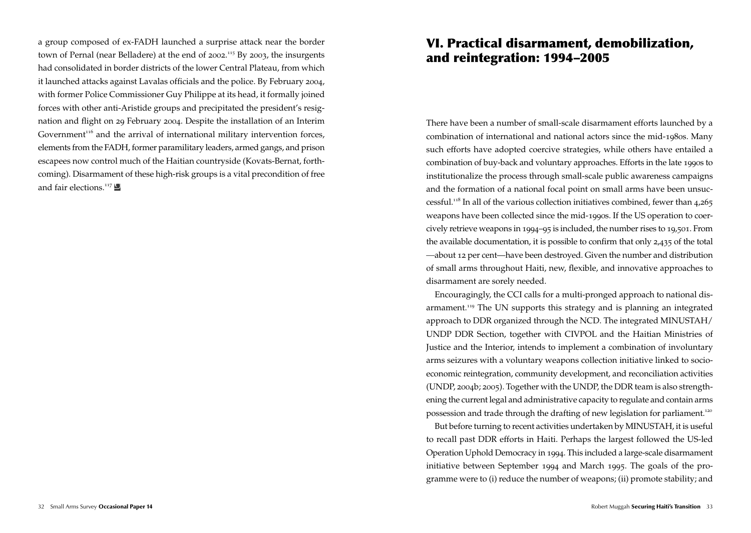a group composed of ex-FADH launched a surprise attack near the border town of Pernal (near Belladere) at the end of 2002.[115] By 2003, the insurgents had consolidated in border districts of the lower Central Plateau, from which it launched attacks against Lavalas officials and the police. By February 2004, with former Police Commissioner Guy Philippe at its head, it formally joined forces with other anti-Aristide groups and precipitated the president's resignation and flight on 29 February 2004. Despite the installation of an Interim Government[116] and the arrival of international military intervention forces, elements from the FADH, former paramilitary leaders, armed gangs, and prison escapees now control much of the Haitian countryside (Kovats-Bernat, forthcoming). Disarmament of these high-risk groups is a vital precondition of free and fair elections.[117]

# VI. Practical disarmament, demobilization, and reintegration: 1994–2005

There have been a number of small-scale disarmament efforts launched by a combination of international and national actors since the mid-1980s. Many such efforts have adopted coercive strategies, while others have entailed a combination of buy-back and voluntary approaches. Efforts in the late 1990s to institutionalize the process through small-scale public awareness campaigns and the formation of a national focal point on small arms have been unsuccessful.[118] In all of the various collection initiatives combined, fewer than 4,265 weapons have been collected since the mid-1990s. If the US operation to coercively retrieve weapons in 1994–95 is included, the number rises to 19,501. From the available documentation, it is possible to confirm that only 2,435 of the total —about 12 per cent—have been destroyed. Given the number and distribution of small arms throughout Haiti, new, flexible, and innovative approaches to disarmament are sorely needed.

Encouragingly, the CCI calls for a multi-pronged approach to national disarmament.[119] The UN supports this strategy and is planning an integrated approach to DDR organized through the NCD. The integrated MINUSTAH/UNDP DDR Section, together with CIVPOL and the Haitian Ministries of Justice and the Interior, intends to implement a combination of involuntary arms seizures with a voluntary weapons collection initiative linked to socio-economic reintegration, community development, and reconciliation activities (UNDP, 2004b; 2005). Together with the UNDP, the DDR team is also strengthening the current legal and administrative capacity to regulate and contain arms possession and trade through the drafting of new legislation for parliament.[120]

But before turning to recent activities undertaken by MINUSTAH, it is useful to recall past DDR efforts in Haiti. Perhaps the largest followed the US-led Operation Uphold Democracy in 1994. This included a large-scale disarmament initiative between September 1994 and March 1995. The goals of the programme were to (i) reduce the number of weapons; (ii) promote stability; and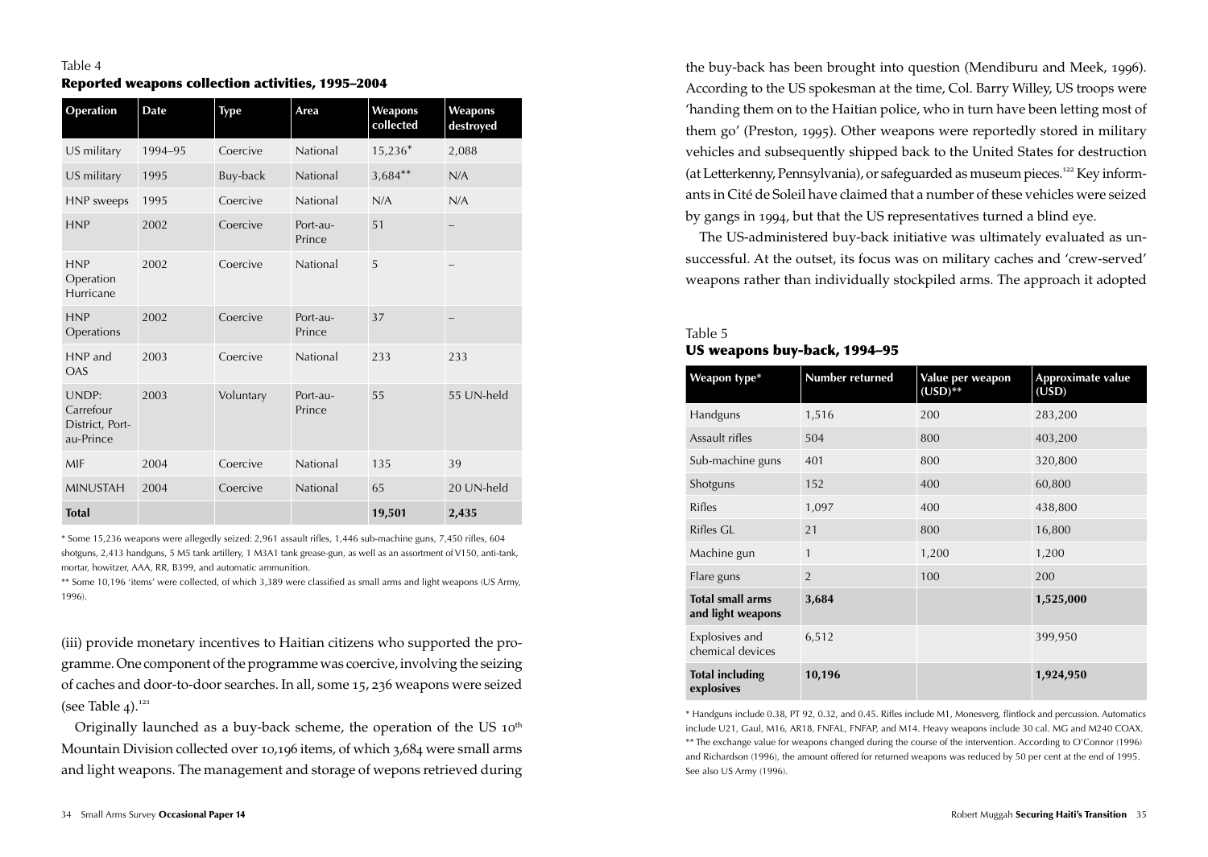Table 4

**Reported weapons collection activities, 1995–2004**

| Operation | Date | Type | Area | Weapons collected | Weapons destroyed |
|---|---|---|---|---|---|
| US military | 1994–95 | Coercive | National | 15,236* | 2,088 |
| US military | 1995 | Buy-back | National | 3,684** | N/A |
| HNP sweeps | 1995 | Coercive | National | N/A | N/A |
| HNP | 2002 | Coercive | Port-au-Prince | 51 | – |
| HNP Operation Hurricane | 2002 | Coercive | National | 5 | – |
| HNP Operations | 2002 | Coercive | Port-au-Prince | 37 | – |
| HNP and OAS | 2003 | Coercive | National | 233 | 233 |
| UNDP: Carrefour District, Port-au-Prince | 2003 | Voluntary | Port-au-Prince | 55 | 55 UN-held |
| MIF | 2004 | Coercive | National | 135 | 39 |
| MINUSTAH | 2004 | Coercive | National | 65 | 20 UN-held |
| **Total** | | | | **19,501** | **2,435** |

\* Some 15,236 weapons were allegedly seized: 2,961 assault rifles, 1,446 sub-machine guns, 7,450 rifles, 604 shotguns, 2,413 handguns, 5 M5 tank artillery, 1 M3A1 tank grease-gun, as well as an assortment of V150, anti-tank, mortar, howitzer, AAA, RR, B399, and automatic ammunition.

\*\* Some 10,196 'items' were collected, of which 3,389 were classified as small arms and light weapons (US Army, 1996).

(iii) provide monetary incentives to Haitian citizens who supported the programme. One component of the programme was coercive, involving the seizing of caches and door-to-door searches. In all, some 15, 236 weapons were seized (see Table 4).[121]

Originally launched as a buy-back scheme, the operation of the US 10th Mountain Division collected over 10,196 items, of which 3,684 were small arms and light weapons. The management and storage of wepons retrieved during the buy-back has been brought into question (Mendiburu and Meek, 1996). According to the US spokesman at the time, Col. Barry Willey, US troops were 'handing them on to the Haitian police, who in turn have been letting most of them go' (Preston, 1995). Other weapons were reportedly stored in military vehicles and subsequently shipped back to the United States for destruction (at Letterkenny, Pennsylvania), or safeguarded as museum pieces.[122] Key informants in Cité de Soleil have claimed that a number of these vehicles were seized by gangs in 1994, but that the US representatives turned a blind eye.

The US-administered buy-back initiative was ultimately evaluated as unsuccessful. At the outset, its focus was on military caches and 'crew-served' weapons rather than individually stockpiled arms. The approach it adopted

Table 5

**US weapons buy-back, 1994–95**

| Weapon type* | Number returned | Value per weapon (USD)** | Approximate value (USD) |
|---|---|---|---|
| Handguns | 1,516 | 200 | 283,200 |
| Assault rifles | 504 | 800 | 403,200 |
| Sub-machine guns | 401 | 800 | 320,800 |
| Shotguns | 152 | 400 | 60,800 |
| Rifles | 1,097 | 400 | 438,800 |
| Rifles GL | 21 | 800 | 16,800 |
| Machine gun | 1 | 1,200 | 1,200 |
| Flare guns | 2 | 100 | 200 |
| **Total small arms and light weapons** | **3,684** | | **1,525,000** |
| Explosives and chemical devices | 6,512 | | 399,950 |
| **Total including explosives** | **10,196** | | **1,924,950** |

\* Handguns include 0.38, PT 92, 0.32, and 0.45. Rifles include M1, Monesverg, flintlock and percussion. Automatics include U21, Gaul, M16, AR18, FNFAL, FNFAP, and M14. Heavy weapons include 30 cal. MG and M240 COAX.

\*\* The exchange value for weapons changed during the course of the intervention. According to O'Connor (1996) and Richardson (1996), the amount offered for returned weapons was reduced by 50 per cent at the end of 1995. See also US Army (1996).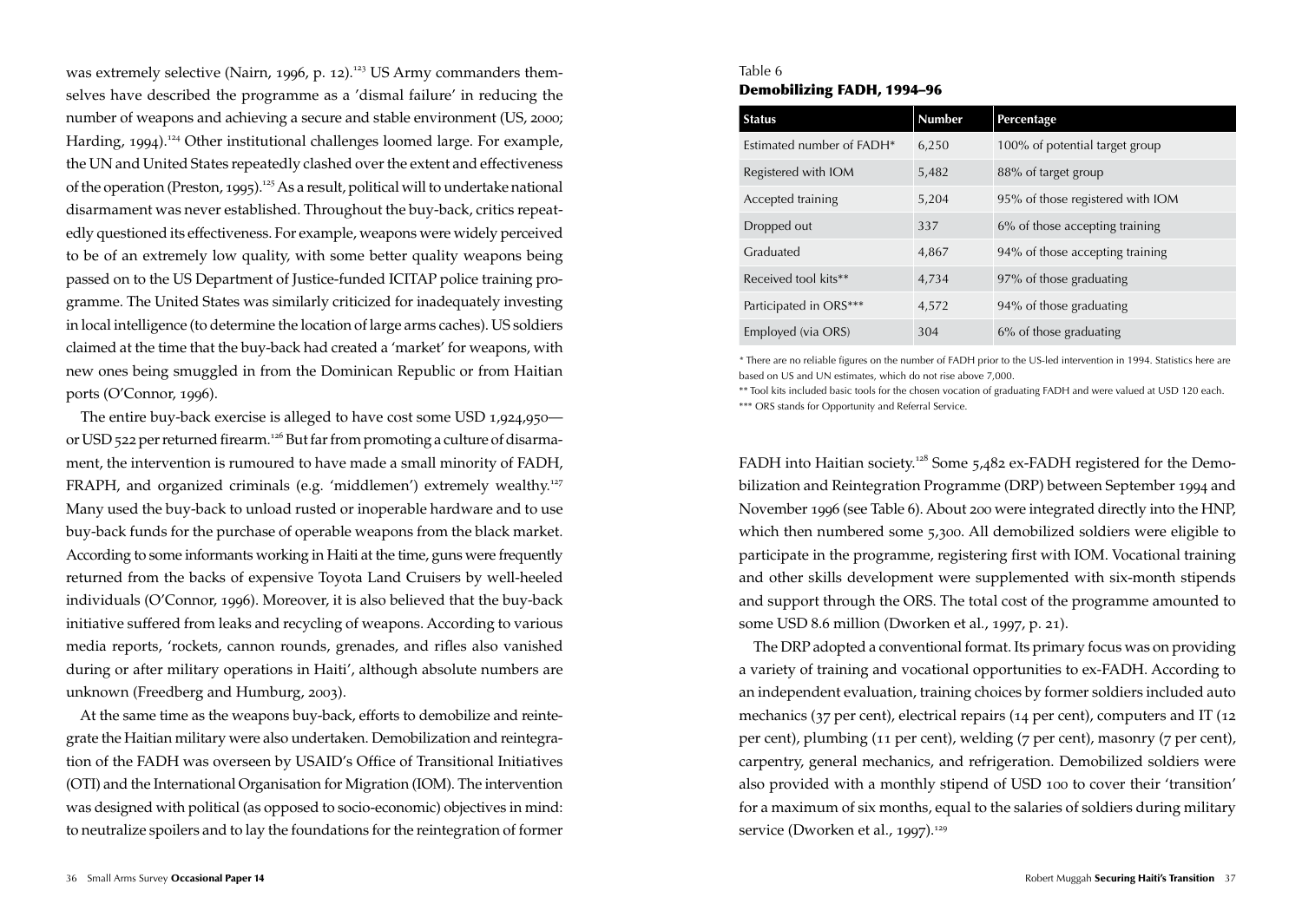was extremely selective (Nairn, 1996, p. 12).[123] US Army commanders themselves have described the programme as a 'dismal failure' in reducing the number of weapons and achieving a secure and stable environment (US, 2000; Harding, 1994).[124] Other institutional challenges loomed large. For example, the UN and United States repeatedly clashed over the extent and effectiveness of the operation (Preston, 1995).[125] As a result, political will to undertake national disarmament was never established. Throughout the buy-back, critics repeatedly questioned its effectiveness. For example, weapons were widely perceived to be of an extremely low quality, with some better quality weapons being passed on to the US Department of Justice-funded ICITAP police training programme. The United States was similarly criticized for inadequately investing in local intelligence (to determine the location of large arms caches). US soldiers claimed at the time that the buy-back had created a 'market' for weapons, with new ones being smuggled in from the Dominican Republic or from Haitian ports (O'Connor, 1996).

The entire buy-back exercise is alleged to have cost some USD 1,924,950—or USD 522 per returned firearm.[126] But far from promoting a culture of disarmament, the intervention is rumoured to have made a small minority of FADH, FRAPH, and organized criminals (e.g. 'middlemen') extremely wealthy.[127] Many used the buy-back to unload rusted or inoperable hardware and to use buy-back funds for the purchase of operable weapons from the black market. According to some informants working in Haiti at the time, guns were frequently returned from the backs of expensive Toyota Land Cruisers by well-heeled individuals (O'Connor, 1996). Moreover, it is also believed that the buy-back initiative suffered from leaks and recycling of weapons. According to various media reports, 'rockets, cannon rounds, grenades, and rifles also vanished during or after military operations in Haiti', although absolute numbers are unknown (Freedberg and Humburg, 2003).

At the same time as the weapons buy-back, efforts to demobilize and reintegrate the Haitian military were also undertaken. Demobilization and reintegration of the FADH was overseen by USAID's Office of Transitional Initiatives (OTI) and the International Organisation for Migration (IOM). The intervention was designed with political (as opposed to socio-economic) objectives in mind: to neutralize spoilers and to lay the foundations for the reintegration of former FADH into Haitian society.[128] Some 5,482 ex-FADH registered for the Demobilization and Reintegration Programme (DRP) between September 1994 and November 1996 (see Table 6). About 200 were integrated directly into the HNP, which then numbered some 5,300. All demobilized soldiers were eligible to participate in the programme, registering first with IOM. Vocational training and other skills development were supplemented with six-month stipends and support through the ORS. The total cost of the programme amounted to some USD 8.6 million (Dworken et al., 1997, p. 21).

Table 6

**Demobilizing FADH, 1994–96**

| Status | Number | Percentage |
|---|---|---|
| Estimated number of FADH* | 6,250 | 100% of potential target group |
| Registered with IOM | 5,482 | 88% of target group |
| Accepted training | 5,204 | 95% of those registered with IOM |
| Dropped out | 337 | 6% of those accepting training |
| Graduated | 4,867 | 94% of those accepting training |
| Received tool kits** | 4,734 | 97% of those graduating |
| Participated in ORS*** | 4,572 | 94% of those graduating |
| Employed (via ORS) | 304 | 6% of those graduating |

* There are no reliable figures on the number of FADH prior to the US-led intervention in 1994. Statistics here are based on US and UN estimates, which do not rise above 7,000.

** Tool kits included basic tools for the chosen vocation of graduating FADH and were valued at USD 120 each.

*** ORS stands for Opportunity and Referral Service.

The DRP adopted a conventional format. Its primary focus was on providing a variety of training and vocational opportunities to ex-FADH. According to an independent evaluation, training choices by former soldiers included auto mechanics (37 per cent), electrical repairs (14 per cent), computers and IT (12 per cent), plumbing (11 per cent), welding (7 per cent), masonry (7 per cent), carpentry, general mechanics, and refrigeration. Demobilized soldiers were also provided with a monthly stipend of USD 100 to cover their 'transition' for a maximum of six months, equal to the salaries of soldiers during military service (Dworken et al., 1997).[129]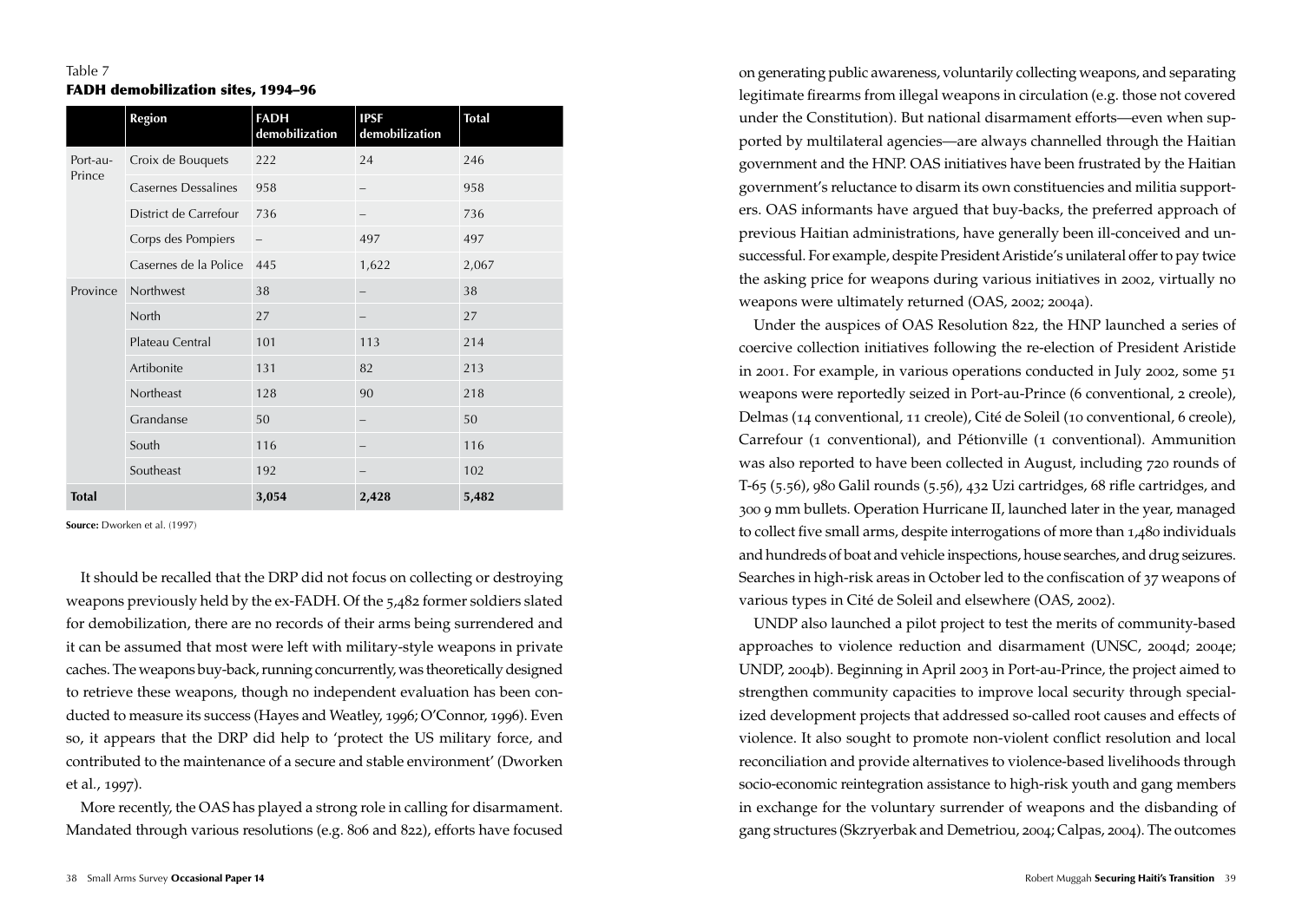Table 7

**FADH demobilization sites, 1994–96**

| | Region | FADH demobilization | IPSF demobilization | Total |
|---|---|---|---|---|
| Port-au-Prince | Croix de Bouquets | 222 | 24 | 246 |
| | Casernes Dessalines | 958 | – | 958 |
| | District de Carrefour | 736 | – | 736 |
| | Corps des Pompiers | – | 497 | 497 |
| | Casernes de la Police | 445 | 1,622 | 2,067 |
| Province | Northwest | 38 | – | 38 |
| | North | 27 | – | 27 |
| | Plateau Central | 101 | 113 | 214 |
| | Artibonite | 131 | 82 | 213 |
| | Northeast | 128 | 90 | 218 |
| | Grandanse | 50 | – | 50 |
| | South | 116 | – | 116 |
| | Southeast | 192 | – | 102 |
| **Total** | | **3,054** | **2,428** | **5,482** |

**Source:** Dworken et al. (1997)

It should be recalled that the DRP did not focus on collecting or destroying weapons previously held by the ex-FADH. Of the 5,482 former soldiers slated for demobilization, there are no records of their arms being surrendered and it can be assumed that most were left with military-style weapons in private caches. The weapons buy-back, running concurrently, was theoretically designed to retrieve these weapons, though no independent evaluation has been conducted to measure its success (Hayes and Weatley, 1996; O'Connor, 1996). Even so, it appears that the DRP did help to 'protect the US military force, and contributed to the maintenance of a secure and stable environment' (Dworken et al., 1997).

More recently, the OAS has played a strong role in calling for disarmament. Mandated through various resolutions (e.g. 806 and 822), efforts have focused on generating public awareness, voluntarily collecting weapons, and separating legitimate firearms from illegal weapons in circulation (e.g. those not covered under the Constitution). But national disarmament efforts—even when supported by multilateral agencies—are always channelled through the Haitian government and the HNP. OAS initiatives have been frustrated by the Haitian government's reluctance to disarm its own constituencies and militia supporters. OAS informants have argued that buy-backs, the preferred approach of previous Haitian administrations, have generally been ill-conceived and unsuccessful. For example, despite President Aristide's unilateral offer to pay twice the asking price for weapons during various initiatives in 2002, virtually no weapons were ultimately returned (OAS, 2002; 2004a).

Under the auspices of OAS Resolution 822, the HNP launched a series of coercive collection initiatives following the re-election of President Aristide in 2001. For example, in various operations conducted in July 2002, some 51 weapons were reportedly seized in Port-au-Prince (6 conventional, 2 creole), Delmas (14 conventional, 11 creole), Cité de Soleil (10 conventional, 6 creole), Carrefour (1 conventional), and Pétionville (1 conventional). Ammunition was also reported to have been collected in August, including 720 rounds of T-65 (5.56), 980 Galil rounds (5.56), 432 Uzi cartridges, 68 rifle cartridges, and 300 9 mm bullets. Operation Hurricane II, launched later in the year, managed to collect five small arms, despite interrogations of more than 1,480 individuals and hundreds of boat and vehicle inspections, house searches, and drug seizures. Searches in high-risk areas in October led to the confiscation of 37 weapons of various types in Cité de Soleil and elsewhere (OAS, 2002).

UNDP also launched a pilot project to test the merits of community-based approaches to violence reduction and disarmament (UNSC, 2004d; 2004e; UNDP, 2004b). Beginning in April 2003 in Port-au-Prince, the project aimed to strengthen community capacities to improve local security through specialized development projects that addressed so-called root causes and effects of violence. It also sought to promote non-violent conflict resolution and local reconciliation and provide alternatives to violence-based livelihoods through socio-economic reintegration assistance to high-risk youth and gang members in exchange for the voluntary surrender of weapons and the disbanding of gang structures (Skzryerbak and Demetriou, 2004; Calpas, 2004). The outcomes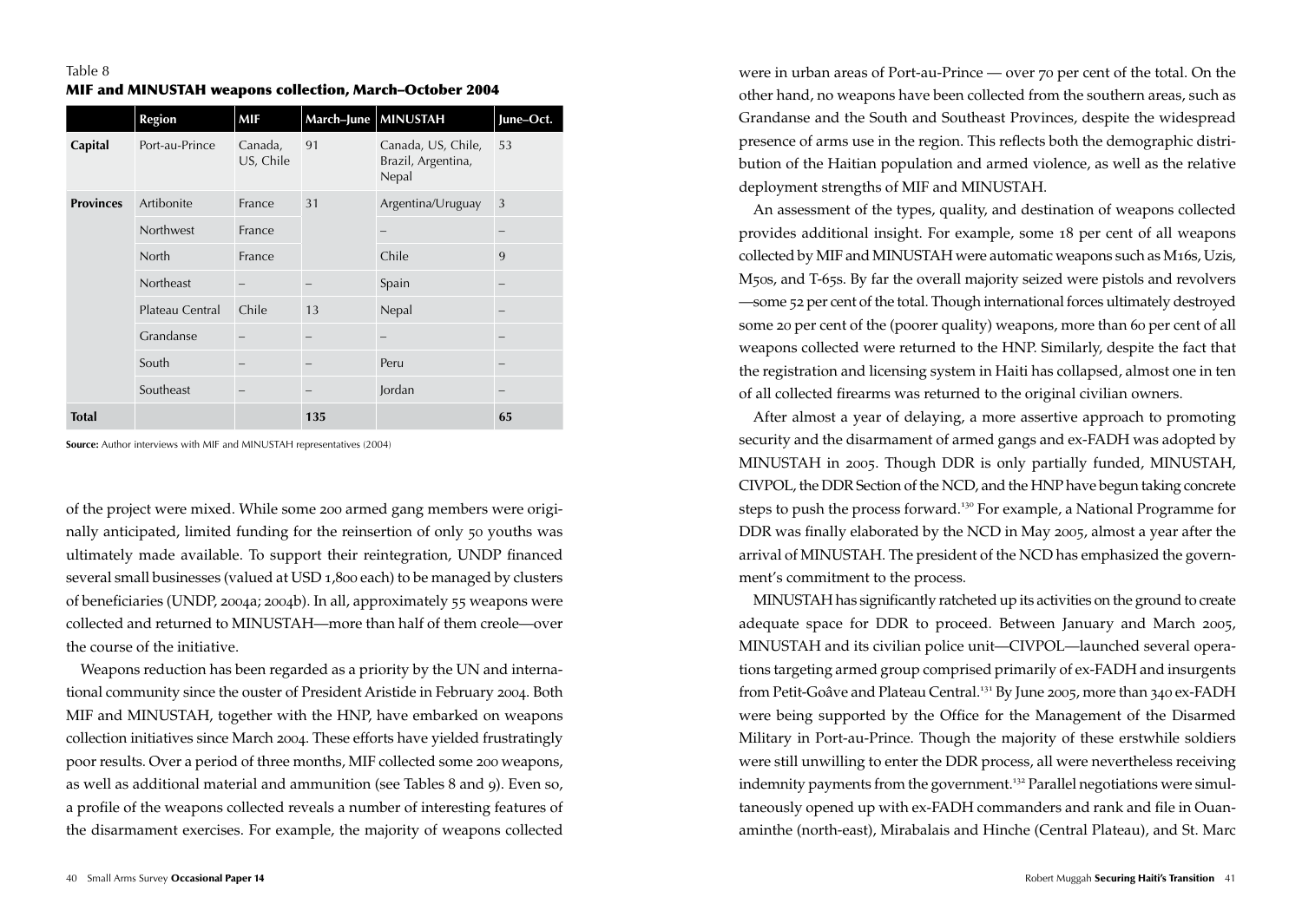Table 8

**MIF and MINUSTAH weapons collection, March–October 2004**

| | Region | MIF | March–June | MINUSTAH | June–Oct. |
|---|---|---|---|---|---|
| **Capital** | Port-au-Prince | Canada, US, Chile | 91 | Canada, US, Chile, Brazil, Argentina, Nepal | 53 |
| **Provinces** | Artibonite | France | 31 | Argentina/Uruguay | 3 |
| | Northwest | France | | – | – |
| | North | France | | Chile | 9 |
| | Northeast | – | – | Spain | – |
| | Plateau Central | Chile | 13 | Nepal | – |
| | Grandanse | – | – | – | – |
| | South | – | – | Peru | – |
| | Southeast | – | – | Jordan | – |
| **Total** | | | **135** | | **65** |

**Source:** Author interviews with MIF and MINUSTAH representatives (2004)

of the project were mixed. While some 200 armed gang members were originally anticipated, limited funding for the reinsertion of only 50 youths was ultimately made available. To support their reintegration, UNDP financed several small businesses (valued at USD 1,800 each) to be managed by clusters of beneficiaries (UNDP, 2004a; 2004b). In all, approximately 55 weapons were collected and returned to MINUSTAH—more than half of them creole—over the course of the initiative.

Weapons reduction has been regarded as a priority by the UN and international community since the ouster of President Aristide in February 2004. Both MIF and MINUSTAH, together with the HNP, have embarked on weapons collection initiatives since March 2004. These efforts have yielded frustratingly poor results. Over a period of three months, MIF collected some 200 weapons, as well as additional material and ammunition (see Tables 8 and 9). Even so, a profile of the weapons collected reveals a number of interesting features of the disarmament exercises. For example, the majority of weapons collected were in urban areas of Port-au-Prince — over 70 per cent of the total. On the other hand, no weapons have been collected from the southern areas, such as Grandanse and the South and Southeast Provinces, despite the widespread presence of arms use in the region. This reflects both the demographic distribution of the Haitian population and armed violence, as well as the relative deployment strengths of MIF and MINUSTAH.

An assessment of the types, quality, and destination of weapons collected provides additional insight. For example, some 18 per cent of all weapons collected by MIF and MINUSTAH were automatic weapons such as M16s, Uzis, M50s, and T-65s. By far the overall majority seized were pistols and revolvers—some 52 per cent of the total. Though international forces ultimately destroyed some 20 per cent of the (poorer quality) weapons, more than 60 per cent of all weapons collected were returned to the HNP. Similarly, despite the fact that the registration and licensing system in Haiti has collapsed, almost one in ten of all collected firearms was returned to the original civilian owners.

After almost a year of delaying, a more assertive approach to promoting security and the disarmament of armed gangs and ex-FADH was adopted by MINUSTAH in 2005. Though DDR is only partially funded, MINUSTAH, CIVPOL, the DDR Section of the NCD, and the HNP have begun taking concrete steps to push the process forward.[130] For example, a National Programme for DDR was finally elaborated by the NCD in May 2005, almost a year after the arrival of MINUSTAH. The president of the NCD has emphasized the government's commitment to the process.

MINUSTAH has significantly ratcheted up its activities on the ground to create adequate space for DDR to proceed. Between January and March 2005, MINUSTAH and its civilian police unit—CIVPOL—launched several operations targeting armed group comprised primarily of ex-FADH and insurgents from Petit-Goâve and Plateau Central.[131] By June 2005, more than 340 ex-FADH were being supported by the Office for the Management of the Disarmed Military in Port-au-Prince. Though the majority of these erstwhile soldiers were still unwilling to enter the DDR process, all were nevertheless receiving indemnity payments from the government.[132] Parallel negotiations were simultaneously opened up with ex-FADH commanders and rank and file in Ouanaminthe (north-east), Mirabalais and Hinche (Central Plateau), and St. Marc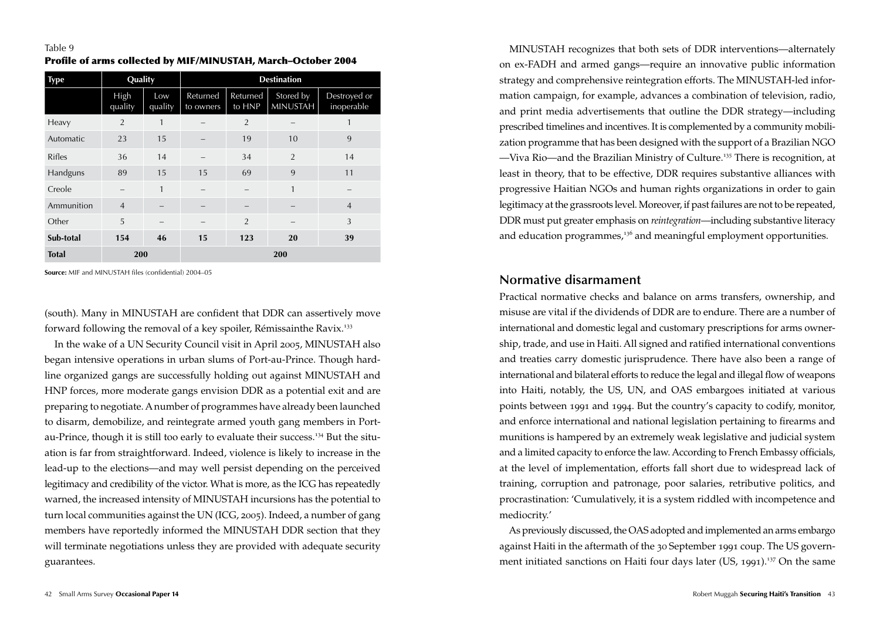Table 9

**Profile of arms collected by MIF/MINUSTAH, March–October 2004**

| Type | Quality | | Destination | | | |
|---|---|---|---|---|---|---|
| | High quality | Low quality | Returned to owners | Returned to HNP | Stored by MINUSTAH | Destroyed or inoperable |
| Heavy | 2 | 1 | – | 2 | – | 1 |
| Automatic | 23 | 15 | – | 19 | 10 | 9 |
| Rifles | 36 | 14 | – | 34 | 2 | 14 |
| Handguns | 89 | 15 | 15 | 69 | 9 | 11 |
| Creole | – | 1 | – | – | 1 | – |
| Ammunition | 4 | – | – | – | – | 4 |
| Other | 5 | – | – | 2 | – | 3 |
| **Sub-total** | **154** | **46** | **15** | **123** | **20** | **39** |
| **Total** | **200** | | **200** | | | |

**Source:** MIF and MINUSTAH files (confidential) 2004–05

(south). Many in MINUSTAH are confident that DDR can assertively move forward following the removal of a key spoiler, Rémissainthe Ravix.[133]

In the wake of a UN Security Council visit in April 2005, MINUSTAH also began intensive operations in urban slums of Port-au-Prince. Though hardline organized gangs are successfully holding out against MINUSTAH and HNP forces, more moderate gangs envision DDR as a potential exit and are preparing to negotiate. A number of programmes have already been launched to disarm, demobilize, and reintegrate armed youth gang members in Port-au-Prince, though it is still too early to evaluate their success.[134] But the situation is far from straightforward. Indeed, violence is likely to increase in the lead-up to the elections—and may well persist depending on the perceived legitimacy and credibility of the victor. What is more, as the ICG has repeatedly warned, the increased intensity of MINUSTAH incursions has the potential to turn local communities against the UN (ICG, 2005). Indeed, a number of gang members have reportedly informed the MINUSTAH DDR section that they will terminate negotiations unless they are provided with adequate security guarantees.

MINUSTAH recognizes that both sets of DDR interventions—alternately on ex-FADH and armed gangs—require an innovative public information strategy and comprehensive reintegration efforts. The MINUSTAH-led information campaign, for example, advances a combination of television, radio, and print media advertisements that outline the DDR strategy—including prescribed timelines and incentives. It is complemented by a community mobilization programme that has been designed with the support of a Brazilian NGO—Viva Rio—and the Brazilian Ministry of Culture.[135] There is recognition, at least in theory, that to be effective, DDR requires substantive alliances with progressive Haitian NGOs and human rights organizations in order to gain legitimacy at the grassroots level. Moreover, if past failures are not to be repeated, DDR must put greater emphasis on *reintegration*—including substantive literacy and education programmes,[136] and meaningful employment opportunities.

## Normative disarmament

Practical normative checks and balance on arms transfers, ownership, and misuse are vital if the dividends of DDR are to endure. There are a number of international and domestic legal and customary prescriptions for arms ownership, trade, and use in Haiti. All signed and ratified international conventions and treaties carry domestic jurisprudence. There have also been a range of international and bilateral efforts to reduce the legal and illegal flow of weapons into Haiti, notably, the US, UN, and OAS embargoes initiated at various points between 1991 and 1994. But the country's capacity to codify, monitor, and enforce international and national legislation pertaining to firearms and munitions is hampered by an extremely weak legislative and judicial system and a limited capacity to enforce the law. According to French Embassy officials, at the level of implementation, efforts fall short due to widespread lack of training, corruption and patronage, poor salaries, retributive politics, and procrastination: 'Cumulatively, it is a system riddled with incompetence and mediocrity.'

As previously discussed, the OAS adopted and implemented an arms embargo against Haiti in the aftermath of the 30 September 1991 coup. The US government initiated sanctions on Haiti four days later (US, 1991).[137] On the same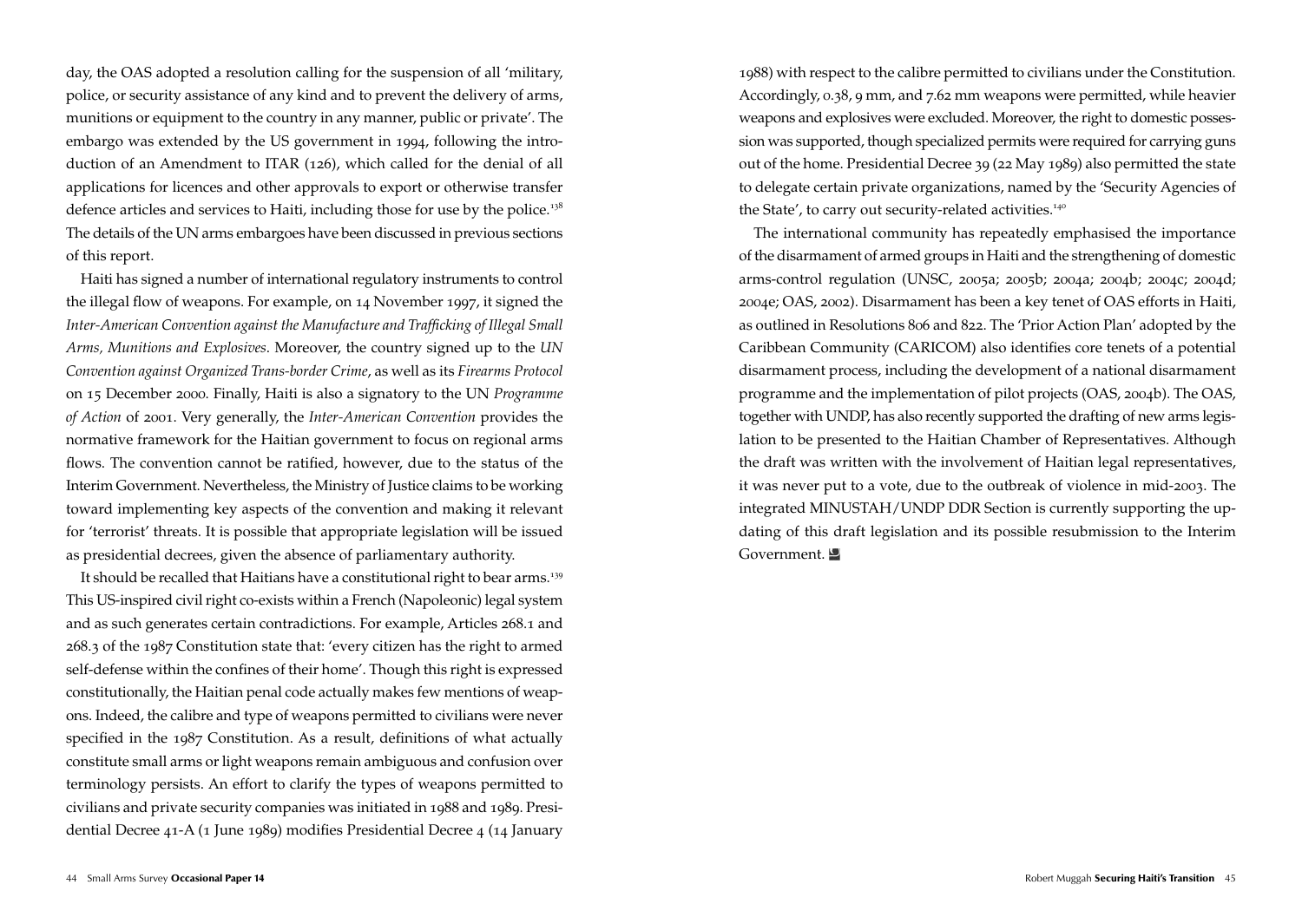day, the OAS adopted a resolution calling for the suspension of all 'military, police, or security assistance of any kind and to prevent the delivery of arms, munitions or equipment to the country in any manner, public or private'. The embargo was extended by the US government in 1994, following the introduction of an Amendment to ITAR (126), which called for the denial of all applications for licences and other approvals to export or otherwise transfer defence articles and services to Haiti, including those for use by the police.[138] The details of the UN arms embargoes have been discussed in previous sections of this report.

Haiti has signed a number of international regulatory instruments to control the illegal flow of weapons. For example, on 14 November 1997, it signed the *Inter-American Convention against the Manufacture and Trafficking of Illegal Small Arms, Munitions and Explosives*. Moreover, the country signed up to the *UN Convention against Organized Trans-border Crime*, as well as its *Firearms Protocol* on 15 December 2000. Finally, Haiti is also a signatory to the UN *Programme of Action* of 2001. Very generally, the *Inter-American Convention* provides the normative framework for the Haitian government to focus on regional arms flows. The convention cannot be ratified, however, due to the status of the Interim Government. Nevertheless, the Ministry of Justice claims to be working toward implementing key aspects of the convention and making it relevant for 'terrorist' threats. It is possible that appropriate legislation will be issued as presidential decrees, given the absence of parliamentary authority.

It should be recalled that Haitians have a constitutional right to bear arms.[139] This US-inspired civil right co-exists within a French (Napoleonic) legal system and as such generates certain contradictions. For example, Articles 268.1 and 268.3 of the 1987 Constitution state that: 'every citizen has the right to armed self-defense within the confines of their home'. Though this right is expressed constitutionally, the Haitian penal code actually makes few mentions of weapons. Indeed, the calibre and type of weapons permitted to civilians were never specified in the 1987 Constitution. As a result, definitions of what actually constitute small arms or light weapons remain ambiguous and confusion over terminology persists. An effort to clarify the types of weapons permitted to civilians and private security companies was initiated in 1988 and 1989. Presidential Decree 41-A (1 June 1989) modifies Presidential Decree 4 (14 January 1988) with respect to the calibre permitted to civilians under the Constitution. Accordingly, 0.38, 9 mm, and 7.62 mm weapons were permitted, while heavier weapons and explosives were excluded. Moreover, the right to domestic possession was supported, though specialized permits were required for carrying guns out of the home. Presidential Decree 39 (22 May 1989) also permitted the state to delegate certain private organizations, named by the 'Security Agencies of the State', to carry out security-related activities.[140]

The international community has repeatedly emphasised the importance of the disarmament of armed groups in Haiti and the strengthening of domestic arms-control regulation (UNSC, 2005a; 2005b; 2004a; 2004b; 2004c; 2004d; 2004e; OAS, 2002). Disarmament has been a key tenet of OAS efforts in Haiti, as outlined in Resolutions 806 and 822. The 'Prior Action Plan' adopted by the Caribbean Community (CARICOM) also identifies core tenets of a potential disarmament process, including the development of a national disarmament programme and the implementation of pilot projects (OAS, 2004b). The OAS, together with UNDP, has also recently supported the drafting of new arms legislation to be presented to the Haitian Chamber of Representatives. Although the draft was written with the involvement of Haitian legal representatives, it was never put to a vote, due to the outbreak of violence in mid-2003. The integrated MINUSTAH/UNDP DDR Section is currently supporting the updating of this draft legislation and its possible resubmission to the Interim Government.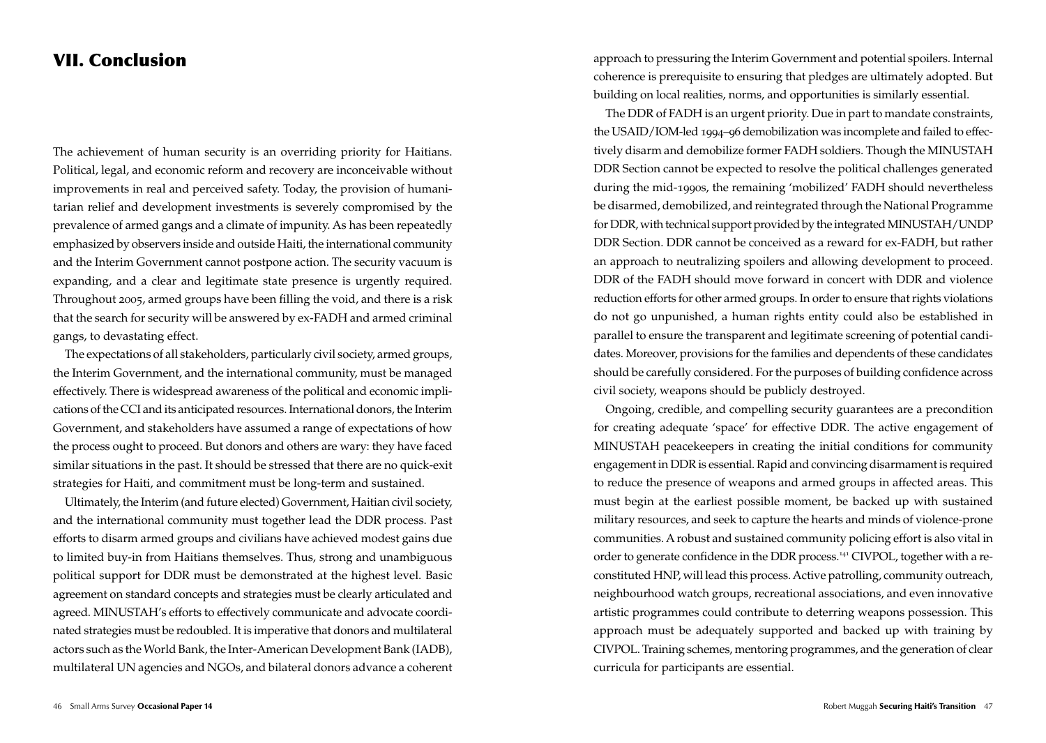# VII. Conclusion

The achievement of human security is an overriding priority for Haitians. Political, legal, and economic reform and recovery are inconceivable without improvements in real and perceived safety. Today, the provision of humanitarian relief and development investments is severely compromised by the prevalence of armed gangs and a climate of impunity. As has been repeatedly emphasized by observers inside and outside Haiti, the international community and the Interim Government cannot postpone action. The security vacuum is expanding, and a clear and legitimate state presence is urgently required. Throughout 2005, armed groups have been filling the void, and there is a risk that the search for security will be answered by ex-FADH and armed criminal gangs, to devastating effect.

The expectations of all stakeholders, particularly civil society, armed groups, the Interim Government, and the international community, must be managed effectively. There is widespread awareness of the political and economic implications of the CCI and its anticipated resources. International donors, the Interim Government, and stakeholders have assumed a range of expectations of how the process ought to proceed. But donors and others are wary: they have faced similar situations in the past. It should be stressed that there are no quick-exit strategies for Haiti, and commitment must be long-term and sustained.

Ultimately, the Interim (and future elected) Government, Haitian civil society, and the international community must together lead the DDR process. Past efforts to disarm armed groups and civilians have achieved modest gains due to limited buy-in from Haitians themselves. Thus, strong and unambiguous political support for DDR must be demonstrated at the highest level. Basic agreement on standard concepts and strategies must be clearly articulated and agreed. MINUSTAH's efforts to effectively communicate and advocate coordinated strategies must be redoubled. It is imperative that donors and multilateral actors such as the World Bank, the Inter-American Development Bank (IADB), multilateral UN agencies and NGOs, and bilateral donors advance a coherent approach to pressuring the Interim Government and potential spoilers. Internal coherence is prerequisite to ensuring that pledges are ultimately adopted. But building on local realities, norms, and opportunities is similarly essential.

The DDR of FADH is an urgent priority. Due in part to mandate constraints, the USAID/IOM-led 1994–96 demobilization was incomplete and failed to effectively disarm and demobilize former FADH soldiers. Though the MINUSTAH DDR Section cannot be expected to resolve the political challenges generated during the mid-1990s, the remaining 'mobilized' FADH should nevertheless be disarmed, demobilized, and reintegrated through the National Programme for DDR, with technical support provided by the integrated MINUSTAH/UNDP DDR Section. DDR cannot be conceived as a reward for ex-FADH, but rather an approach to neutralizing spoilers and allowing development to proceed. DDR of the FADH should move forward in concert with DDR and violence reduction efforts for other armed groups. In order to ensure that rights violations do not go unpunished, a human rights entity could also be established in parallel to ensure the transparent and legitimate screening of potential candidates. Moreover, provisions for the families and dependents of these candidates should be carefully considered. For the purposes of building confidence across civil society, weapons should be publicly destroyed.

Ongoing, credible, and compelling security guarantees are a precondition for creating adequate 'space' for effective DDR. The active engagement of MINUSTAH peacekeepers in creating the initial conditions for community engagement in DDR is essential. Rapid and convincing disarmament is required to reduce the presence of weapons and armed groups in affected areas. This must begin at the earliest possible moment, be backed up with sustained military resources, and seek to capture the hearts and minds of violence-prone communities. A robust and sustained community policing effort is also vital in order to generate confidence in the DDR process.[141] CIVPOL, together with a reconstituted HNP, will lead this process. Active patrolling, community outreach, neighbourhood watch groups, recreational associations, and even innovative artistic programmes could contribute to deterring weapons possession. This approach must be adequately supported and backed up with training by CIVPOL. Training schemes, mentoring programmes, and the generation of clear curricula for participants are essential.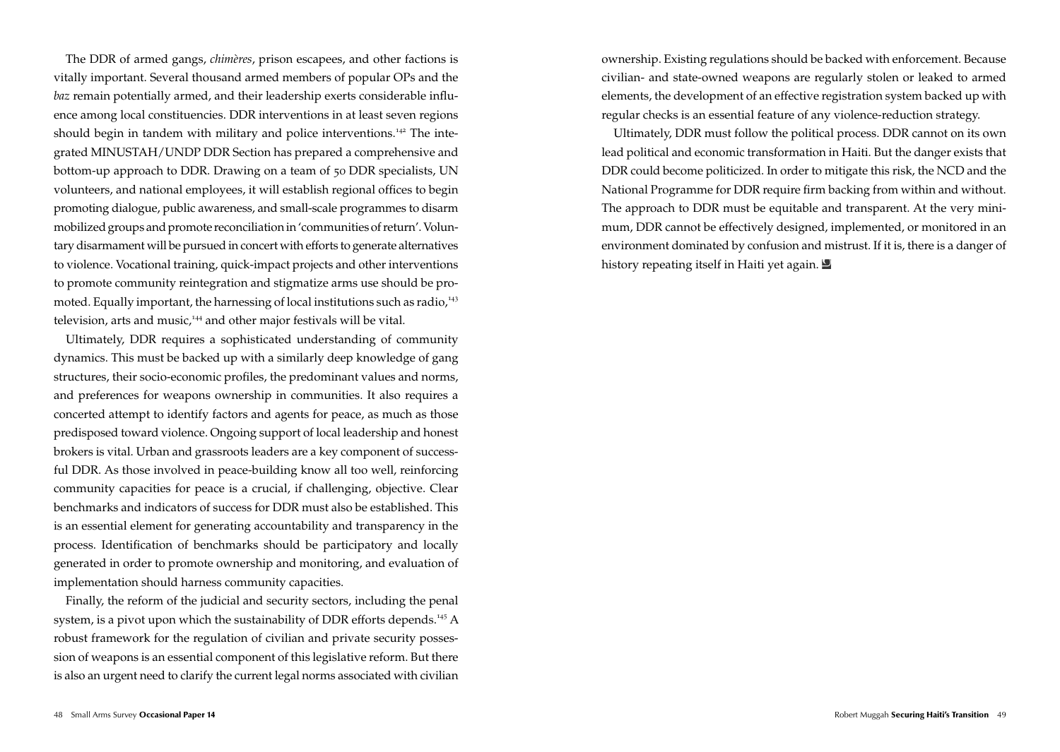The DDR of armed gangs, *chimères*, prison escapees, and other factions is vitally important. Several thousand armed members of popular OPs and the *baz* remain potentially armed, and their leadership exerts considerable influence among local constituencies. DDR interventions in at least seven regions should begin in tandem with military and police interventions.[142] The integrated MINUSTAH/UNDP DDR Section has prepared a comprehensive and bottom-up approach to DDR. Drawing on a team of 50 DDR specialists, UN volunteers, and national employees, it will establish regional offices to begin promoting dialogue, public awareness, and small-scale programmes to disarm mobilized groups and promote reconciliation in 'communities of return'. Voluntary disarmament will be pursued in concert with efforts to generate alternatives to violence. Vocational training, quick-impact projects and other interventions to promote community reintegration and stigmatize arms use should be promoted. Equally important, the harnessing of local institutions such as radio,[143] television, arts and music,[144] and other major festivals will be vital.

Ultimately, DDR requires a sophisticated understanding of community dynamics. This must be backed up with a similarly deep knowledge of gang structures, their socio-economic profiles, the predominant values and norms, and preferences for weapons ownership in communities. It also requires a concerted attempt to identify factors and agents for peace, as much as those predisposed toward violence. Ongoing support of local leadership and honest brokers is vital. Urban and grassroots leaders are a key component of successful DDR. As those involved in peace-building know all too well, reinforcing community capacities for peace is a crucial, if challenging, objective. Clear benchmarks and indicators of success for DDR must also be established. This is an essential element for generating accountability and transparency in the process. Identification of benchmarks should be participatory and locally generated in order to promote ownership and monitoring, and evaluation of implementation should harness community capacities.

Finally, the reform of the judicial and security sectors, including the penal system, is a pivot upon which the sustainability of DDR efforts depends.[145] A robust framework for the regulation of civilian and private security possession of weapons is an essential component of this legislative reform. But there is also an urgent need to clarify the current legal norms associated with civilian ownership. Existing regulations should be backed with enforcement. Because civilian- and state-owned weapons are regularly stolen or leaked to armed elements, the development of an effective registration system backed up with regular checks is an essential feature of any violence-reduction strategy.

Ultimately, DDR must follow the political process. DDR cannot on its own lead political and economic transformation in Haiti. But the danger exists that DDR could become politicized. In order to mitigate this risk, the NCD and the National Programme for DDR require firm backing from within and without. The approach to DDR must be equitable and transparent. At the very minimum, DDR cannot be effectively designed, implemented, or monitored in an environment dominated by confusion and mistrust. If it is, there is a danger of history repeating itself in Haiti yet again.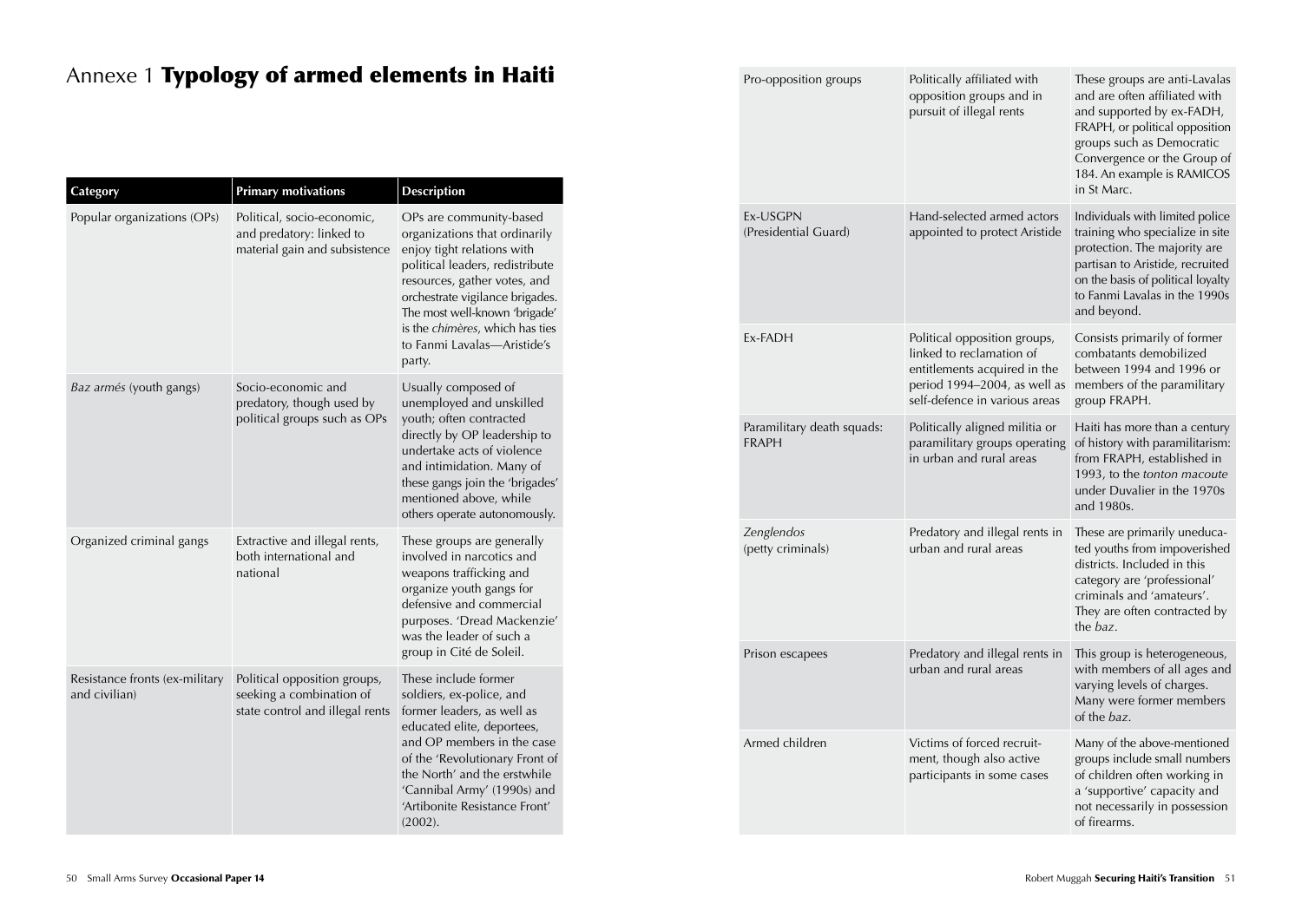# Annexe 1 **Typology of armed elements in Haiti**

| Category | Primary motivations | Description |
| --- | --- | --- |
| Popular organizations (OPs) | Political, socio-economic, and predatory: linked to material gain and subsistence | OPs are community-based organizations that ordinarily enjoy tight relations with political leaders, redistribute resources, gather votes, and orchestrate vigilance brigades. The most well-known 'brigade' is the *chimères*, which has ties to Fanmi Lavalas—Aristide's party. |
| *Baz armés* (youth gangs) | Socio-economic and predatory, though used by political groups such as OPs | Usually composed of unemployed and unskilled youth; often contracted directly by OP leadership to undertake acts of violence and intimidation. Many of these gangs join the 'brigades' mentioned above, while others operate autonomously. |
| Organized criminal gangs | Extractive and illegal rents, both international and national | These groups are generally involved in narcotics and weapons trafficking and organize youth gangs for defensive and commercial purposes. 'Dread Mackenzie' was the leader of such a group in Cité de Soleil. |
| Resistance fronts (ex-military and civilian) | Political opposition groups, seeking a combination of state control and illegal rents | These include former soldiers, ex-police, and former leaders, as well as educated elite, deportees, and OP members in the case of the 'Revolutionary Front of the North' and the erstwhile 'Cannibal Army' (1990s) and 'Artibonite Resistance Front' (2002). |
| Pro-opposition groups | Politically affiliated with opposition groups and in pursuit of illegal rents | These groups are anti-Lavalas and are often affiliated with and supported by ex-FADH, FRAPH, or political opposition groups such as Democratic Convergence or the Group of 184. An example is RAMICOS in St Marc. |
| Ex-USGPN (Presidential Guard) | Hand-selected armed actors appointed to protect Aristide | Individuals with limited police training who specialize in site protection. The majority are partisan to Aristide, recruited on the basis of political loyalty to Fanmi Lavalas in the 1990s and beyond. |
| Ex-FADH | Political opposition groups, linked to reclamation of entitlements acquired in the period 1994–2004, as well as self-defence in various areas | Consists primarily of former combatants demobilized between 1994 and 1996 or members of the paramilitary group FRAPH. |
| Paramilitary death squads: FRAPH | Politically aligned militia or paramilitary groups operating in urban and rural areas | Haiti has more than a century of history with paramilitarism: from FRAPH, established in 1993, to the *tonton macoute* under Duvalier in the 1970s and 1980s. |
| *Zenglendos* (petty criminals) | Predatory and illegal rents in urban and rural areas | These are primarily uneducated youths from impoverished districts. Included in this category are 'professional' criminals and 'amateurs'. They are often contracted by the *baz*. |
| Prison escapees | Predatory and illegal rents in urban and rural areas | This group is heterogeneous, with members of all ages and varying levels of charges. Many were former members of the *baz*. |
| Armed children | Victims of forced recruitment, though also active participants in some cases | Many of the above-mentioned groups include small numbers of children often working in a 'supportive' capacity and not necessarily in possession of firearms. |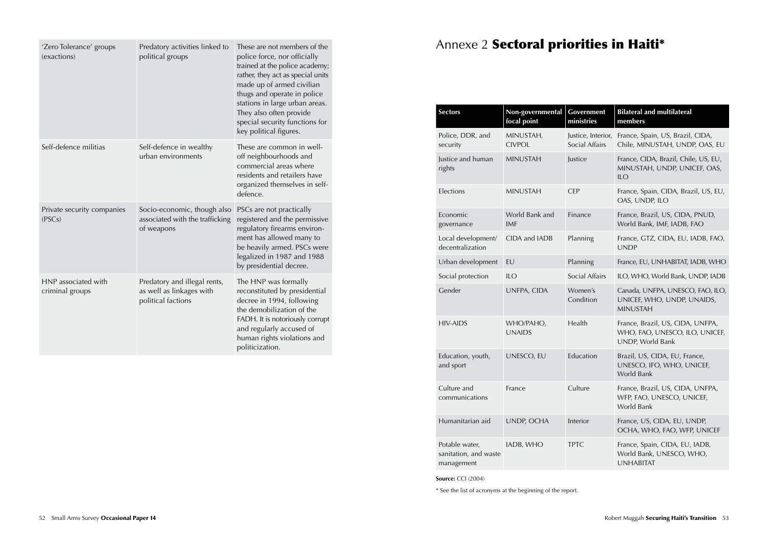| 'Zero Tolerance' groups (exactions) | Predatory activities linked to political groups | These are not members of the police force, nor officially trained at the police academy; rather, they act as special units made up of armed civilian thugs and operate in police stations in large urban areas. They also often provide special security functions for key political figures. |
|---|---|---|
| Self-defence militias | Self-defence in wealthy urban environments | These are common in well-off neighbourhoods and commercial areas where residents and retailers have organized themselves in self-defence. |
| Private security companies (PSCs) | Socio-economic, though also associated with the trafficking of weapons | PSCs are not practically registered and the permissive regulatory firearms environment has allowed many to be heavily armed. PSCs were legalized in 1987 and 1988 by presidential decree. |
| HNP associated with criminal groups | Predatory and illegal rents, as well as linkages with political factions | The HNP was formally reconstituted by presidential decree in 1994, following the demobilization of the FADH. It is notoriously corrupt and regularly accused of human rights violations and politicization. |

# Annexe 2 **Sectoral priorities in Haiti***

| Sectors | Non-governmental focal point | Government ministries | Bilateral and multilateral members |
|---|---|---|---|
| Police, DDR, and security | MINUSTAH, CIVPOL | Justice, Interior, Social Affairs | France, Spain, US, Brazil, CIDA, Chile, MINUSTAH, UNDP, OAS, EU |
| Justice and human rights | MINUSTAH | Justice | France, CIDA, Brazil, Chile, US, EU, MINUSTAH, UNDP, UNICEF, OAS, ILO |
| Elections | MINUSTAH | CEP | France, Spain, CIDA, Brazil, US, EU, OAS, UNDP, ILO |
| Economic governance | World Bank and IMF | Finance | France, Brazil, US, CIDA, PNUD, World Bank, IMF, IADB, FAO |
| Local development/ decentralization | CIDA and IADB | Planning | France, GTZ, CIDA, EU, IADB, FAO, UNDP |
| Urban development | EU | Planning | France, EU, UNHABITAT, IADB, WHO |
| Social protection | ILO | Social Affairs | ILO, WHO, World Bank, UNDP, IADB |
| Gender | UNFPA, CIDA | Women's Condition | Canada, UNFPA, UNESCO, FAO, ILO, UNICEF, WHO, UNDP, UNAIDS, MINUSTAH |
| HIV-AIDS | WHO/PAHO, UNAIDS | Health | France, Brazil, US, CIDA, UNFPA, WHO, FAO, UNESCO, ILO, UNICEF, UNDP, World Bank |
| Education, youth, and sport | UNESCO, EU | Education | Brazil, US, CIDA, EU, France, UNESCO, IFO, WHO, UNICEF, World Bank |
| Culture and communications | France | Culture | France, Brazil, US, CIDA, UNFPA, WFP, FAO, UNESCO, UNICEF, World Bank |
| Humanitarian aid | UNDP, OCHA | Interior | France, US, CIDA, EU, UNDP, OCHA, WHO, FAO, WFP, UNICEF |
| Potable water, sanitation, and waste management | IADB, WHO | TPTC | France, Spain, CIDA, EU, IADB, World Bank, UNESCO, WHO, UNHABITAT |

**Source:** CCI (2004)

* See the list of acronyms at the beginning of the report.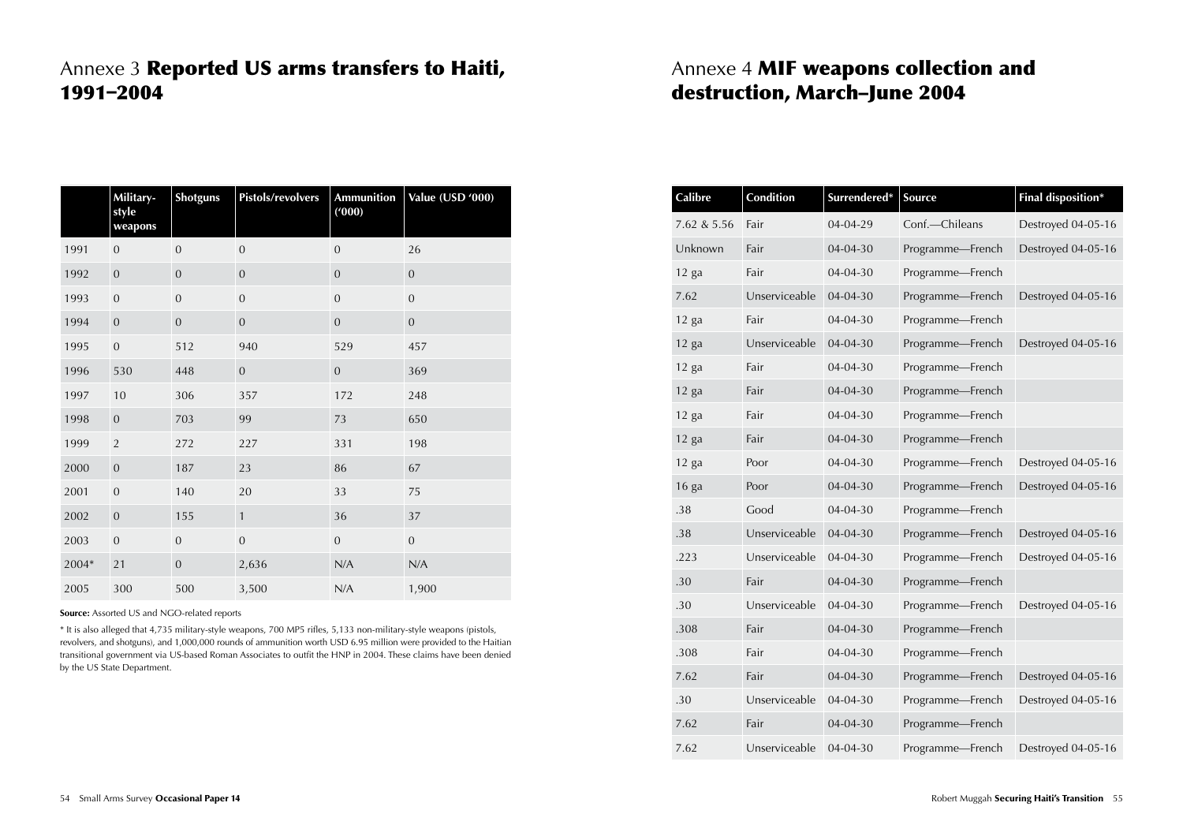# Annexe 3 **Reported US arms transfers to Haiti, 1991–2004**

| | Military-style weapons | Shotguns | Pistols/revolvers | Ammunition ('000) | Value (USD '000) |
|---|---|---|---|---|---|
| 1991 | 0 | 0 | 0 | 0 | 26 |
| 1992 | 0 | 0 | 0 | 0 | 0 |
| 1993 | 0 | 0 | 0 | 0 | 0 |
| 1994 | 0 | 0 | 0 | 0 | 0 |
| 1995 | 0 | 512 | 940 | 529 | 457 |
| 1996 | 530 | 448 | 0 | 0 | 369 |
| 1997 | 10 | 306 | 357 | 172 | 248 |
| 1998 | 0 | 703 | 99 | 73 | 650 |
| 1999 | 2 | 272 | 227 | 331 | 198 |
| 2000 | 0 | 187 | 23 | 86 | 67 |
| 2001 | 0 | 140 | 20 | 33 | 75 |
| 2002 | 0 | 155 | 1 | 36 | 37 |
| 2003 | 0 | 0 | 0 | 0 | 0 |
| 2004* | 21 | 0 | 2,636 | N/A | N/A |
| 2005 | 300 | 500 | 3,500 | N/A | 1,900 |

**Source:** Assorted US and NGO-related reports

* It is also alleged that 4,735 military-style weapons, 700 MP5 rifles, 5,133 non-military-style weapons (pistols, revolvers, and shotguns), and 1,000,000 rounds of ammunition worth USD 6.95 million were provided to the Haitian transitional government via US-based Roman Associates to outfit the HNP in 2004. These claims have been denied by the US State Department.

# Annexe 4 **MIF weapons collection and destruction, March–June 2004**

| Calibre | Condition | Surrendered* | Source | Final disposition* |
|---|---|---|---|---|
| 7.62 & 5.56 | Fair | 04-04-29 | Conf.—Chileans | Destroyed 04-05-16 |
| Unknown | Fair | 04-04-30 | Programme—French | Destroyed 04-05-16 |
| 12 ga | Fair | 04-04-30 | Programme—French | |
| 7.62 | Unserviceable | 04-04-30 | Programme—French | Destroyed 04-05-16 |
| 12 ga | Fair | 04-04-30 | Programme—French | |
| 12 ga | Unserviceable | 04-04-30 | Programme—French | Destroyed 04-05-16 |
| 12 ga | Fair | 04-04-30 | Programme—French | |
| 12 ga | Fair | 04-04-30 | Programme—French | |
| 12 ga | Fair | 04-04-30 | Programme—French | |
| 12 ga | Fair | 04-04-30 | Programme—French | |
| 12 ga | Poor | 04-04-30 | Programme—French | Destroyed 04-05-16 |
| 16 ga | Poor | 04-04-30 | Programme—French | Destroyed 04-05-16 |
| .38 | Good | 04-04-30 | Programme—French | |
| .38 | Unserviceable | 04-04-30 | Programme—French | Destroyed 04-05-16 |
| .223 | Unserviceable | 04-04-30 | Programme—French | Destroyed 04-05-16 |
| .30 | Fair | 04-04-30 | Programme—French | |
| .30 | Unserviceable | 04-04-30 | Programme—French | Destroyed 04-05-16 |
| .308 | Fair | 04-04-30 | Programme—French | |
| .308 | Fair | 04-04-30 | Programme—French | |
| 7.62 | Fair | 04-04-30 | Programme—French | Destroyed 04-05-16 |
| .30 | Unserviceable | 04-04-30 | Programme—French | Destroyed 04-05-16 |
| 7.62 | Fair | 04-04-30 | Programme—French | |
| 7.62 | Unserviceable | 04-04-30 | Programme—French | Destroyed 04-05-16 |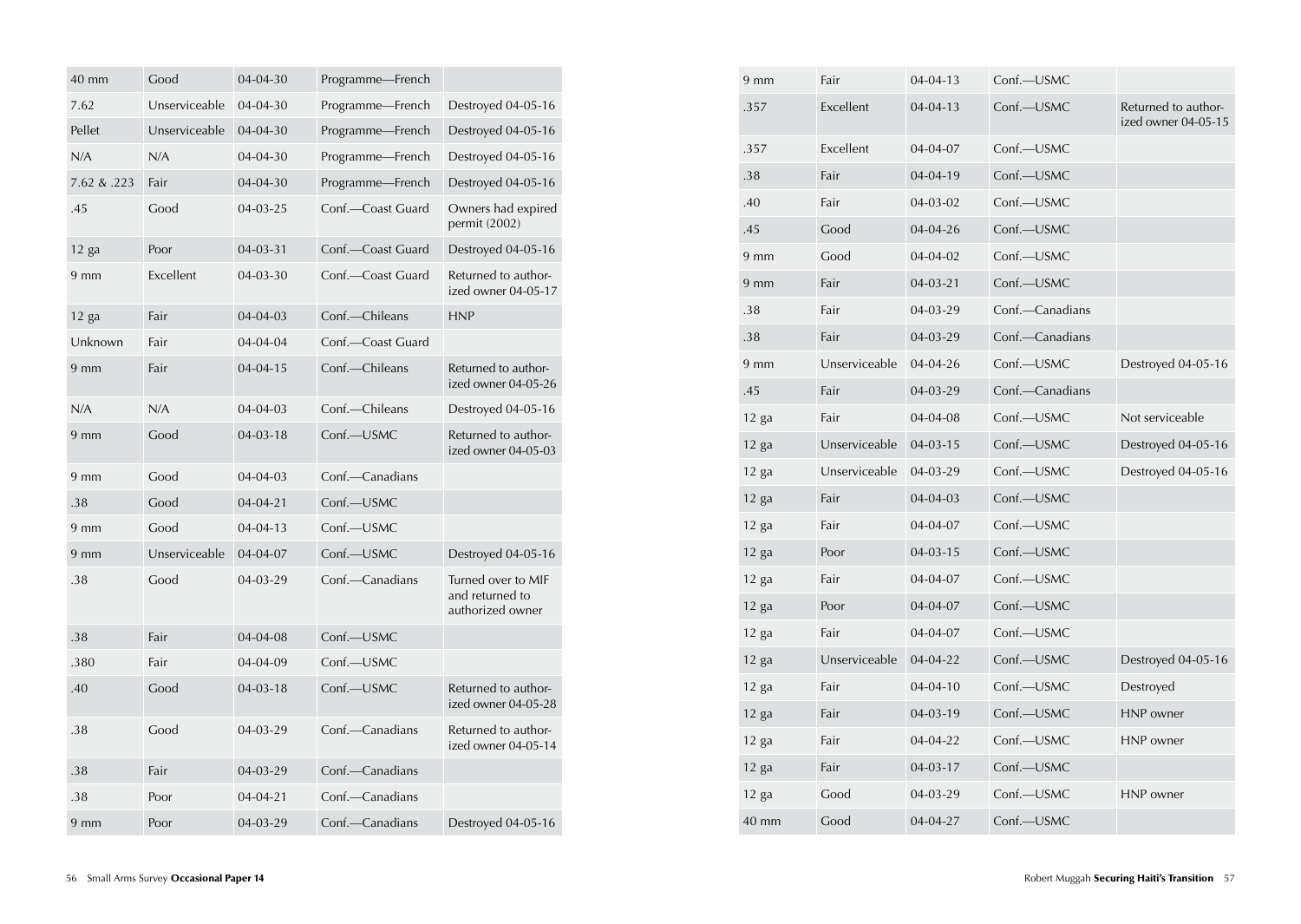| 40 mm | Good | 04-04-30 | Programme—French | |
|---|---|---|---|---|
| 7.62 | Unserviceable | 04-04-30 | Programme—French | Destroyed 04-05-16 |
| Pellet | Unserviceable | 04-04-30 | Programme—French | Destroyed 04-05-16 |
| N/A | N/A | 04-04-30 | Programme—French | Destroyed 04-05-16 |
| 7.62 & .223 | Fair | 04-04-30 | Programme—French | Destroyed 04-05-16 |
| .45 | Good | 04-03-25 | Conf.—Coast Guard | Owners had expired permit (2002) |
| 12 ga | Poor | 04-03-31 | Conf.—Coast Guard | Destroyed 04-05-16 |
| 9 mm | Excellent | 04-03-30 | Conf.—Coast Guard | Returned to authorized owner 04-05-17 |
| 12 ga | Fair | 04-04-03 | Conf.—Chileans | HNP |
| Unknown | Fair | 04-04-04 | Conf.—Coast Guard | |
| 9 mm | Fair | 04-04-15 | Conf.—Chileans | Returned to authorized owner 04-05-26 |
| N/A | N/A | 04-04-03 | Conf.—Chileans | Destroyed 04-05-16 |
| 9 mm | Good | 04-03-18 | Conf.—USMC | Returned to authorized owner 04-05-03 |
| 9 mm | Good | 04-04-03 | Conf.—Canadians | |
| .38 | Good | 04-04-21 | Conf.—USMC | |
| 9 mm | Good | 04-04-13 | Conf.—USMC | |
| 9 mm | Unserviceable | 04-04-07 | Conf.—USMC | Destroyed 04-05-16 |
| .38 | Good | 04-03-29 | Conf.—Canadians | Turned over to MIF and returned to authorized owner |
| .38 | Fair | 04-04-08 | Conf.—USMC | |
| .380 | Fair | 04-04-09 | Conf.—USMC | |
| .40 | Good | 04-03-18 | Conf.—USMC | Returned to authorized owner 04-05-28 |
| .38 | Good | 04-03-29 | Conf.—Canadians | Returned to authorized owner 04-05-14 |
| .38 | Fair | 04-03-29 | Conf.—Canadians | |
| .38 | Poor | 04-04-21 | Conf.—Canadians | |
| 9 mm | Poor | 04-03-29 | Conf.—Canadians | Destroyed 04-05-16 |
| 9 mm | Fair | 04-04-13 | Conf.—USMC | |
| .357 | Excellent | 04-04-13 | Conf.—USMC | Returned to authorized owner 04-05-15 |
| .357 | Excellent | 04-04-07 | Conf.—USMC | |
| .38 | Fair | 04-04-19 | Conf.—USMC | |
| .40 | Fair | 04-03-02 | Conf.—USMC | |
| .45 | Good | 04-04-26 | Conf.—USMC | |
| 9 mm | Good | 04-04-02 | Conf.—USMC | |
| 9 mm | Fair | 04-03-21 | Conf.—USMC | |
| .38 | Fair | 04-03-29 | Conf.—Canadians | |
| .38 | Fair | 04-03-29 | Conf.—Canadians | |
| 9 mm | Unserviceable | 04-04-26 | Conf.—USMC | Destroyed 04-05-16 |
| .45 | Fair | 04-03-29 | Conf.—Canadians | |
| 12 ga | Fair | 04-04-08 | Conf.—USMC | Not serviceable |
| 12 ga | Unserviceable | 04-03-15 | Conf.—USMC | Destroyed 04-05-16 |
| 12 ga | Unserviceable | 04-03-29 | Conf.—USMC | Destroyed 04-05-16 |
| 12 ga | Fair | 04-04-03 | Conf.—USMC | |
| 12 ga | Fair | 04-04-07 | Conf.—USMC | |
| 12 ga | Poor | 04-03-15 | Conf.—USMC | |
| 12 ga | Fair | 04-04-07 | Conf.—USMC | |
| 12 ga | Poor | 04-04-07 | Conf.—USMC | |
| 12 ga | Fair | 04-04-07 | Conf.—USMC | |
| 12 ga | Unserviceable | 04-04-22 | Conf.—USMC | Destroyed 04-05-16 |
| 12 ga | Fair | 04-04-10 | Conf.—USMC | Destroyed |
| 12 ga | Fair | 04-03-19 | Conf.—USMC | HNP owner |
| 12 ga | Fair | 04-04-22 | Conf.—USMC | HNP owner |
| 12 ga | Fair | 04-03-17 | Conf.—USMC | |
| 12 ga | Good | 04-03-29 | Conf.—USMC | HNP owner |
| 40 mm | Good | 04-04-27 | Conf.—USMC | |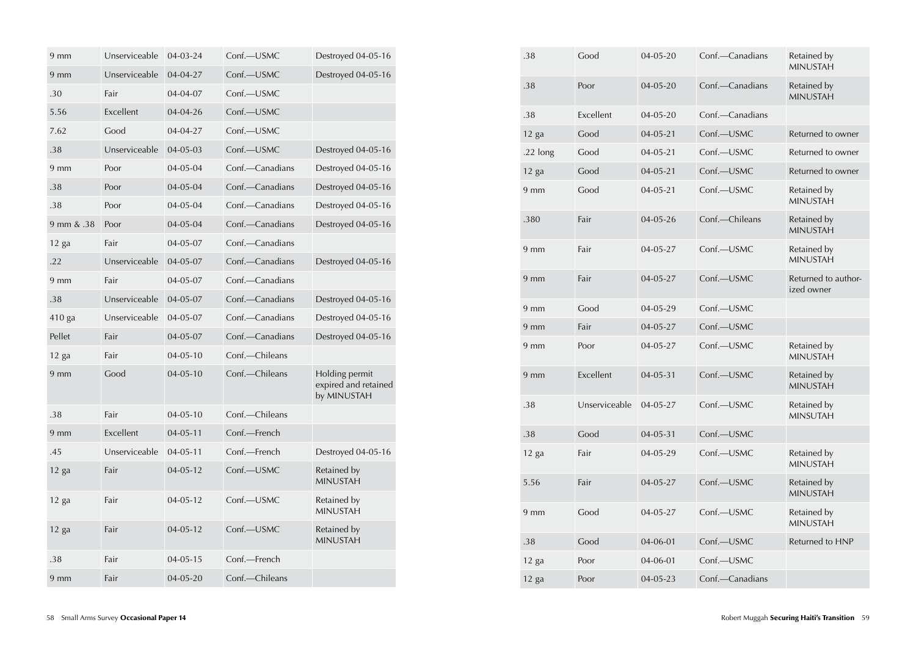| | | | | |
|---|---|---|---|---|
| 9 mm | Unserviceable | 04-03-24 | Conf.—USMC | Destroyed 04-05-16 |
| 9 mm | Unserviceable | 04-04-27 | Conf.—USMC | Destroyed 04-05-16 |
| .30 | Fair | 04-04-07 | Conf.—USMC | |
| 5.56 | Excellent | 04-04-26 | Conf.—USMC | |
| 7.62 | Good | 04-04-27 | Conf.—USMC | |
| .38 | Unserviceable | 04-05-03 | Conf.—USMC | Destroyed 04-05-16 |
| 9 mm | Poor | 04-05-04 | Conf.—Canadians | Destroyed 04-05-16 |
| .38 | Poor | 04-05-04 | Conf.—Canadians | Destroyed 04-05-16 |
| .38 | Poor | 04-05-04 | Conf.—Canadians | Destroyed 04-05-16 |
| 9 mm & .38 | Poor | 04-05-04 | Conf.—Canadians | Destroyed 04-05-16 |
| 12 ga | Fair | 04-05-07 | Conf.—Canadians | |
| .22 | Unserviceable | 04-05-07 | Conf.—Canadians | Destroyed 04-05-16 |
| 9 mm | Fair | 04-05-07 | Conf.—Canadians | |
| .38 | Unserviceable | 04-05-07 | Conf.—Canadians | Destroyed 04-05-16 |
| 410 ga | Unserviceable | 04-05-07 | Conf.—Canadians | Destroyed 04-05-16 |
| Pellet | Fair | 04-05-07 | Conf.—Canadians | Destroyed 04-05-16 |
| 12 ga | Fair | 04-05-10 | Conf.—Chileans | |
| 9 mm | Good | 04-05-10 | Conf.—Chileans | Holding permit expired and retained by MINUSTAH |
| .38 | Fair | 04-05-10 | Conf.—Chileans | |
| 9 mm | Excellent | 04-05-11 | Conf.—French | |
| .45 | Unserviceable | 04-05-11 | Conf.—French | Destroyed 04-05-16 |
| 12 ga | Fair | 04-05-12 | Conf.—USMC | Retained by MINUSTAH |
| 12 ga | Fair | 04-05-12 | Conf.—USMC | Retained by MINUSTAH |
| 12 ga | Fair | 04-05-12 | Conf.—USMC | Retained by MINUSTAH |
| .38 | Fair | 04-05-15 | Conf.—French | |
| 9 mm | Fair | 04-05-20 | Conf.—Chileans | |
| .38 | Good | 04-05-20 | Conf.—Canadians | Retained by MINUSTAH |
| .38 | Poor | 04-05-20 | Conf.—Canadians | Retained by MINUSTAH |
| .38 | Excellent | 04-05-20 | Conf.—Canadians | |
| 12 ga | Good | 04-05-21 | Conf.—USMC | Returned to owner |
| .22 long | Good | 04-05-21 | Conf.—USMC | Returned to owner |
| 12 ga | Good | 04-05-21 | Conf.—USMC | Returned to owner |
| 9 mm | Good | 04-05-21 | Conf.—USMC | Retained by MINUSTAH |
| .380 | Fair | 04-05-26 | Conf.—Chileans | Retained by MINUSTAH |
| 9 mm | Fair | 04-05-27 | Conf.—USMC | Retained by MINUSTAH |
| 9 mm | Fair | 04-05-27 | Conf.—USMC | Returned to authorized owner |
| 9 mm | Good | 04-05-29 | Conf.—USMC | |
| 9 mm | Fair | 04-05-27 | Conf.—USMC | |
| 9 mm | Poor | 04-05-27 | Conf.—USMC | Retained by MINUSTAH |
| 9 mm | Excellent | 04-05-31 | Conf.—USMC | Retained by MINUSTAH |
| .38 | Unserviceable | 04-05-27 | Conf.—USMC | Retained by MINSUTAH |
| .38 | Good | 04-05-31 | Conf.—USMC | |
| 12 ga | Fair | 04-05-29 | Conf.—USMC | Retained by MINUSTAH |
| 5.56 | Fair | 04-05-27 | Conf.—USMC | Retained by MINUSTAH |
| 9 mm | Good | 04-05-27 | Conf.—USMC | Retained by MINUSTAH |
| .38 | Good | 04-06-01 | Conf.—USMC | Returned to HNP |
| 12 ga | Poor | 04-06-01 | Conf.—USMC | |
| 12 ga | Poor | 04-05-23 | Conf.—Canadians | |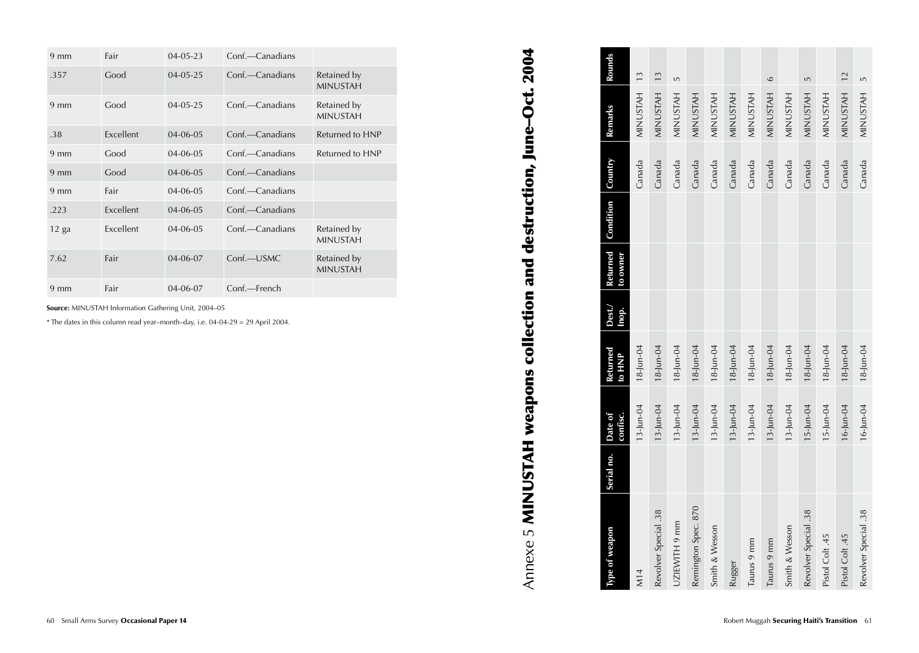| 9 mm | Fair | 04-05-23 | Conf.—Canadians | |
|---|---|---|---|---|
| .357 | Good | 04-05-25 | Conf.—Canadians | Retained by MINUSTAH |
| 9 mm | Good | 04-05-25 | Conf.—Canadians | Retained by MINUSTAH |
| .38 | Excellent | 04-06-05 | Conf.—Canadians | Returned to HNP |
| 9 mm | Good | 04-06-05 | Conf.—Canadians | Returned to HNP |
| 9 mm | Good | 04-06-05 | Conf.—Canadians | |
| 9 mm | Fair | 04-06-05 | Conf.—Canadians | |
| .223 | Excellent | 04-06-05 | Conf.—Canadians | |
| 12 ga | Excellent | 04-06-05 | Conf.—Canadians | Retained by MINUSTAH |
| 7.62 | Fair | 04-06-07 | Conf.—USMC | Retained by MINUSTAH |
| 9 mm | Fair | 04-06-07 | Conf.—French | |

**Source:** MINUSTAH Information Gathering Unit, 2004–05

\* The dates in this column read year–month–day, i.e. 04-04-29 = 29 April 2004.

# Annexe 5 **MINUSTAH weapons collection and destruction, June–Oct. 2004**

| Type of weapon | Serial no. | Date of confisc. | Returned to HNP | Dest./ Inop. | Returned to owner | Condition | Country | Remarks | Rounds |
|---|---|---|---|---|---|---|---|---|---|
| M14 | | 13-Jun-04 | 18-Jun-04 | | | | Canada | MINUSTAH | 13 |
| Revolver Special .38 | | 13-Jun-04 | 18-Jun-04 | | | | Canada | MINUSTAH | 13 |
| UZIEWITH 9 mm | | 13-Jun-04 | 18-Jun-04 | | | | Canada | MINUSTAH | 5 |
| Remington Spec. 870 | | 13-Jun-04 | 18-Jun-04 | | | | Canada | MINUSTAH | |
| Smith & Wesson | | 13-Jun-04 | 18-Jun-04 | | | | Canada | MINUSTAH | |
| Rugger | | 13-Jun-04 | 18-Jun-04 | | | | Canada | MINUSTAH | |
| Taurus 9 mm | | 13-Jun-04 | 18-Jun-04 | | | | Canada | MINUSTAH | |
| Taurus 9 mm | | 13-Jun-04 | 18-Jun-04 | | | | Canada | MINUSTAH | 6 |
| Smith & Wesson | | 13-Jun-04 | 18-Jun-04 | | | | Canada | MINUSTAH | |
| Revolver Special .38 | | 15-Jun-04 | 18-Jun-04 | | | | Canada | MINUSTAH | 5 |
| Pistol Colt .45 | | 15-Jun-04 | 18-Jun-04 | | | | Canada | MINUSTAH | |
| Pistol Colt .45 | | 16-Jun-04 | 18-Jun-04 | | | | Canada | MINUSTAH | 12 |
| Revolver Special .38 | | 16-Jun-04 | 18-Jun-04 | | | | Canada | MINUSTAH | 5 |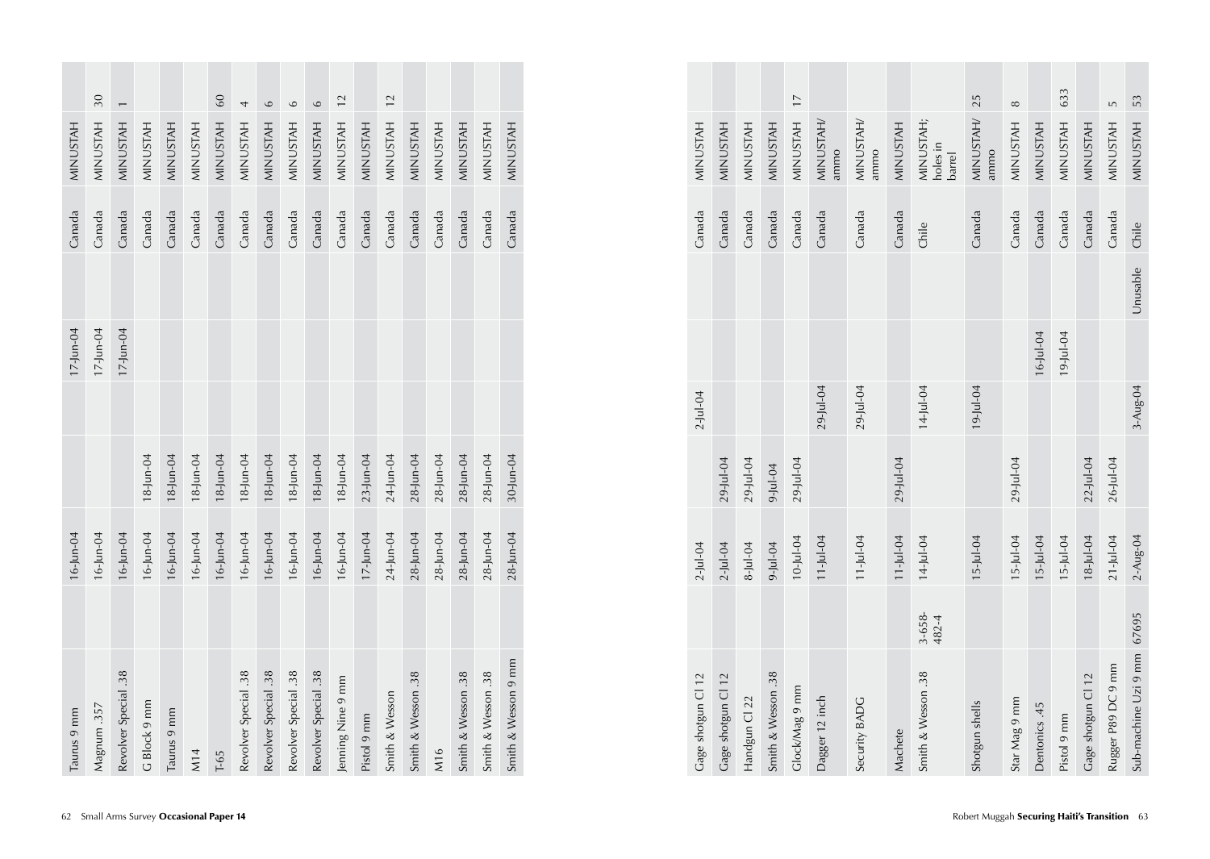| | | | | | | | | | |
|---|---|---|---|---|---|---|---|---|---|
| Taurus 9 mm | | 16-Jun-04 | | | 17-Jun-04 | | Canada | MINUSTAH | |
| Magnum .357 | | 16-Jun-04 | | | 17-Jun-04 | | Canada | MINUSTAH | 30 |
| Revolver Special .38 | | 16-Jun-04 | | | 17-Jun-04 | | Canada | MINUSTAH | 1 |
| G Block 9 mm | | 16-Jun-04 | 18-Jun-04 | | | | Canada | MINUSTAH | |
| Taurus 9 mm | | 16-Jun-04 | 18-Jun-04 | | | | Canada | MINUSTAH | |
| M14 | | 16-Jun-04 | 18-Jun-04 | | | | Canada | MINUSTAH | |
| T-65 | | 16-Jun-04 | 18-Jun-04 | | | | Canada | MINUSTAH | 60 |
| Revolver Special .38 | | 16-Jun-04 | 18-Jun-04 | | | | Canada | MINUSTAH | 4 |
| Revolver Special .38 | | 16-Jun-04 | 18-Jun-04 | | | | Canada | MINUSTAH | 6 |
| Revolver Special .38 | | 16-Jun-04 | 18-Jun-04 | | | | Canada | MINUSTAH | 6 |
| Revolver Special .38 | | 16-Jun-04 | 18-Jun-04 | | | | Canada | MINUSTAH | 6 |
| Jenning Nine 9 mm | | 16-Jun-04 | 18-Jun-04 | | | | Canada | MINUSTAH | 12 |
| Pistol 9 mm | | 17-Jun-04 | 23-Jun-04 | | | | Canada | MINUSTAH | |
| Smith & Wesson | | 24-Jun-04 | 24-Jun-04 | | | | Canada | MINUSTAH | 12 |
| Smith & Wesson .38 | | 28-Jun-04 | 28-Jun-04 | | | | Canada | MINUSTAH | |
| M16 | | 28-Jun-04 | 28-Jun-04 | | | | Canada | MINUSTAH | |
| Smith & Wesson .38 | | 28-Jun-04 | 28-Jun-04 | | | | Canada | MINUSTAH | |
| Smith & Wesson .38 | | 28-Jun-04 | 28-Jun-04 | | | | Canada | MINUSTAH | |
| Smith & Wesson 9 mm | | 28-Jun-04 | 30-Jun-04 | | | | Canada | MINUSTAH | |
| Gage shotgun Cl 12 | | 2-Jul-04 | | 2-Jul-04 | | | Canada | MINUSTAH | |
| Gage shotgun Cl 12 | | 2-Jul-04 | 29-Jul-04 | | | | Canada | MINUSTAH | |
| Handgun Cl 22 | | 8-Jul-04 | 29-Jul-04 | | | | Canada | MINUSTAH | |
| Smith & Wesson .38 | | 9-Jul-04 | 9-Jul-04 | | | | Canada | MINUSTAH | |
| Glock/Mag 9 mm | | 10-Jul-04 | 29-Jul-04 | | | | Canada | MINUSTAH | 17 |
| Dagger 12 inch | | 11-Jul-04 | | 29-Jul-04 | | | Canada | MINUSTAH/ ammo | |
| Security BADG | | 11-Jul-04 | | 29-Jul-04 | | | Canada | MINUSTAH/ ammo | |
| Machete | | 11-Jul-04 | 29-Jul-04 | | | | Canada | MINUSTAH | |
| Smith & Wesson .38 | 3-658-482-4 | 14-Jul-04 | | 14-Jul-04 | | | Chile | MINUSTAH; holes in barrel | |
| Shotgun shells | | 15-Jul-04 | | 19-Jul-04 | | | Canada | MINUSTAH/ ammo | 25 |
| Star Mag 9 mm | | 15-Jul-04 | 29-Jul-04 | | | | Canada | MINUSTAH | 8 |
| Dentonics .45 | | 15-Jul-04 | | | 16-Jul-04 | | Canada | MINUSTAH | |
| Pistol 9 mm | | 15-Jul-04 | | | 19-Jul-04 | | Canada | MINUSTAH | 633 |
| Gage shotgun Cl 12 | | 18-Jul-04 | 22-Jul-04 | | | | Canada | MINUSTAH | |
| Rugger P89 DC 9 mm | | 21-Jul-04 | 26-Jul-04 | | | | Canada | MINUSTAH | 5 |
| Sub-machine Uzi 9 mm | 67695 | 2-Aug-04 | | 3-Aug-04 | | Unusable | Chile | MINUSTAH | 53 |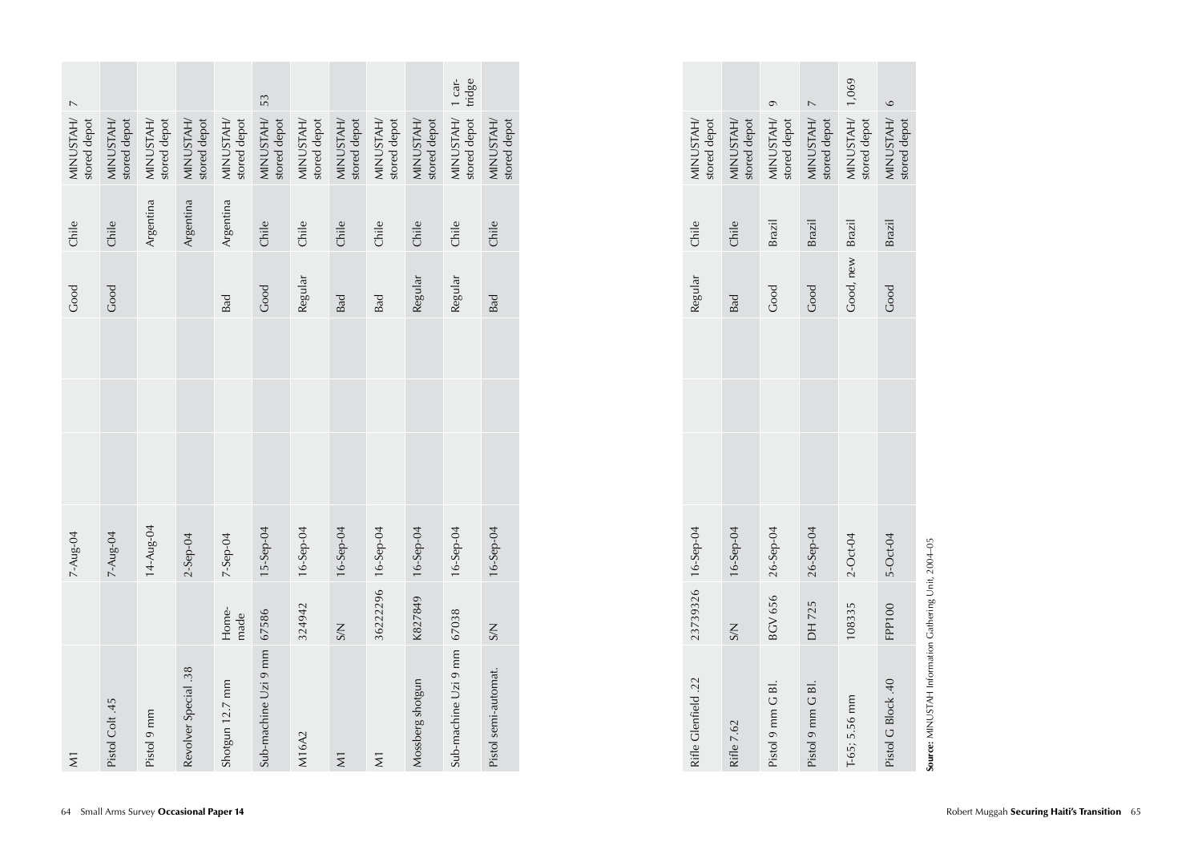| | | | | | | | | | |
|---|---|---|---|---|---|---|---|---|---|
| M1 | | 7-Aug-04 | | | | Good | Chile | MINUSTAH/ stored depot | 7 |
| Pistol Colt .45 | | 7-Aug-04 | | | | Good | Chile | MINUSTAH/ stored depot | |
| Pistol 9 mm | | 14-Aug-04 | | | | | Argentina | MINUSTAH/ stored depot | |
| Revolver Special .38 | | 2-Sep-04 | | | | | Argentina | MINUSTAH/ stored depot | |
| Shotgun 12.7 mm | Home-made | 7-Sep-04 | | | | Bad | Argentina | MINUSTAH/ stored depot | |
| Sub-machine Uzi 9 mm | 67586 | 15-Sep-04 | | | | Good | Chile | MINUSTAH/ stored depot | 53 |
| M16A2 | 324942 | 16-Sep-04 | | | | Regular | Chile | MINUSTAH/ stored depot | |
| M1 | S/N | 16-Sep-04 | | | | Bad | Chile | MINUSTAH/ stored depot | |
| M1 | 36222296 | 16-Sep-04 | | | | Bad | Chile | MINUSTAH/ stored depot | |
| Mossberg shotgun | K827849 | 16-Sep-04 | | | | Regular | Chile | MINUSTAH/ stored depot | |
| Sub-machine Uzi 9 mm | 67038 | 16-Sep-04 | | | | Regular | Chile | MINUSTAH/ stored depot | 1 cartridge |
| Pistol semi-automat. | S/N | 16-Sep-04 | | | | Bad | Chile | MINUSTAH/ stored depot | |
| Rifle Glenfield .22 | 23739326 | 16-Sep-04 | | | | Regular | Chile | MINUSTAH/ stored depot | |
| Rifle 7.62 | S/N | 16-Sep-04 | | | | Bad | Chile | MINUSTAH/ stored depot | |
| Pistol 9 mm G Bl. | BGV 656 | 26-Sep-04 | | | | Good | Brazil | MINUSTAH/ stored depot | 9 |
| Pistol 9 mm G Bl. | DH 725 | 26-Sep-04 | | | | Good | Brazil | MINUSTAH/ stored depot | 7 |
| T-65; 5.56 mm | 108335 | 2-Oct-04 | | | | Good, new | Brazil | MINUSTAH/ stored depot | 1,069 |
| Pistol G Block .40 | FPP100 | 5-Oct-04 | | | | Good | Brazil | MINUSTAH/ stored depot | 6 |

**Source:** MINUSTAH Information Gathering Unit, 2004–05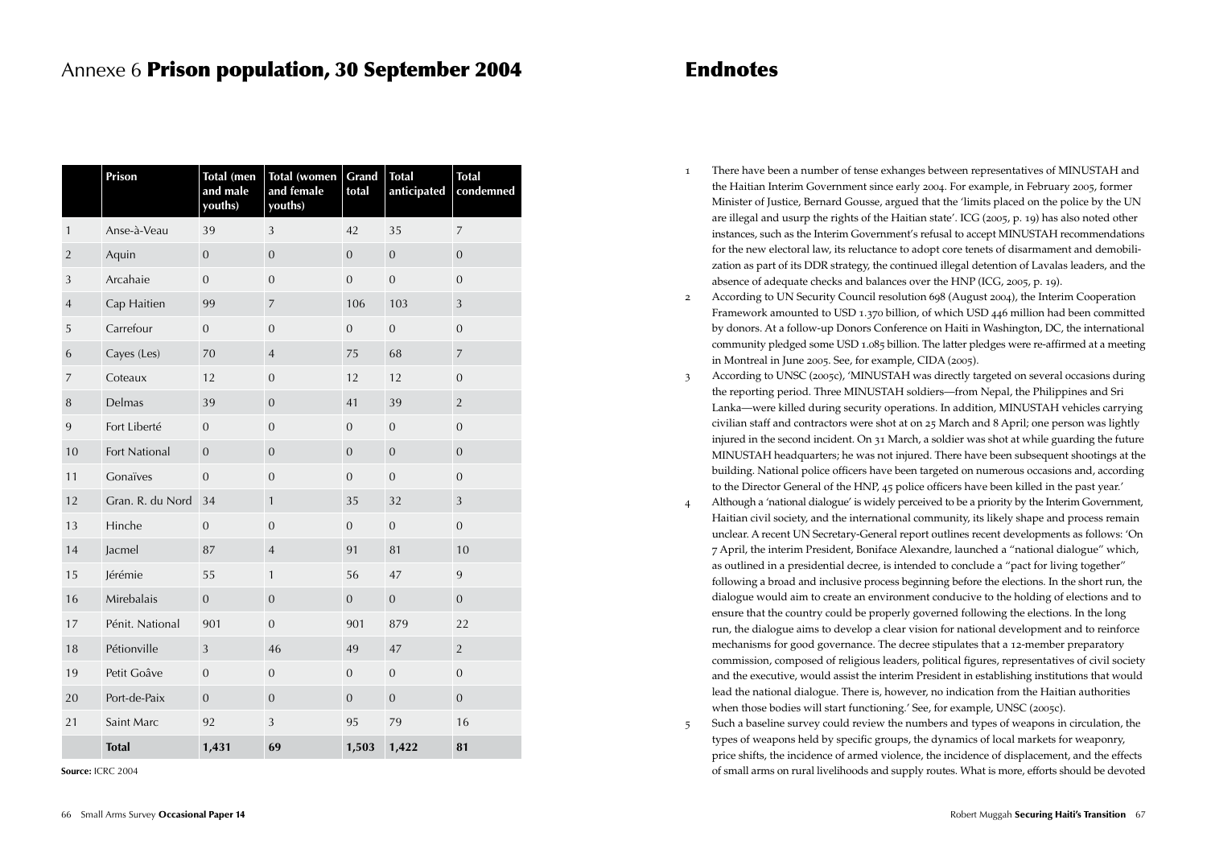# Annexe 6 **Prison population, 30 September 2004**

| | Prison | Total (men and male youths) | Total (women and female youths) | Grand total | Total anticipated | Total condemned |
|---|---|---|---|---|---|---|
| 1 | Anse-à-Veau | 39 | 3 | 42 | 35 | 7 |
| 2 | Aquin | 0 | 0 | 0 | 0 | 0 |
| 3 | Arcahaie | 0 | 0 | 0 | 0 | 0 |
| 4 | Cap Haitien | 99 | 7 | 106 | 103 | 3 |
| 5 | Carrefour | 0 | 0 | 0 | 0 | 0 |
| 6 | Cayes (Les) | 70 | 4 | 75 | 68 | 7 |
| 7 | Coteaux | 12 | 0 | 12 | 12 | 0 |
| 8 | Delmas | 39 | 0 | 41 | 39 | 2 |
| 9 | Fort Liberté | 0 | 0 | 0 | 0 | 0 |
| 10 | Fort National | 0 | 0 | 0 | 0 | 0 |
| 11 | Gonaïves | 0 | 0 | 0 | 0 | 0 |
| 12 | Gran. R. du Nord | 34 | 1 | 35 | 32 | 3 |
| 13 | Hinche | 0 | 0 | 0 | 0 | 0 |
| 14 | Jacmel | 87 | 4 | 91 | 81 | 10 |
| 15 | Jérémie | 55 | 1 | 56 | 47 | 9 |
| 16 | Mirebalais | 0 | 0 | 0 | 0 | 0 |
| 17 | Pénit. National | 901 | 0 | 901 | 879 | 22 |
| 18 | Pétionville | 3 | 46 | 49 | 47 | 2 |
| 19 | Petit Goâve | 0 | 0 | 0 | 0 | 0 |
| 20 | Port-de-Paix | 0 | 0 | 0 | 0 | 0 |
| 21 | Saint Marc | 92 | 3 | 95 | 79 | 16 |
| | **Total** | **1,431** | **69** | **1,503** | **1,422** | **81** |

**Source:** ICRC 2004

# Endnotes

1. There have been a number of tense exhanges between representatives of MINUSTAH and the Haitian Interim Government since early 2004. For example, in February 2005, former Minister of Justice, Bernard Gousse, argued that the 'limits placed on the police by the UN are illegal and usurp the rights of the Haitian state'. ICG (2005, p. 19) has also noted other instances, such as the Interim Government's refusal to accept MINUSTAH recommendations for the new electoral law, its reluctance to adopt core tenets of disarmament and demobilization as part of its DDR strategy, the continued illegal detention of Lavalas leaders, and the absence of adequate checks and balances over the HNP (ICG, 2005, p. 19).
2. According to UN Security Council resolution 698 (August 2004), the Interim Cooperation Framework amounted to USD 1.370 billion, of which USD 446 million had been committed by donors. At a follow-up Donors Conference on Haiti in Washington, DC, the international community pledged some USD 1.085 billion. The latter pledges were re-affirmed at a meeting in Montreal in June 2005. See, for example, CIDA (2005).
3. According to UNSC (2005c), 'MINUSTAH was directly targeted on several occasions during the reporting period. Three MINUSTAH soldiers—from Nepal, the Philippines and Sri Lanka—were killed during security operations. In addition, MINUSTAH vehicles carrying civilian staff and contractors were shot at on 25 March and 8 April; one person was lightly injured in the second incident. On 31 March, a soldier was shot at while guarding the future MINUSTAH headquarters; he was not injured. There have been subsequent shootings at the building. National police officers have been targeted on numerous occasions and, according to the Director General of the HNP, 45 police officers have been killed in the past year.'
4. Although a 'national dialogue' is widely perceived to be a priority by the Interim Government, Haitian civil society, and the international community, its likely shape and process remain unclear. A recent UN Secretary-General report outlines recent developments as follows: 'On 7 April, the interim President, Boniface Alexandre, launched a "national dialogue" which, as outlined in a presidential decree, is intended to conclude a "pact for living together" following a broad and inclusive process beginning before the elections. In the short run, the dialogue would aim to create an environment conducive to the holding of elections and to ensure that the country could be properly governed following the elections. In the long run, the dialogue aims to develop a clear vision for national development and to reinforce mechanisms for good governance. The decree stipulates that a 12-member preparatory commission, composed of religious leaders, political figures, representatives of civil society and the executive, would assist the interim President in establishing institutions that would lead the national dialogue. There is, however, no indication from the Haitian authorities when those bodies will start functioning.' See, for example, UNSC (2005c).
5. Such a baseline survey could review the numbers and types of weapons in circulation, the types of weapons held by specific groups, the dynamics of local markets for weaponry, price shifts, the incidence of armed violence, the incidence of displacement, and the effects of small arms on rural livelihoods and supply routes. What is more, efforts should be devoted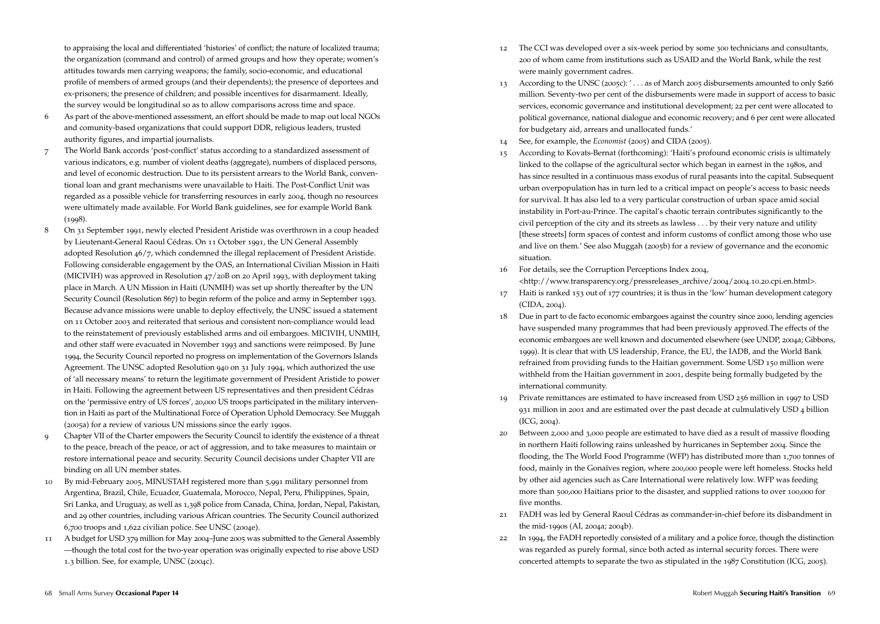to appraising the local and differentiated 'histories' of conflict; the nature of localized trauma; the organization (command and control) of armed groups and how they operate; women's attitudes towards men carrying weapons; the family, socio-economic, and educational profile of members of armed groups (and their dependents); the presence of deportees and ex-prisoners; the presence of children; and possible incentives for disarmament. Ideally, the survey would be longitudinal so as to allow comparisons across time and space.

6 As part of the above-mentioned assessment, an effort should be made to map out local NGOs and comunity-based organizations that could support DDR, religious leaders, trusted authority figures, and impartial journalists.

7 The World Bank accords 'post-conflict' status according to a standardized assessment of various indicators, e.g. number of violent deaths (aggregate), numbers of displaced persons, and level of economic destruction. Due to its persistent arrears to the World Bank, conventional loan and grant mechanisms were unavailable to Haiti. The Post-Conflict Unit was regarded as a possible vehicle for transferring resources in early 2004, though no resources were ultimately made available. For World Bank guidelines, see for example World Bank (1998).

8 On 31 September 1991, newly elected President Aristide was overthrown in a coup headed by Lieutenant-General Raoul Cédras. On 11 October 1991, the UN General Assembly adopted Resolution 46/7, which condemned the illegal replacement of President Aristide. Following considerable engagement by the OAS, an International Civilian Mission in Haiti (MICIVIH) was approved in Resolution 47/20B on 20 April 1993, with deployment taking place in March. A UN Mission in Haiti (UNMIH) was set up shortly thereafter by the UN Security Council (Resolution 867) to begin reform of the police and army in September 1993. Because advance missions were unable to deploy effectively, the UNSC issued a statement on 11 October 2003 and reiterated that serious and consistent non-compliance would lead to the reinstatement of previously established arms and oil embargoes. MICIVIH, UNMIH, and other staff were evacuated in November 1993 and sanctions were reimposed. By June 1994, the Security Council reported no progress on implementation of the Governors Islands Agreement. The UNSC adopted Resolution 940 on 31 July 1994, which authorized the use of 'all necessary means' to return the legitimate government of President Aristide to power in Haiti. Following the agreement between US representatives and then president Cédras on the 'permissive entry of US forces', 20,000 US troops participated in the military intervention in Haiti as part of the Multinational Force of Operation Uphold Democracy. See Muggah (2005a) for a review of various UN missions since the early 1990s.

9 Chapter VII of the Charter empowers the Security Council to identify the existence of a threat to the peace, breach of the peace, or act of aggression, and to take measures to maintain or restore international peace and security. Security Council decisions under Chapter VII are binding on all UN member states.

10 By mid-February 2005, MINUSTAH registered more than 5,991 military personnel from Argentina, Brazil, Chile, Ecuador, Guatemala, Morocco, Nepal, Peru, Philippines, Spain, Sri Lanka, and Uruguay, as well as 1,398 police from Canada, China, Jordan, Nepal, Pakistan, and 29 other countries, including various African countries. The Security Council authorized 6,700 troops and 1,622 civilian police. See UNSC (2004e).

11 A budget for USD 379 million for May 2004–June 2005 was submitted to the General Assembly —though the total cost for the two-year operation was originally expected to rise above USD 1.3 billion. See, for example, UNSC (2004c).

12 The CCI was developed over a six-week period by some 300 technicians and consultants, 200 of whom came from institutions such as USAID and the World Bank, while the rest were mainly government cadres.

13 According to the UNSC (2005c): ' . . . as of March 2005 disbursements amounted to only $266 million. Seventy-two per cent of the disbursements were made in support of access to basic services, economic governance and institutional development; 22 per cent were allocated to political governance, national dialogue and economic recovery; and 6 per cent were allocated for budgetary aid, arrears and unallocated funds.'

14 See, for example, the *Economist* (2005) and CIDA (2005).

15 According to Kovats-Bernat (forthcoming): 'Haiti's profound economic crisis is ultimately linked to the collapse of the agricultural sector which began in earnest in the 1980s, and has since resulted in a continuous mass exodus of rural peasants into the capital. Subsequent urban overpopulation has in turn led to a critical impact on people's access to basic needs for survival. It has also led to a very particular construction of urban space amid social instability in Port-au-Prince. The capital's chaotic terrain contributes significantly to the civil perception of the city and its streets as lawless . . . by their very nature and utility [these streets] form spaces of contest and inform customs of conflict among those who use and live on them.' See also Muggah (2005b) for a review of governance and the economic situation.

16 For details, see the Corruption Perceptions Index 2004, <http://www.transparency.org/pressreleases_archive/2004/2004.10.20.cpi.en.html>.

17 Haiti is ranked 153 out of 177 countries; it is thus in the 'low' human development category (CIDA, 2004).

18 Due in part to de facto economic embargoes against the country since 2000, lending agencies have suspended many programmes that had been previously approved.The effects of the economic embargoes are well known and documented elsewhere (see UNDP, 2004a; Gibbons, 1999). It is clear that with US leadership, France, the EU, the IADB, and the World Bank refrained from providing funds to the Haitian government. Some USD 150 million were withheld from the Haitian government in 2001, despite being formally budgeted by the international community.

19 Private remittances are estimated to have increased from USD 256 million in 1997 to USD 931 million in 2001 and are estimated over the past decade at culmulatively USD 4 billion (ICG, 2004).

20 Between 2,000 and 3,000 people are estimated to have died as a result of massive flooding in northern Haiti following rains unleashed by hurricanes in September 2004. Since the flooding, the The World Food Programme (WFP) has distributed more than 1,700 tonnes of food, mainly in the Gonaïves region, where 200,000 people were left homeless. Stocks held by other aid agencies such as Care International were relatively low. WFP was feeding more than 500,000 Haitians prior to the disaster, and supplied rations to over 100,000 for five months.

21 FADH was led by General Raoul Cédras as commander-in-chief before its disbandment in the mid-1990s (AI, 2004a; 2004b).

22 In 1994, the FADH reportedly consisted of a military and a police force, though the distinction was regarded as purely formal, since both acted as internal security forces. There were concerted attempts to separate the two as stipulated in the 1987 Constitution (ICG, 2005).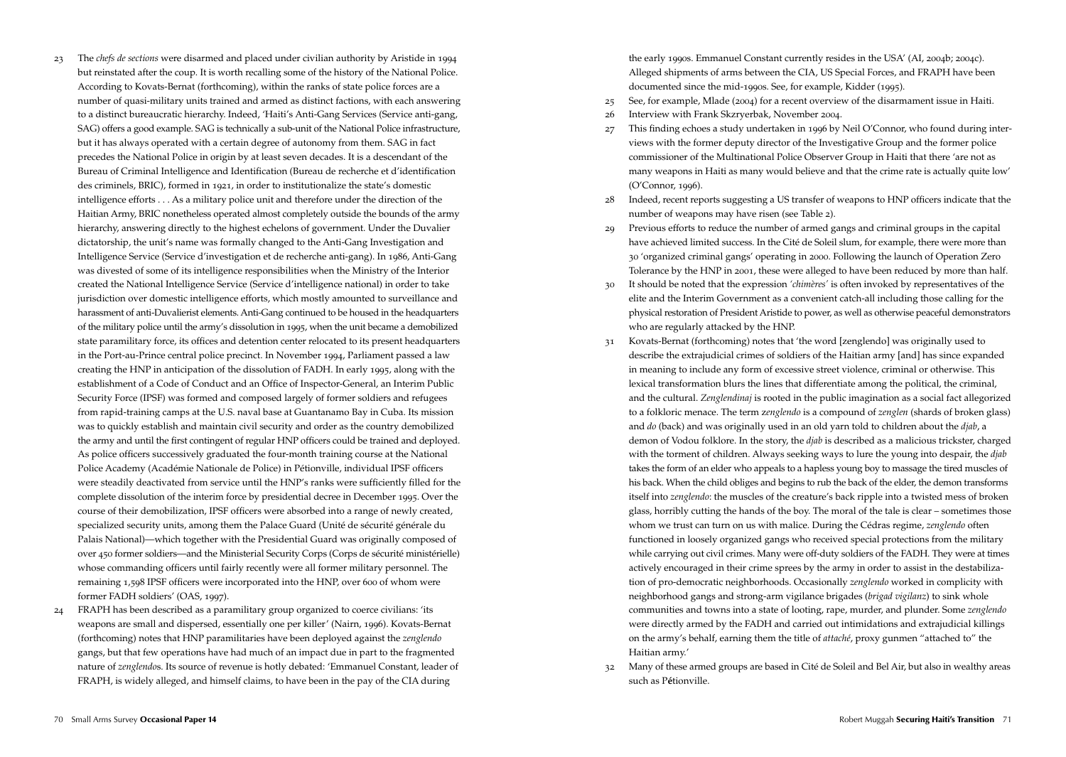23 The *chefs de sections* were disarmed and placed under civilian authority by Aristide in 1994 but reinstated after the coup. It is worth recalling some of the history of the National Police. According to Kovats-Bernat (forthcoming), within the ranks of state police forces are a number of quasi-military units trained and armed as distinct factions, with each answering to a distinct bureaucratic hierarchy. Indeed, 'Haiti's Anti-Gang Services (Service anti-gang, SAG) offers a good example. SAG is technically a sub-unit of the National Police infrastructure, but it has always operated with a certain degree of autonomy from them. SAG in fact precedes the National Police in origin by at least seven decades. It is a descendant of the Bureau of Criminal Intelligence and Identification (Bureau de recherche et d'identification des criminels, BRIC), formed in 1921, in order to institutionalize the state's domestic intelligence efforts . . . As a military police unit and therefore under the direction of the Haitian Army, BRIC nonetheless operated almost completely outside the bounds of the army hierarchy, answering directly to the highest echelons of government. Under the Duvalier dictatorship, the unit's name was formally changed to the Anti-Gang Investigation and Intelligence Service (Service d'investigation et de recherche anti-gang). In 1986, Anti-Gang was divested of some of its intelligence responsibilities when the Ministry of the Interior created the National Intelligence Service (Service d'intelligence national) in order to take jurisdiction over domestic intelligence efforts, which mostly amounted to surveillance and harassment of anti-Duvalierist elements. Anti-Gang continued to be housed in the headquarters of the military police until the army's dissolution in 1995, when the unit became a demobilized state paramilitary force, its offices and detention center relocated to its present headquarters in the Port-au-Prince central police precinct. In November 1994, Parliament passed a law creating the HNP in anticipation of the dissolution of FADH. In early 1995, along with the establishment of a Code of Conduct and an Office of Inspector-General, an Interim Public Security Force (IPSF) was formed and composed largely of former soldiers and refugees from rapid-training camps at the U.S. naval base at Guantanamo Bay in Cuba. Its mission was to quickly establish and maintain civil security and order as the country demobilized the army and until the first contingent of regular HNP officers could be trained and deployed. As police officers successively graduated the four-month training course at the National Police Academy (Académie Nationale de Police) in Pétionville, individual IPSF officers were steadily deactivated from service until the HNP's ranks were sufficiently filled for the complete dissolution of the interim force by presidential decree in December 1995. Over the course of their demobilization, IPSF officers were absorbed into a range of newly created, specialized security units, among them the Palace Guard (Unité de sécurité générale du Palais National)—which together with the Presidential Guard was originally composed of over 450 former soldiers—and the Ministerial Security Corps (Corps de sécurité ministérielle) whose commanding officers until fairly recently were all former military personnel. The remaining 1,598 IPSF officers were incorporated into the HNP, over 600 of whom were former FADH soldiers' (OAS, 1997).

24 FRAPH has been described as a paramilitary group organized to coerce civilians: 'its weapons are small and dispersed, essentially one per killer' (Nairn, 1996). Kovats-Bernat (forthcoming) notes that HNP paramilitaries have been deployed against the *zenglendo* gangs, but that few operations have had much of an impact due in part to the fragmented nature of *zenglendo*s. Its source of revenue is hotly debated: 'Emmanuel Constant, leader of FRAPH, is widely alleged, and himself claims, to have been in the pay of the CIA during the early 1990s. Emmanuel Constant currently resides in the USA' (AI, 2004b; 2004c). Alleged shipments of arms between the CIA, US Special Forces, and FRAPH have been documented since the mid-1990s. See, for example, Kidder (1995).

25 See, for example, Mlade (2004) for a recent overview of the disarmament issue in Haiti.

26 Interview with Frank Skzryerbak, November 2004.

27 This finding echoes a study undertaken in 1996 by Neil O'Connor, who found during interviews with the former deputy director of the Investigative Group and the former police commissioner of the Multinational Police Observer Group in Haiti that there 'are not as many weapons in Haiti as many would believe and that the crime rate is actually quite low' (O'Connor, 1996).

28 Indeed, recent reports suggesting a US transfer of weapons to HNP officers indicate that the number of weapons may have risen (see Table 2).

29 Previous efforts to reduce the number of armed gangs and criminal groups in the capital have achieved limited success. In the Cité de Soleil slum, for example, there were more than 30 'organized criminal gangs' operating in 2000. Following the launch of Operation Zero Tolerance by the HNP in 2001, these were alleged to have been reduced by more than half.

30 It should be noted that the expression *'chimères'* is often invoked by representatives of the elite and the Interim Government as a convenient catch-all including those calling for the physical restoration of President Aristide to power, as well as otherwise peaceful demonstrators who are regularly attacked by the HNP.

31 Kovats-Bernat (forthcoming) notes that 'the word [zenglendo] was originally used to describe the extrajudicial crimes of soldiers of the Haitian army [and] has since expanded in meaning to include any form of excessive street violence, criminal or otherwise. This lexical transformation blurs the lines that differentiate among the political, the criminal, and the cultural. *Zenglendinaj* is rooted in the public imagination as a social fact allegorized to a folkloric menace. The term z*englendo* is a compound of *zenglen* (shards of broken glass) and *do* (back) and was originally used in an old yarn told to children about the *djab*, a demon of Vodou folklore. In the story, the *djab* is described as a malicious trickster, charged with the torment of children. Always seeking ways to lure the young into despair, the *djab* takes the form of an elder who appeals to a hapless young boy to massage the tired muscles of his back. When the child obliges and begins to rub the back of the elder, the demon transforms itself into *zenglendo*: the muscles of the creature's back ripple into a twisted mess of broken glass, horribly cutting the hands of the boy. The moral of the tale is clear – sometimes those whom we trust can turn on us with malice. During the Cédras regime, *zenglendo* often functioned in loosely organized gangs who received special protections from the military while carrying out civil crimes. Many were off-duty soldiers of the FADH. They were at times actively encouraged in their crime sprees by the army in order to assist in the destabilization of pro-democratic neighborhoods. Occasionally *zenglendo* worked in complicity with neighborhood gangs and strong-arm vigilance brigades (*brigad vigilanz*) to sink whole communities and towns into a state of looting, rape, murder, and plunder. Some *zenglendo* were directly armed by the FADH and carried out intimidations and extrajudicial killings on the army's behalf, earning them the title of *attaché*, proxy gunmen "attached to" the Haitian army.'

32 Many of these armed groups are based in Cité de Soleil and Bel Air, but also in wealthy areas such as Pétionville.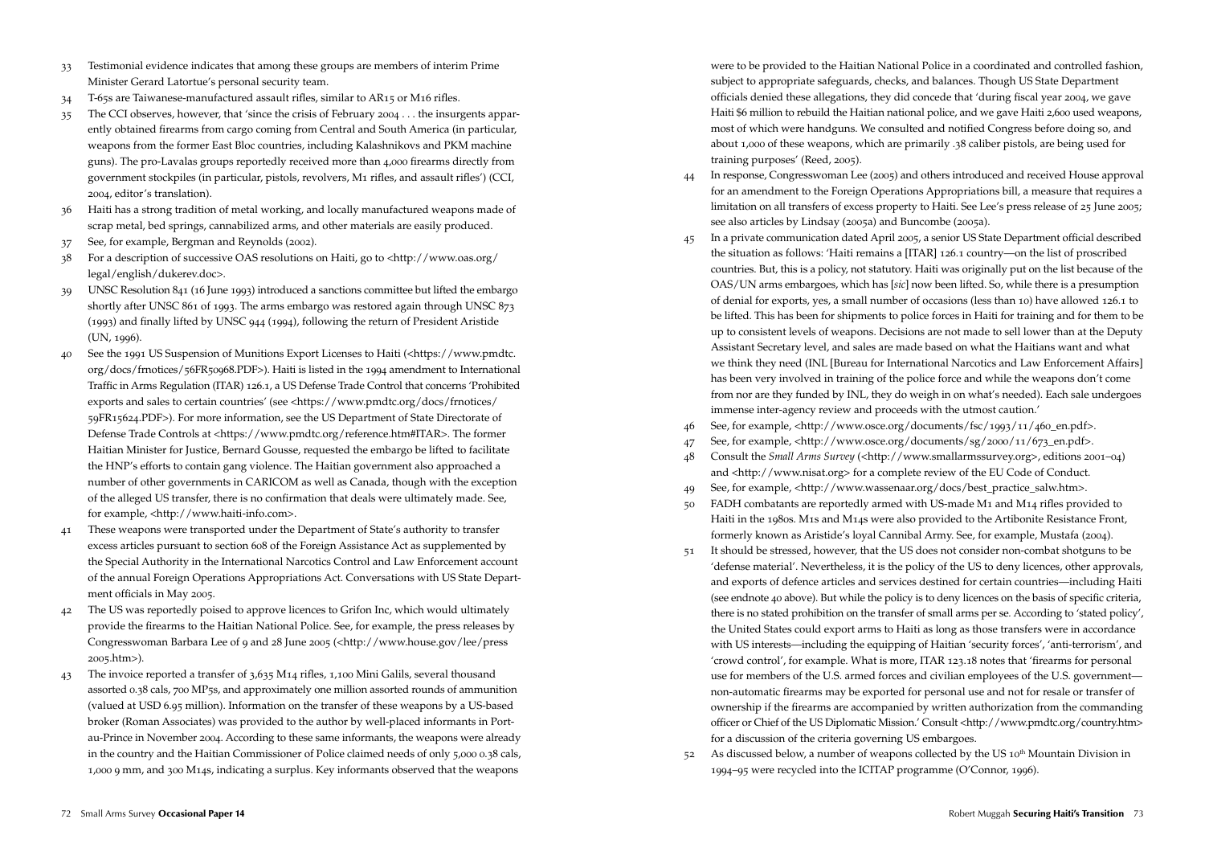33 Testimonial evidence indicates that among these groups are members of interim Prime Minister Gerard Latortue's personal security team.

34 T-65s are Taiwanese-manufactured assault rifles, similar to AR15 or M16 rifles.

35 The CCI observes, however, that 'since the crisis of February 2004 . . . the insurgents apparently obtained firearms from cargo coming from Central and South America (in particular, weapons from the former East Bloc countries, including Kalashnikovs and PKM machine guns). The pro-Lavalas groups reportedly received more than 4,000 firearms directly from government stockpiles (in particular, pistols, revolvers, M1 rifles, and assault rifles') (CCI, 2004, editor's translation).

36 Haiti has a strong tradition of metal working, and locally manufactured weapons made of scrap metal, bed springs, cannibalized arms, and other materials are easily produced.

37 See, for example, Bergman and Reynolds (2002).

38 For a description of successive OAS resolutions on Haiti, go to <http://www.oas.org/legal/english/dukerev.doc>.

39 UNSC Resolution 841 (16 June 1993) introduced a sanctions committee but lifted the embargo shortly after UNSC 861 of 1993. The arms embargo was restored again through UNSC 873 (1993) and finally lifted by UNSC 944 (1994), following the return of President Aristide (UN, 1996).

40 See the 1991 US Suspension of Munitions Export Licenses to Haiti (<https://www.pmdtc.org/docs/frnotices/56FR50968.PDF>). Haiti is listed in the 1994 amendment to International Traffic in Arms Regulation (ITAR) 126.1, a US Defense Trade Control that concerns 'Prohibited exports and sales to certain countries' (see <https://www.pmdtc.org/docs/frnotices/59FR15624.PDF>). For more information, see the US Department of State Directorate of Defense Trade Controls at <https://www.pmdtc.org/reference.htm#ITAR>. The former Haitian Minister for Justice, Bernard Gousse, requested the embargo be lifted to facilitate the HNP's efforts to contain gang violence. The Haitian government also approached a number of other governments in CARICOM as well as Canada, though with the exception of the alleged US transfer, there is no confirmation that deals were ultimately made. See, for example, <http://www.haiti-info.com>.

41 These weapons were transported under the Department of State's authority to transfer excess articles pursuant to section 608 of the Foreign Assistance Act as supplemented by the Special Authority in the International Narcotics Control and Law Enforcement account of the annual Foreign Operations Appropriations Act. Conversations with US State Department officials in May 2005.

42 The US was reportedly poised to approve licences to Grifon Inc, which would ultimately provide the firearms to the Haitian National Police. See, for example, the press releases by Congresswoman Barbara Lee of 9 and 28 June 2005 (<http://www.house.gov/lee/press 2005.htm>).

43 The invoice reported a transfer of 3,635 M14 rifles, 1,100 Mini Galils, several thousand assorted 0.38 cals, 700 MP5s, and approximately one million assorted rounds of ammunition (valued at USD 6.95 million). Information on the transfer of these weapons by a US-based broker (Roman Associates) was provided to the author by well-placed informants in Port-au-Prince in November 2004. According to these same informants, the weapons were already in the country and the Haitian Commissioner of Police claimed needs of only 5,000 0.38 cals, 1,000 9 mm, and 300 M14s, indicating a surplus. Key informants observed that the weapons were to be provided to the Haitian National Police in a coordinated and controlled fashion, subject to appropriate safeguards, checks, and balances. Though US State Department officials denied these allegations, they did concede that 'during fiscal year 2004, we gave Haiti $6 million to rebuild the Haitian national police, and we gave Haiti 2,600 used weapons, most of which were handguns. We consulted and notified Congress before doing so, and about 1,000 of these weapons, which are primarily .38 caliber pistols, are being used for training purposes' (Reed, 2005).

44 In response, Congresswoman Lee (2005) and others introduced and received House approval for an amendment to the Foreign Operations Appropriations bill, a measure that requires a limitation on all transfers of excess property to Haiti. See Lee's press release of 25 June 2005; see also articles by Lindsay (2005a) and Buncombe (2005a).

45 In a private communication dated April 2005, a senior US State Department official described the situation as follows: 'Haiti remains a [ITAR] 126.1 country—on the list of proscribed countries. But, this is a policy, not statutory. Haiti was originally put on the list because of the OAS/UN arms embargoes, which has [*sic*] now been lifted. So, while there is a presumption of denial for exports, yes, a small number of occasions (less than 10) have allowed 126.1 to be lifted. This has been for shipments to police forces in Haiti for training and for them to be up to consistent levels of weapons. Decisions are not made to sell lower than at the Deputy Assistant Secretary level, and sales are made based on what the Haitians want and what we think they need (INL [Bureau for International Narcotics and Law Enforcement Affairs] has been very involved in training of the police force and while the weapons don't come from nor are they funded by INL, they do weigh in on what's needed). Each sale undergoes immense inter-agency review and proceeds with the utmost caution.'

46 See, for example, <http://www.osce.org/documents/fsc/1993/11/460_en.pdf>.

47 See, for example, <http://www.osce.org/documents/sg/2000/11/673_en.pdf>.

48 Consult the *Small Arms Survey* (<http://www.smallarmssurvey.org>, editions 2001–04) and <http://www.nisat.org> for a complete review of the EU Code of Conduct.

49 See, for example, <http://www.wassenaar.org/docs/best_practice_salw.htm>.

50 FADH combatants are reportedly armed with US-made M1 and M14 rifles provided to Haiti in the 1980s. M1s and M14s were also provided to the Artibonite Resistance Front, formerly known as Aristide's loyal Cannibal Army. See, for example, Mustafa (2004).

51 It should be stressed, however, that the US does not consider non-combat shotguns to be 'defense material'. Nevertheless, it is the policy of the US to deny licences, other approvals, and exports of defence articles and services destined for certain countries—including Haiti (see endnote 40 above). But while the policy is to deny licences on the basis of specific criteria, there is no stated prohibition on the transfer of small arms per se. According to 'stated policy', the United States could export arms to Haiti as long as those transfers were in accordance with US interests—including the equipping of Haitian 'security forces', 'anti-terrorism', and 'crowd control', for example. What is more, ITAR 123.18 notes that 'firearms for personal use for members of the U.S. armed forces and civilian employees of the U.S. government—non-automatic firearms may be exported for personal use and not for resale or transfer of ownership if the firearms are accompanied by written authorization from the commanding officer or Chief of the US Diplomatic Mission.' Consult <http://www.pmdtc.org/country.htm> for a discussion of the criteria governing US embargoes.

52 As discussed below, a number of weapons collected by the US 10th Mountain Division in 1994–95 were recycled into the ICITAP programme (O'Connor, 1996).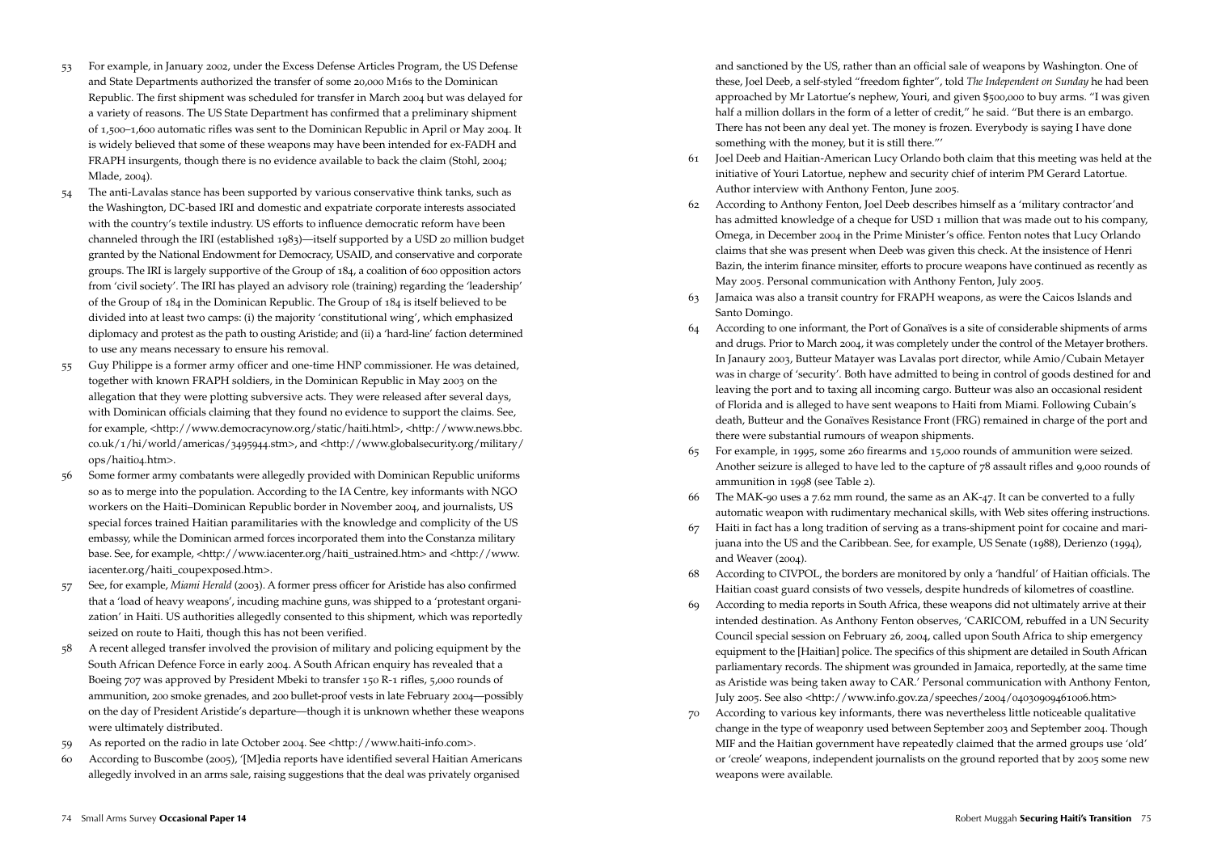53 For example, in January 2002, under the Excess Defense Articles Program, the US Defense and State Departments authorized the transfer of some 20,000 M16s to the Dominican Republic. The first shipment was scheduled for transfer in March 2004 but was delayed for a variety of reasons. The US State Department has confirmed that a preliminary shipment of 1,500–1,600 automatic rifles was sent to the Dominican Republic in April or May 2004. It is widely believed that some of these weapons may have been intended for ex-FADH and FRAPH insurgents, though there is no evidence available to back the claim (Stohl, 2004; Mlade, 2004).

54 The anti-Lavalas stance has been supported by various conservative think tanks, such as the Washington, DC-based IRI and domestic and expatriate corporate interests associated with the country's textile industry. US efforts to influence democratic reform have been channeled through the IRI (established 1983)—itself supported by a USD 20 million budget granted by the National Endowment for Democracy, USAID, and conservative and corporate groups. The IRI is largely supportive of the Group of 184, a coalition of 600 opposition actors from 'civil society'. The IRI has played an advisory role (training) regarding the 'leadership' of the Group of 184 in the Dominican Republic. The Group of 184 is itself believed to be divided into at least two camps: (i) the majority 'constitutional wing', which emphasized diplomacy and protest as the path to ousting Aristide; and (ii) a 'hard-line' faction determined to use any means necessary to ensure his removal.

55 Guy Philippe is a former army officer and one-time HNP commissioner. He was detained, together with known FRAPH soldiers, in the Dominican Republic in May 2003 on the allegation that they were plotting subversive acts. They were released after several days, with Dominican officials claiming that they found no evidence to support the claims. See, for example, <http://www.democracynow.org/static/haiti.html>, <http://www.news.bbc.co.uk/1/hi/world/americas/3495944.stm>, and <http://www.globalsecurity.org/military/ops/haiti04.htm>.

56 Some former army combatants were allegedly provided with Dominican Republic uniforms so as to merge into the population. According to the IA Centre, key informants with NGO workers on the Haiti–Dominican Republic border in November 2004, and journalists, US special forces trained Haitian paramilitaries with the knowledge and complicity of the US embassy, while the Dominican armed forces incorporated them into the Constanza military base. See, for example, <http://www.iacenter.org/haiti_ustrained.htm> and <http://www.iacenter.org/haiti_coupexposed.htm>.

57 See, for example, *Miami Herald* (2003). A former press officer for Aristide has also confirmed that a 'load of heavy weapons', incuding machine guns, was shipped to a 'protestant organization' in Haiti. US authorities allegedly consented to this shipment, which was reportedly seized on route to Haiti, though this has not been verified.

58 A recent alleged transfer involved the provision of military and policing equipment by the South African Defence Force in early 2004. A South African enquiry has revealed that a Boeing 707 was approved by President Mbeki to transfer 150 R-1 rifles, 5,000 rounds of ammunition, 200 smoke grenades, and 200 bullet-proof vests in late February 2004—possibly on the day of President Aristide's departure—though it is unknown whether these weapons were ultimately distributed.

59 As reported on the radio in late October 2004. See <http://www.haiti-info.com>.

60 According to Buscombe (2005), '[M]edia reports have identified several Haitian Americans allegedly involved in an arms sale, raising suggestions that the deal was privately organised and sanctioned by the US, rather than an official sale of weapons by Washington. One of these, Joel Deeb, a self-styled "freedom fighter", told *The Independent on Sunday* he had been approached by Mr Latortue's nephew, Youri, and given $500,000 to buy arms. "I was given half a million dollars in the form of a letter of credit," he said. "But there is an embargo. There has not been any deal yet. The money is frozen. Everybody is saying I have done something with the money, but it is still there."'

61 Joel Deeb and Haitian-American Lucy Orlando both claim that this meeting was held at the initiative of Youri Latortue, nephew and security chief of interim PM Gerard Latortue. Author interview with Anthony Fenton, June 2005.

62 According to Anthony Fenton, Joel Deeb describes himself as a 'military contractor' and has admitted knowledge of a cheque for USD 1 million that was made out to his company, Omega, in December 2004 in the Prime Minister's office. Fenton notes that Lucy Orlando claims that she was present when Deeb was given this check. At the insistence of Henri Bazin, the interim finance minsiter, efforts to procure weapons have continued as recently as May 2005. Personal communication with Anthony Fenton, July 2005.

63 Jamaica was also a transit country for FRAPH weapons, as were the Caicos Islands and Santo Domingo.

64 According to one informant, the Port of Gonaïves is a site of considerable shipments of arms and drugs. Prior to March 2004, it was completely under the control of the Metayer brothers. In Janaury 2003, Butteur Matayer was Lavalas port director, while Amio/Cubain Metayer was in charge of 'security'. Both have admitted to being in control of goods destined for and leaving the port and to taxing all incoming cargo. Butteur was also an occasional resident of Florida and is alleged to have sent weapons to Haiti from Miami. Following Cubain's death, Butteur and the Gonaïves Resistance Front (FRG) remained in charge of the port and there were substantial rumours of weapon shipments.

65 For example, in 1995, some 260 firearms and 15,000 rounds of ammunition were seized. Another seizure is alleged to have led to the capture of 78 assault rifles and 9,000 rounds of ammunition in 1998 (see Table 2).

66 The MAK-90 uses a 7.62 mm round, the same as an AK-47. It can be converted to a fully automatic weapon with rudimentary mechanical skills, with Web sites offering instructions.

67 Haiti in fact has a long tradition of serving as a trans-shipment point for cocaine and marijuana into the US and the Caribbean. See, for example, US Senate (1988), Derienzo (1994), and Weaver (2004).

68 According to CIVPOL, the borders are monitored by only a 'handful' of Haitian officials. The Haitian coast guard consists of two vessels, despite hundreds of kilometres of coastline.

69 According to media reports in South Africa, these weapons did not ultimately arrive at their intended destination. As Anthony Fenton observes, 'CARICOM, rebuffed in a UN Security Council special session on February 26, 2004, called upon South Africa to ship emergency equipment to the [Haitian] police. The specifics of this shipment are detailed in South African parliamentary records. The shipment was grounded in Jamaica, reportedly, at the same time as Aristide was being taken away to CAR.' Personal communication with Anthony Fenton, July 2005. See also <http://www.info.gov.za/speeches/2004/04030909461006.htm>

70 According to various key informants, there was nevertheless little noticeable qualitative change in the type of weaponry used between September 2003 and September 2004. Though MIF and the Haitian government have repeatedly claimed that the armed groups use 'old' or 'creole' weapons, independent journalists on the ground reported that by 2005 some new weapons were available.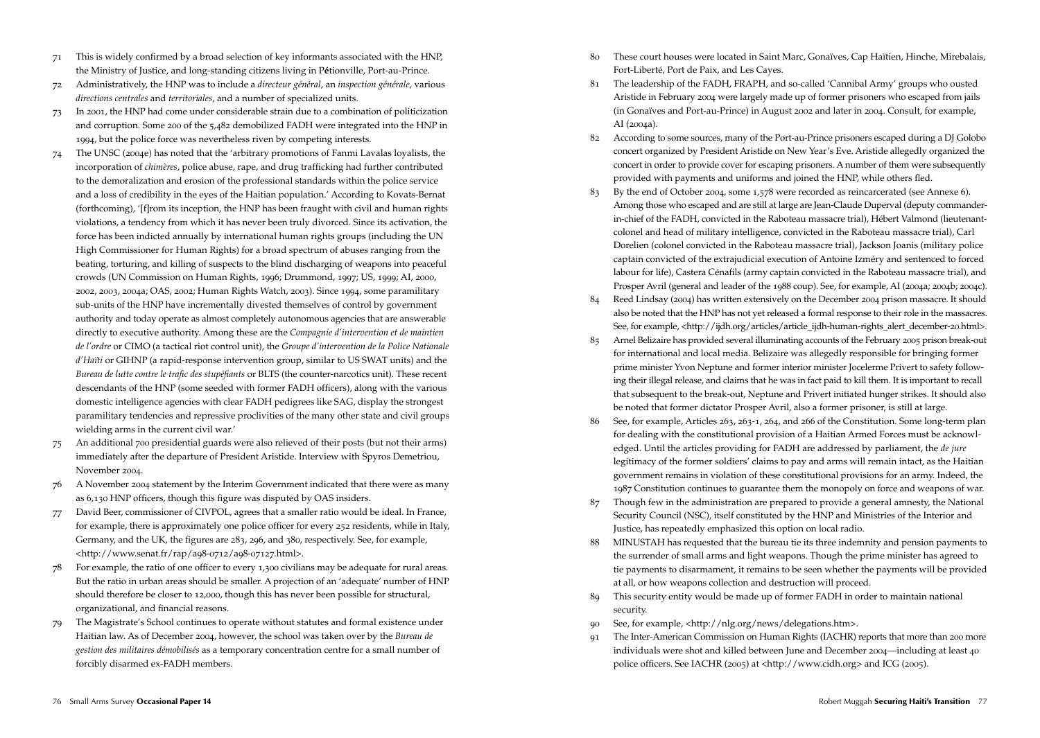71 This is widely confirmed by a broad selection of key informants associated with the HNP, the Ministry of Justice, and long-standing citizens living in Pétionville, Port-au-Prince.

72 Administratively, the HNP was to include a *directeur général*, an *inspection générale*, various *directions centrales* and *territoriales*, and a number of specialized units.

73 In 2001, the HNP had come under considerable strain due to a combination of politicization and corruption. Some 200 of the 5,482 demobilized FADH were integrated into the HNP in 1994, but the police force was nevertheless riven by competing interests.

74 The UNSC (2004e) has noted that the 'arbitrary promotions of Fanmi Lavalas loyalists, the incorporation of *chimères*, police abuse, rape, and drug trafficking had further contributed to the demoralization and erosion of the professional standards within the police service and a loss of credibility in the eyes of the Haitian population.' According to Kovats-Bernat (forthcoming), '[f]rom its inception, the HNP has been fraught with civil and human rights violations, a tendency from which it has never been truly divorced. Since its activation, the force has been indicted annually by international human rights groups (including the UN High Commissioner for Human Rights) for a broad spectrum of abuses ranging from the beating, torturing, and killing of suspects to the blind discharging of weapons into peaceful crowds (UN Commission on Human Rights, 1996; Drummond, 1997; US, 1999; AI, 2000, 2002, 2003, 2004a; OAS, 2002; Human Rights Watch, 2003). Since 1994, some paramilitary sub-units of the HNP have incrementally divested themselves of control by government authority and today operate as almost completely autonomous agencies that are answerable directly to executive authority. Among these are the *Compagnie d'intervention et de maintien de l'ordre* or CIMO (a tactical riot control unit), the *Groupe d'intervention de la Police Nationale d'Haïti* or GIHNP (a rapid-response intervention group, similar to US SWAT units) and the *Bureau de lutte contre le trafic des stupéfiants* or BLTS (the counter-narcotics unit). These recent descendants of the HNP (some seeded with former FADH officers), along with the various domestic intelligence agencies with clear FADH pedigrees like SAG, display the strongest paramilitary tendencies and repressive proclivities of the many other state and civil groups wielding arms in the current civil war.'

75 An additional 700 presidential guards were also relieved of their posts (but not their arms) immediately after the departure of President Aristide. Interview with Spyros Demetriou, November 2004.

76 A November 2004 statement by the Interim Government indicated that there were as many as 6,130 HNP officers, though this figure was disputed by OAS insiders.

77 David Beer, commissioner of CIVPOL, agrees that a smaller ratio would be ideal. In France, for example, there is approximately one police officer for every 252 residents, while in Italy, Germany, and the UK, the figures are 283, 296, and 380, respectively. See, for example, <http://www.senat.fr/rap/a98-0712/a98-07127.html>.

78 For example, the ratio of one officer to every 1,300 civilians may be adequate for rural areas. But the ratio in urban areas should be smaller. A projection of an 'adequate' number of HNP should therefore be closer to 12,000, though this has never been possible for structural, organizational, and financial reasons.

79 The Magistrate's School continues to operate without statutes and formal existence under Haitian law. As of December 2004, however, the school was taken over by the *Bureau de gestion des militaires démobilisés* as a temporary concentration centre for a small number of forcibly disarmed ex-FADH members.

80 These court houses were located in Saint Marc, Gonaïves, Cap Haïtien, Hinche, Mirebalais, Fort-Liberté, Port de Paix, and Les Cayes.

81 The leadership of the FADH, FRAPH, and so-called 'Cannibal Army' groups who ousted Aristide in February 2004 were largely made up of former prisoners who escaped from jails (in Gonaïves and Port-au-Prince) in August 2002 and later in 2004. Consult, for example, AI (2004a).

82 According to some sources, many of the Port-au-Prince prisoners escaped during a DJ Golobo concert organized by President Aristide on New Year's Eve. Aristide allegedly organized the concert in order to provide cover for escaping prisoners. A number of them were subsequently provided with payments and uniforms and joined the HNP, while others fled.

83 By the end of October 2004, some 1,578 were recorded as reincarcerated (see Annexe 6). Among those who escaped and are still at large are Jean-Claude Duperval (deputy commander-in-chief of the FADH, convicted in the Raboteau massacre trial), Hébert Valmond (lieutenant-colonel and head of military intelligence, convicted in the Raboteau massacre trial), Carl Dorelien (colonel convicted in the Raboteau massacre trial), Jackson Joanis (military police captain convicted of the extrajudicial execution of Antoine Izméry and sentenced to forced labour for life), Castera Cénafils (army captain convicted in the Raboteau massacre trial), and Prosper Avril (general and leader of the 1988 coup). See, for example, AI (2004a; 2004b; 2004c).

84 Reed Lindsay (2004) has written extensively on the December 2004 prison massacre. It should also be noted that the HNP has not yet released a formal response to their role in the massacres. See, for example, <http://ijdh.org/articles/article_ijdh-human-rights_alert_december-20.html>.

85 Arnel Belizaire has provided several illuminating accounts of the February 2005 prison break-out for international and local media. Belizaire was allegedly responsible for bringing former prime minister Yvon Neptune and former interior minister Jocelerme Privert to safety following their illegal release, and claims that he was in fact paid to kill them. It is important to recall that subsequent to the break-out, Neptune and Privert initiated hunger strikes. It should also be noted that former dictator Prosper Avril, also a former prisoner, is still at large.

86 See, for example, Articles 263, 263-1, 264, and 266 of the Constitution. Some long-term plan for dealing with the constitutional provision of a Haitian Armed Forces must be acknowledged. Until the articles providing for FADH are addressed by parliament, the *de jure* legitimacy of the former soldiers' claims to pay and arms will remain intact, as the Haitian government remains in violation of these constitutional provisions for an army. Indeed, the 1987 Constitution continues to guarantee them the monopoly on force and weapons of war.

87 Though few in the administration are prepared to provide a general amnesty, the National Security Council (NSC), itself constituted by the HNP and Ministries of the Interior and Justice, has repeatedly emphasized this option on local radio.

88 MINUSTAH has requested that the bureau tie its three indemnity and pension payments to the surrender of small arms and light weapons. Though the prime minister has agreed to tie payments to disarmament, it remains to be seen whether the payments will be provided at all, or how weapons collection and destruction will proceed.

89 This security entity would be made up of former FADH in order to maintain national security.

90 See, for example, <http://nlg.org/news/delegations.htm>.

91 The Inter-American Commission on Human Rights (IACHR) reports that more than 200 more individuals were shot and killed between June and December 2004—including at least 40 police officers. See IACHR (2005) at <http://www.cidh.org> and ICG (2005).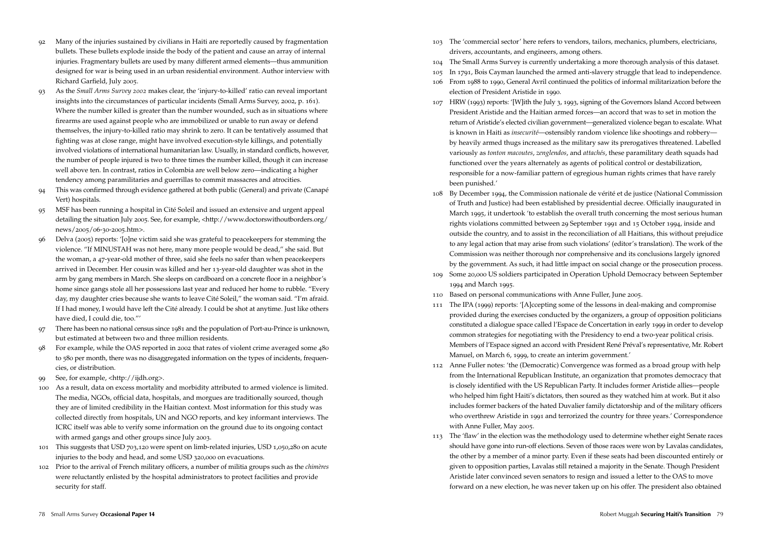92 Many of the injuries sustained by civilians in Haiti are reportedly caused by fragmentation bullets. These bullets explode inside the body of the patient and cause an array of internal injuries. Fragmentary bullets are used by many different armed elements—thus ammunition designed for war is being used in an urban residential environment. Author interview with Richard Garfield, July 2005.

93 As the *Small Arms Survey 2002* makes clear, the 'injury-to-killed' ratio can reveal important insights into the circumstances of particular incidents (Small Arms Survey, 2002, p. 161). Where the number killed is greater than the number wounded, such as in situations where firearms are used against people who are immobilized or unable to run away or defend themselves, the injury-to-killed ratio may shrink to zero. It can be tentatively assumed that fighting was at close range, might have involved execution-style killings, and potentially involved violations of international humanitarian law. Usually, in standard conflicts, however, the number of people injured is two to three times the number killed, though it can increase well above ten. In contrast, ratios in Colombia are well below zero—indicating a higher tendency among paramilitaries and guerrillas to commit massacres and atrocities.

94 This was confirmed through evidence gathered at both public (General) and private (Canapé Vert) hospitals.

95 MSF has been running a hospital in Cité Soleil and issued an extensive and urgent appeal detailing the situation July 2005. See, for example, <http://www.doctorswithoutborders.org/news/2005/06-30-2005.htm>.

96 Delva (2005) reports: '[o]ne victim said she was grateful to peacekeepers for stemming the violence. "If MINUSTAH was not here, many more people would be dead," she said. But the woman, a 47-year-old mother of three, said she feels no safer than when peacekeepers arrived in December. Her cousin was killed and her 13-year-old daughter was shot in the arm by gang members in March. She sleeps on cardboard on a concrete floor in a neighbor's home since gangs stole all her possessions last year and reduced her home to rubble. "Every day, my daughter cries because she wants to leave Cité Soleil," the woman said. "I'm afraid. If I had money, I would have left the Cité already. I could be shot at anytime. Just like others have died, I could die, too."'

97 There has been no national census since 1981 and the population of Port-au-Prince is unknown, but estimated at between two and three million residents.

98 For example, while the OAS reported in 2002 that rates of violent crime averaged some 480 to 580 per month, there was no disaggregated information on the types of incidents, frequencies, or distribution.

99 See, for example, <http://ijdh.org>.

100 As a result, data on excess mortality and morbidity attributed to armed violence is limited. The media, NGOs, official data, hospitals, and morgues are traditionally sourced, though they are of limited credibility in the Haitian context. Most information for this study was collected directly from hospitals, UN and NGO reports, and key informant interviews. The ICRC itself was able to verify some information on the ground due to its ongoing contact with armed gangs and other groups since July 2003.

101 This suggests that USD 703,120 were spent on limb-related injuries, USD 1,050,280 on acute injuries to the body and head, and some USD 320,000 on evacuations.

102 Prior to the arrival of French military officers, a number of militia groups such as the *chimères* were reluctantly enlisted by the hospital administrators to protect facilities and provide security for staff.

103 The 'commercial sector' here refers to vendors, tailors, mechanics, plumbers, electricians, drivers, accountants, and engineers, among others.

104 The Small Arms Survey is currently undertaking a more thorough analysis of this dataset.

105 In 1791, Bois Cayman launched the armed anti-slavery struggle that lead to independence.

106 From 1988 to 1990, General Avril continued the politics of informal militarization before the election of President Aristide in 1990.

107 HRW (1993) reports: '[W]ith the July 3, 1993, signing of the Governors Island Accord between President Aristide and the Haitian armed forces—an accord that was to set in motion the return of Aristide's elected civilian government—generalized violence began to escalate. What is known in Haiti as *insecurité*—ostensibly random violence like shootings and robbery—by heavily armed thugs increased as the military saw its prerogatives threatened. Labelled variously as *tonton macoutes*, *zenglendos*, and *attachés*, these paramilitary death squads had functioned over the years alternately as agents of political control or destabilization, responsible for a now-familiar pattern of egregious human rights crimes that have rarely been punished.'

108 By December 1994, the Commission nationale de vérité et de justice (National Commission of Truth and Justice) had been established by presidential decree. Officially inaugurated in March 1995, it undertook 'to establish the overall truth concerning the most serious human rights violations committed between 29 September 1991 and 15 October 1994, inside and outside the country, and to assist in the reconciliation of all Haitians, this without prejudice to any legal action that may arise from such violations' (editor's translation). The work of the Commission was neither thorough nor comprehensive and its conclusions largely ignored by the government. As such, it had little impact on social change or the prosecution process.

109 Some 20,000 US soldiers participated in Operation Uphold Democracy between September 1994 and March 1995.

110 Based on personal communications with Anne Fuller, June 2005.

111 The IPA (1999) reports: '[A]ccepting some of the lessons in deal-making and compromise provided during the exercises conducted by the organizers, a group of opposition politicians constituted a dialogue space called l'Espace de Concertation in early 1999 in order to develop common strategies for negotiating with the Presidency to end a two-year political crisis. Members of l'Espace signed an accord with President René Préval's representative, Mr. Robert Manuel, on March 6, 1999, to create an interim government.'

112 Anne Fuller notes: 'the (Democratic) Convergence was formed as a broad group with help from the International Republican Institute, an organization that promotes democracy that is closely identified with the US Republican Party. It includes former Aristide allies—people who helped him fight Haiti's dictators, then soured as they watched him at work. But it also includes former backers of the hated Duvalier family dictatorship and of the military officers who overthrew Aristide in 1991 and terrorized the country for three years.' Correspondence with Anne Fuller, May 2005.

113 The 'flaw' in the election was the methodology used to determine whether eight Senate races should have gone into run-off elections. Seven of those races were won by Lavalas candidates, the other by a member of a minor party. Even if these seats had been discounted entirely or given to opposition parties, Lavalas still retained a majority in the Senate. Though President Aristide later convinced seven senators to resign and issued a letter to the OAS to move forward on a new election, he was never taken up on his offer. The president also obtained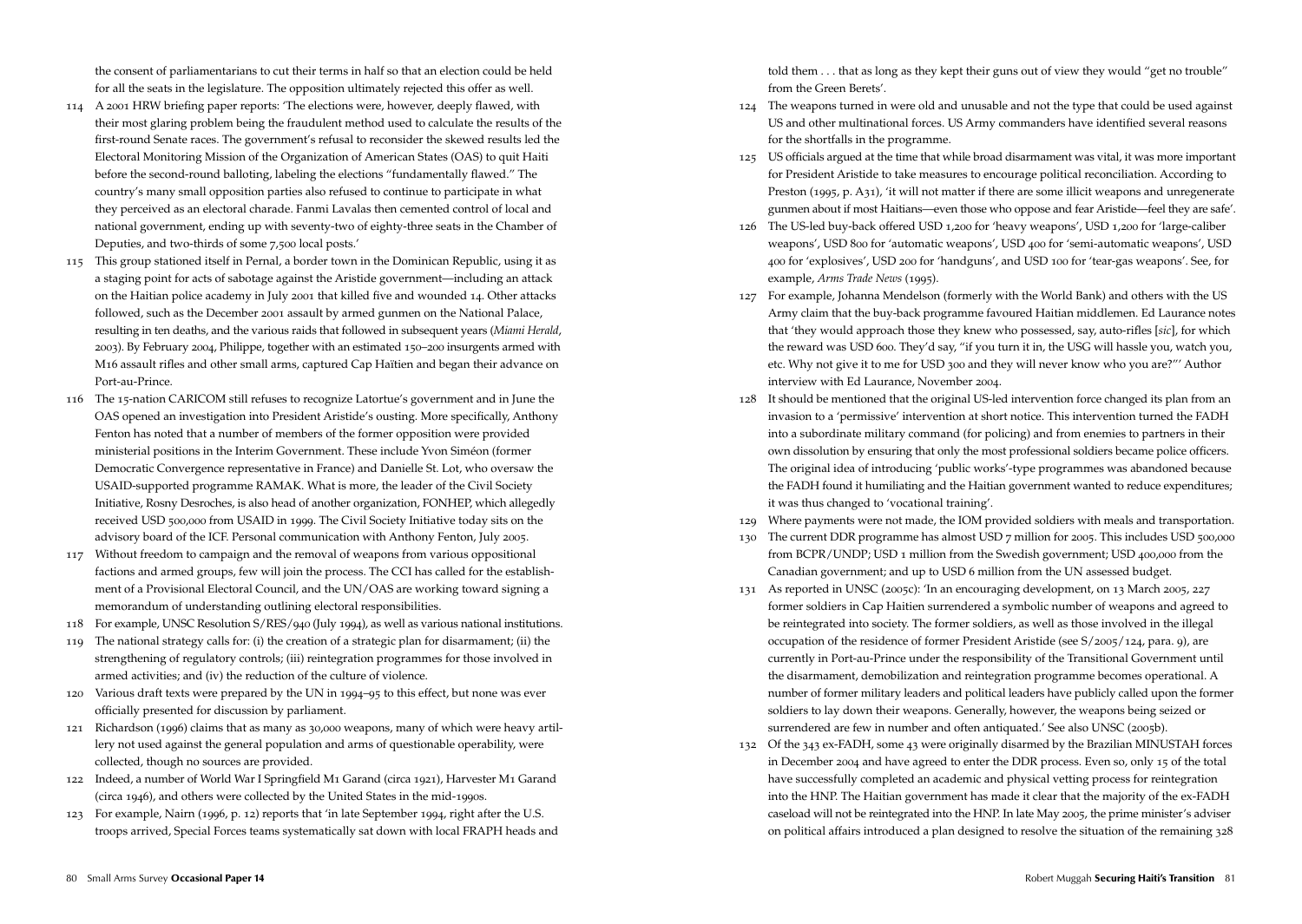the consent of parliamentarians to cut their terms in half so that an election could be held for all the seats in the legislature. The opposition ultimately rejected this offer as well.

114 A 2001 HRW briefing paper reports: 'The elections were, however, deeply flawed, with their most glaring problem being the fraudulent method used to calculate the results of the first-round Senate races. The government's refusal to reconsider the skewed results led the Electoral Monitoring Mission of the Organization of American States (OAS) to quit Haiti before the second-round balloting, labeling the elections "fundamentally flawed." The country's many small opposition parties also refused to continue to participate in what they perceived as an electoral charade. Fanmi Lavalas then cemented control of local and national government, ending up with seventy-two of eighty-three seats in the Chamber of Deputies, and two-thirds of some 7,500 local posts.'

115 This group stationed itself in Pernal, a border town in the Dominican Republic, using it as a staging point for acts of sabotage against the Aristide government—including an attack on the Haitian police academy in July 2001 that killed five and wounded 14. Other attacks followed, such as the December 2001 assault by armed gunmen on the National Palace, resulting in ten deaths, and the various raids that followed in subsequent years (*Miami Herald*, 2003). By February 2004, Philippe, together with an estimated 150–200 insurgents armed with M16 assault rifles and other small arms, captured Cap Haïtien and began their advance on Port-au-Prince.

116 The 15-nation CARICOM still refuses to recognize Latortue's government and in June the OAS opened an investigation into President Aristide's ousting. More specifically, Anthony Fenton has noted that a number of members of the former opposition were provided ministerial positions in the Interim Government. These include Yvon Siméon (former Democratic Convergence representative in France) and Danielle St. Lot, who oversaw the USAID-supported programme RAMAK. What is more, the leader of the Civil Society Initiative, Rosny Desroches, is also head of another organization, FONHEP, which allegedly received USD 500,000 from USAID in 1999. The Civil Society Initiative today sits on the advisory board of the ICF. Personal communication with Anthony Fenton, July 2005.

117 Without freedom to campaign and the removal of weapons from various oppositional factions and armed groups, few will join the process. The CCI has called for the establishment of a Provisional Electoral Council, and the UN/OAS are working toward signing a memorandum of understanding outlining electoral responsibilities.

118 For example, UNSC Resolution S/RES/940 (July 1994), as well as various national institutions.

119 The national strategy calls for: (i) the creation of a strategic plan for disarmament; (ii) the strengthening of regulatory controls; (iii) reintegration programmes for those involved in armed activities; and (iv) the reduction of the culture of violence.

120 Various draft texts were prepared by the UN in 1994–95 to this effect, but none was ever officially presented for discussion by parliament.

121 Richardson (1996) claims that as many as 30,000 weapons, many of which were heavy artillery not used against the general population and arms of questionable operability, were collected, though no sources are provided.

122 Indeed, a number of World War I Springfield M1 Garand (circa 1921), Harvester M1 Garand (circa 1946), and others were collected by the United States in the mid-1990s.

123 For example, Nairn (1996, p. 12) reports that 'in late September 1994, right after the U.S. troops arrived, Special Forces teams systematically sat down with local FRAPH heads and told them . . . that as long as they kept their guns out of view they would "get no trouble" from the Green Berets'.

124 The weapons turned in were old and unusable and not the type that could be used against US and other multinational forces. US Army commanders have identified several reasons for the shortfalls in the programme.

125 US officials argued at the time that while broad disarmament was vital, it was more important for President Aristide to take measures to encourage political reconciliation. According to Preston (1995, p. A31), 'it will not matter if there are some illicit weapons and unregenerate gunmen about if most Haitians—even those who oppose and fear Aristide—feel they are safe'.

126 The US-led buy-back offered USD 1,200 for 'heavy weapons', USD 1,200 for 'large-caliber weapons', USD 800 for 'automatic weapons', USD 400 for 'semi-automatic weapons', USD 400 for 'explosives', USD 200 for 'handguns', and USD 100 for 'tear-gas weapons'. See, for example, *Arms Trade News* (1995).

127 For example, Johanna Mendelson (formerly with the World Bank) and others with the US Army claim that the buy-back programme favoured Haitian middlemen. Ed Laurance notes that 'they would approach those they knew who possessed, say, auto-rifles [*sic*], for which the reward was USD 600. They'd say, "if you turn it in, the USG will hassle you, watch you, etc. Why not give it to me for USD 300 and they will never know who you are?"' Author interview with Ed Laurance, November 2004.

128 It should be mentioned that the original US-led intervention force changed its plan from an invasion to a 'permissive' intervention at short notice. This intervention turned the FADH into a subordinate military command (for policing) and from enemies to partners in their own dissolution by ensuring that only the most professional soldiers became police officers. The original idea of introducing 'public works'-type programmes was abandoned because the FADH found it humiliating and the Haitian government wanted to reduce expenditures; it was thus changed to 'vocational training'.

129 Where payments were not made, the IOM provided soldiers with meals and transportation.

130 The current DDR programme has almost USD 7 million for 2005. This includes USD 500,000 from BCPR/UNDP; USD 1 million from the Swedish government; USD 400,000 from the Canadian government; and up to USD 6 million from the UN assessed budget.

131 As reported in UNSC (2005c): 'In an encouraging development, on 13 March 2005, 227 former soldiers in Cap Haitien surrendered a symbolic number of weapons and agreed to be reintegrated into society. The former soldiers, as well as those involved in the illegal occupation of the residence of former President Aristide (see S/2005/124, para. 9), are currently in Port-au-Prince under the responsibility of the Transitional Government until the disarmament, demobilization and reintegration programme becomes operational. A number of former military leaders and political leaders have publicly called upon the former soldiers to lay down their weapons. Generally, however, the weapons being seized or surrendered are few in number and often antiquated.' See also UNSC (2005b).

132 Of the 343 ex-FADH, some 43 were originally disarmed by the Brazilian MINUSTAH forces in December 2004 and have agreed to enter the DDR process. Even so, only 15 of the total have successfully completed an academic and physical vetting process for reintegration into the HNP. The Haitian government has made it clear that the majority of the ex-FADH caseload will not be reintegrated into the HNP. In late May 2005, the prime minister's adviser on political affairs introduced a plan designed to resolve the situation of the remaining 328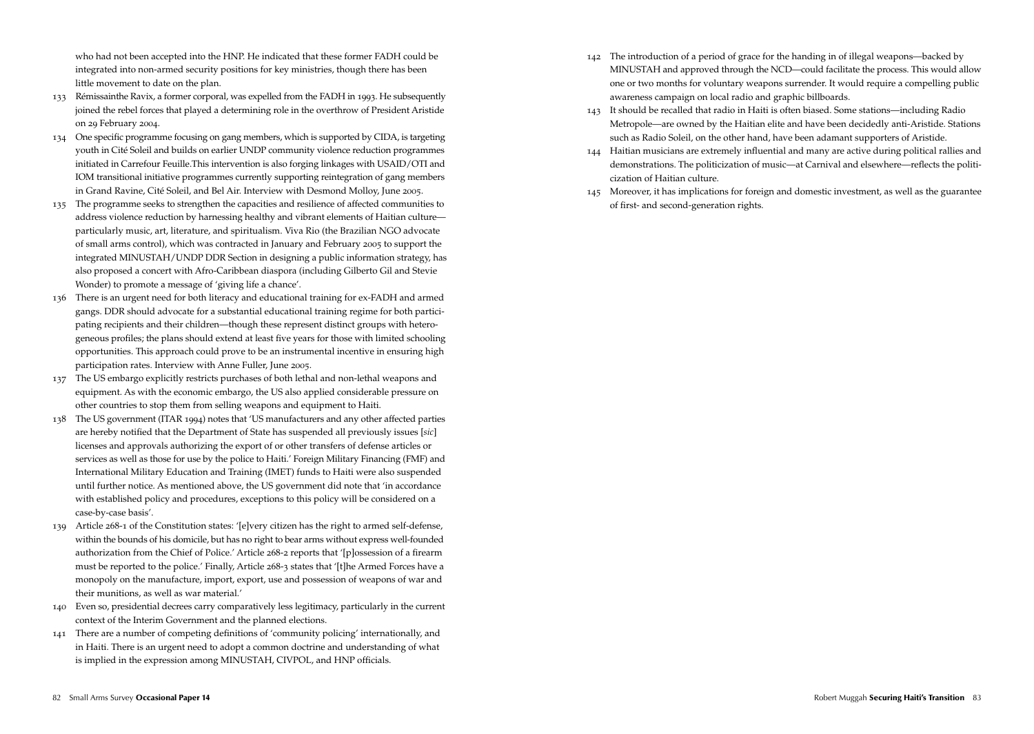who had not been accepted into the HNP. He indicated that these former FADH could be integrated into non-armed security positions for key ministries, though there has been little movement to date on the plan.

133 Rémissainthe Ravix, a former corporal, was expelled from the FADH in 1993. He subsequently joined the rebel forces that played a determining role in the overthrow of President Aristide on 29 February 2004.

134 One specific programme focusing on gang members, which is supported by CIDA, is targeting youth in Cité Soleil and builds on earlier UNDP community violence reduction programmes initiated in Carrefour Feuille.This intervention is also forging linkages with USAID/OTI and IOM transitional initiative programmes currently supporting reintegration of gang members in Grand Ravine, Cité Soleil, and Bel Air. Interview with Desmond Molloy, June 2005.

135 The programme seeks to strengthen the capacities and resilience of affected communities to address violence reduction by harnessing healthy and vibrant elements of Haitian culture—particularly music, art, literature, and spiritualism. Viva Rio (the Brazilian NGO advocate of small arms control), which was contracted in January and February 2005 to support the integrated MINUSTAH/UNDP DDR Section in designing a public information strategy, has also proposed a concert with Afro-Caribbean diaspora (including Gilberto Gil and Stevie Wonder) to promote a message of 'giving life a chance'.

136 There is an urgent need for both literacy and educational training for ex-FADH and armed gangs. DDR should advocate for a substantial educational training regime for both participating recipients and their children—though these represent distinct groups with heterogeneous profiles; the plans should extend at least five years for those with limited schooling opportunities. This approach could prove to be an instrumental incentive in ensuring high participation rates. Interview with Anne Fuller, June 2005.

137 The US embargo explicitly restricts purchases of both lethal and non-lethal weapons and equipment. As with the economic embargo, the US also applied considerable pressure on other countries to stop them from selling weapons and equipment to Haiti.

138 The US government (ITAR 1994) notes that 'US manufacturers and any other affected parties are hereby notified that the Department of State has suspended all previously issues [*sic*] licenses and approvals authorizing the export of or other transfers of defense articles or services as well as those for use by the police to Haiti.' Foreign Military Financing (FMF) and International Military Education and Training (IMET) funds to Haiti were also suspended until further notice. As mentioned above, the US government did note that 'in accordance with established policy and procedures, exceptions to this policy will be considered on a case-by-case basis'.

139 Article 268-1 of the Constitution states: '[e]very citizen has the right to armed self-defense, within the bounds of his domicile, but has no right to bear arms without express well-founded authorization from the Chief of Police.' Article 268-2 reports that '[p]ossession of a firearm must be reported to the police.' Finally, Article 268-3 states that '[t]he Armed Forces have a monopoly on the manufacture, import, export, use and possession of weapons of war and their munitions, as well as war material.'

140 Even so, presidential decrees carry comparatively less legitimacy, particularly in the current context of the Interim Government and the planned elections.

141 There are a number of competing definitions of 'community policing' internationally, and in Haiti. There is an urgent need to adopt a common doctrine and understanding of what is implied in the expression among MINUSTAH, CIVPOL, and HNP officials.

142 The introduction of a period of grace for the handing in of illegal weapons—backed by MINUSTAH and approved through the NCD—could facilitate the process. This would allow one or two months for voluntary weapons surrender. It would require a compelling public awareness campaign on local radio and graphic billboards.

143 It should be recalled that radio in Haiti is often biased. Some stations—including Radio Metropole—are owned by the Haitian elite and have been decidedly anti-Aristide. Stations such as Radio Soleil, on the other hand, have been adamant supporters of Aristide.

144 Haitian musicians are extremely influential and many are active during political rallies and demonstrations. The politicization of music—at Carnival and elsewhere—reflects the politicization of Haitian culture.

145 Moreover, it has implications for foreign and domestic investment, as well as the guarantee of first- and second-generation rights.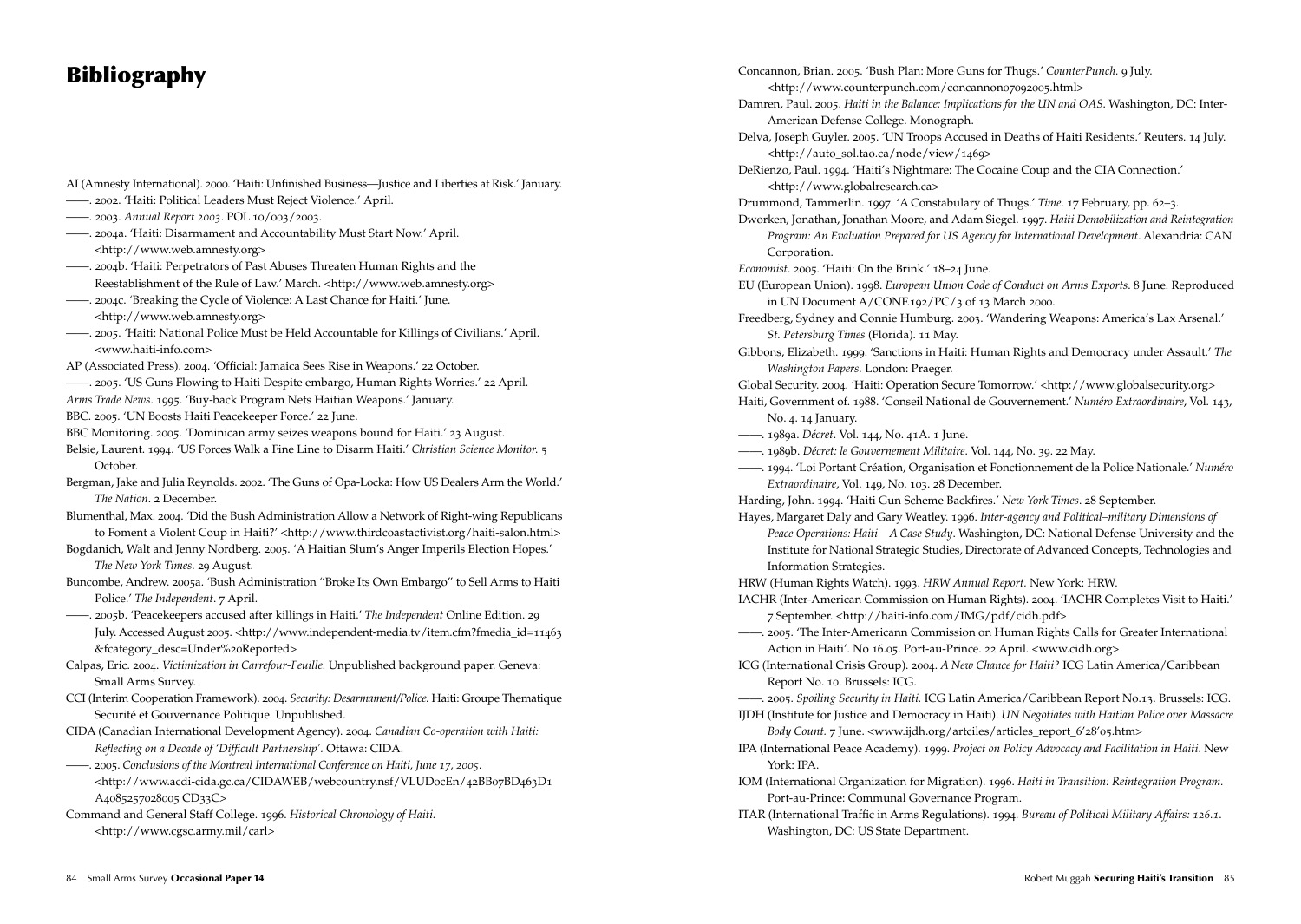# Bibliography

AI (Amnesty International). 2000. 'Haiti: Unfinished Business—Justice and Liberties at Risk.' January.

——. 2002. 'Haiti: Political Leaders Must Reject Violence.' April.

——. 2003. *Annual Report 2003*. POL 10/003/2003.

——. 2004a. 'Haiti: Disarmament and Accountability Must Start Now.' April. <http://www.web.amnesty.org>

——. 2004b. 'Haiti: Perpetrators of Past Abuses Threaten Human Rights and the Reestablishment of the Rule of Law.' March. <http://www.web.amnesty.org>

——. 2004c. 'Breaking the Cycle of Violence: A Last Chance for Haiti.' June. <http://www.web.amnesty.org>

——. 2005. 'Haiti: National Police Must be Held Accountable for Killings of Civilians.' April. <www.haiti-info.com>

AP (Associated Press). 2004. 'Official: Jamaica Sees Rise in Weapons.' 22 October.

——. 2005. 'US Guns Flowing to Haiti Despite embargo, Human Rights Worries.' 22 April.

*Arms Trade News*. 1995. 'Buy-back Program Nets Haitian Weapons.' January.

BBC. 2005. 'UN Boosts Haiti Peacekeeper Force.' 22 June.

BBC Monitoring. 2005. 'Dominican army seizes weapons bound for Haiti.' 23 August.

Belsie, Laurent. 1994. 'US Forces Walk a Fine Line to Disarm Haiti.' *Christian Science Monitor.* 5 October.

Bergman, Jake and Julia Reynolds. 2002. 'The Guns of Opa-Locka: How US Dealers Arm the World.' *The Nation*. 2 December.

Blumenthal, Max. 2004. 'Did the Bush Administration Allow a Network of Right-wing Republicans to Foment a Violent Coup in Haiti?' <http://www.thirdcoastactivist.org/haiti-salon.html>

Bogdanich, Walt and Jenny Nordberg. 2005. 'A Haitian Slum's Anger Imperils Election Hopes.' *The New York Times.* 29 August.

Buncombe, Andrew. 2005a. 'Bush Administration "Broke Its Own Embargo" to Sell Arms to Haiti Police.' *The Independent*. 7 April.

——. 2005b. 'Peacekeepers accused after killings in Haiti.' *The Independent* Online Edition. 29 July. Accessed August 2005. <http://www.independent-media.tv/item.cfm?fmedia_id=11463&fcategory_desc=Under%20Reported>

Calpas, Eric. 2004. *Victimization in Carrefour-Feuille.* Unpublished background paper. Geneva: Small Arms Survey.

CCI (Interim Cooperation Framework). 2004. *Security: Desarmament/Police.* Haiti: Groupe Thematique Securité et Gouvernance Politique. Unpublished.

CIDA (Canadian International Development Agency). 2004. *Canadian Co-operation with Haiti: Reflecting on a Decade of 'Difficult Partnership'*. Ottawa: CIDA.

——. 2005. *Conclusions of the Montreal International Conference on Haiti, June 17, 2005.* <http://www.acdi-cida.gc.ca/CIDAWEB/webcountry.nsf/VLUDocEn/42BB07BD463D1A4085257028005 CD33C>

Command and General Staff College. 1996. *Historical Chronology of Haiti.* <http://www.cgsc.army.mil/carl>

Concannon, Brian. 2005. 'Bush Plan: More Guns for Thugs.' *CounterPunch*. 9 July. <http://www.counterpunch.com/concannon07092005.html>

Damren, Paul. 2005. *Haiti in the Balance: Implications for the UN and OAS*. Washington, DC: Inter-American Defense College. Monograph.

Delva, Joseph Guyler. 2005. 'UN Troops Accused in Deaths of Haiti Residents.' Reuters. 14 July. <http://auto_sol.tao.ca/node/view/1469>

DeRienzo, Paul. 1994. 'Haiti's Nightmare: The Cocaine Coup and the CIA Connection.' <http://www.globalresearch.ca>

Drummond, Tammerlin. 1997. 'A Constabulary of Thugs.' *Time*. 17 February, pp. 62–3.

Dworken, Jonathan, Jonathan Moore, and Adam Siegel. 1997. *Haiti Demobilization and Reintegration Program: An Evaluation Prepared for US Agency for International Development*. Alexandria: CAN Corporation.

*Economist*. 2005. 'Haiti: On the Brink.' 18–24 June.

EU (European Union). 1998. *European Union Code of Conduct on Arms Exports*. 8 June. Reproduced in UN Document A/CONF.192/PC/3 of 13 March 2000.

Freedberg, Sydney and Connie Humburg. 2003. 'Wandering Weapons: America's Lax Arsenal.' *St. Petersburg Times* (Florida). 11 May.

Gibbons, Elizabeth. 1999. 'Sanctions in Haiti: Human Rights and Democracy under Assault.' *The Washington Papers.* London: Praeger.

Global Security. 2004. 'Haiti: Operation Secure Tomorrow.' <http://www.globalsecurity.org>

Haiti, Government of. 1988. 'Conseil National de Gouvernement.' *Numéro Extraordinaire*, Vol. 143, No. 4. 14 January.

——. 1989a. *Décret*. Vol. 144, No. 41A. 1 June.

——. 1989b. *Décret: le Gouvernement Militaire*. Vol. 144, No. 39. 22 May.

——. 1994. 'Loi Portant Création, Organisation et Fonctionnement de la Police Nationale.' *Numéro Extraordinaire*, Vol. 149, No. 103. 28 December.

Harding, John. 1994. 'Haiti Gun Scheme Backfires.' *New York Times*. 28 September.

Hayes, Margaret Daly and Gary Weatley. 1996. *Inter-agency and Political–military Dimensions of Peace Operations: Haiti—A Case Study*. Washington, DC: National Defense University and the Institute for National Strategic Studies, Directorate of Advanced Concepts, Technologies and Information Strategies.

HRW (Human Rights Watch). 1993. *HRW Annual Report.* New York: HRW.

IACHR (Inter-American Commission on Human Rights). 2004. 'IACHR Completes Visit to Haiti.' 7 September. <http://haiti-info.com/IMG/pdf/cidh.pdf>

——. 2005. 'The Inter-Americann Commission on Human Rights Calls for Greater International Action in Haiti'. No 16.05. Port-au-Prince. 22 April. <www.cidh.org>

ICG (International Crisis Group). 2004. *A New Chance for Haiti?* ICG Latin America/Caribbean Report No. 10. Brussels: ICG.

——. 2005. *Spoiling Security in Haiti.* ICG Latin America/Caribbean Report No.13. Brussels: ICG.

IJDH (Institute for Justice and Democracy in Haiti). *UN Negotiates with Haitian Police over Massacre Body Count.* 7 June. <www.ijdh.org/artciles/articles_report_6'28'05.htm>

IPA (International Peace Academy). 1999. *Project on Policy Advocacy and Facilitation in Haiti*. New York: IPA.

IOM (International Organization for Migration). 1996. *Haiti in Transition: Reintegration Program.* Port-au-Prince: Communal Governance Program.

ITAR (International Traffic in Arms Regulations). 1994. *Bureau of Political Military Affairs: 126.1*. Washington, DC: US State Department.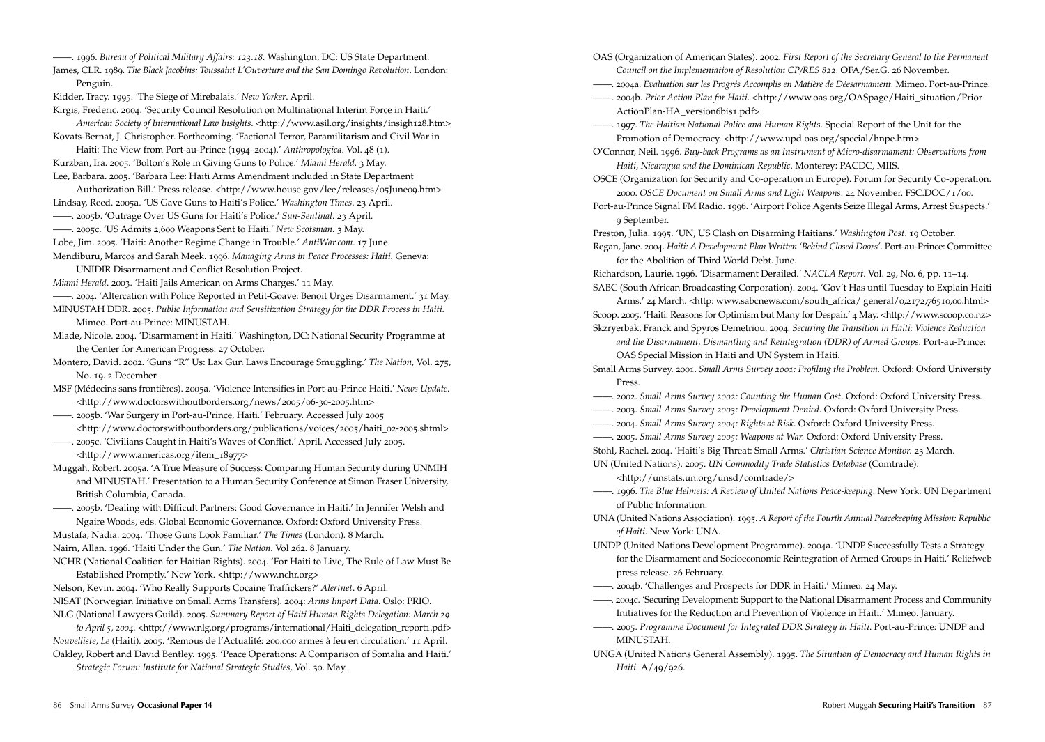——. 1996. *Bureau of Political Military Affairs: 123.18*. Washington, DC: US State Department.

James, CLR. 1989. *The Black Jacobins: Toussaint L'Ouverture and the San Domingo Revolution*. London: Penguin.

Kidder, Tracy. 1995. 'The Siege of Mirebalais.' *New Yorker*. April.

Kirgis, Frederic. 2004. 'Security Council Resolution on Multinational Interim Force in Haiti.' *American Society of International Law Insights*. <http://www.asil.org/insights/insigh128.htm>

Kovats-Bernat, J. Christopher. Forthcoming. 'Factional Terror, Paramilitarism and Civil War in Haiti: The View from Port-au-Prince (1994–2004).' *Anthropologica*. Vol. 48 (1).

Kurzban, Ira. 2005. 'Bolton's Role in Giving Guns to Police.' *Miami Herald*. 3 May.

Lee, Barbara. 2005. 'Barbara Lee: Haiti Arms Amendment included in State Department Authorization Bill.' Press release. <http://www.house.gov/lee/releases/05June09.htm>

Lindsay, Reed. 2005a. 'US Gave Guns to Haiti's Police.' *Washington Times*. 23 April.

——. 2005b. 'Outrage Over US Guns for Haiti's Police.' *Sun-Sentinal*. 23 April.

——. 2005c. 'US Admits 2,600 Weapons Sent to Haiti.' *New Scotsman*. 3 May.

Lobe, Jim. 2005. 'Haiti: Another Regime Change in Trouble.' *AntiWar.com*. 17 June.

Mendiburu, Marcos and Sarah Meek. 1996. *Managing Arms in Peace Processes: Haiti*. Geneva: UNIDIR Disarmament and Conflict Resolution Project.

*Miami Herald*. 2003. 'Haiti Jails American on Arms Charges.' 11 May.

——. 2004. 'Altercation with Police Reported in Petit-Goave: Benoit Urges Disarmament.' 31 May.

MINUSTAH DDR. 2005. *Public Information and Sensitization Strategy for the DDR Process in Haiti*. Mimeo. Port-au-Prince: MINUSTAH.

Mlade, Nicole. 2004. 'Disarmament in Haiti.' Washington, DC: National Security Programme at the Center for American Progress. 27 October.

Montero, David. 2002. 'Guns "R" Us: Lax Gun Laws Encourage Smuggling.' *The Nation*, Vol. 275, No. 19. 2 December.

MSF (Médecins sans frontières). 2005a. 'Violence Intensifies in Port-au-Prince Haiti.' *News Update*. <http://www.doctorswithoutborders.org/news/2005/06-30-2005.htm>

——. 2005b. 'War Surgery in Port-au-Prince, Haiti.' February. Accessed July 2005 <http://www.doctorswithoutborders.org/publications/voices/2005/haiti_02-2005.shtml>

——. 2005c. 'Civilians Caught in Haiti's Waves of Conflict.' April. Accessed July 2005. <http://www.americas.org/item_18977>

Muggah, Robert. 2005a. 'A True Measure of Success: Comparing Human Security during UNMIH and MINUSTAH.' Presentation to a Human Security Conference at Simon Fraser University, British Columbia, Canada.

——. 2005b. 'Dealing with Difficult Partners: Good Governance in Haiti.' In Jennifer Welsh and Ngaire Woods, eds. Global Economic Governance. Oxford: Oxford University Press.

Mustafa, Nadia. 2004. 'Those Guns Look Familiar.' *The Times* (London). 8 March.

Nairn, Allan. 1996. 'Haiti Under the Gun.' *The Nation*. Vol 262. 8 January.

NCHR (National Coalition for Haitian Rights). 2004. 'For Haiti to Live, The Rule of Law Must Be Established Promptly.' New York. <http://www.nchr.org>

Nelson, Kevin. 2004. 'Who Really Supports Cocaine Traffickers?' *Alertnet*. 6 April.

NISAT (Norwegian Initiative on Small Arms Transfers). 2004: *Arms Import Data*. Oslo: PRIO.

NLG (National Lawyers Guild). 2005. *Summary Report of Haiti Human Rights Delegation: March 29 to April 5, 2004*. <http://www.nlg.org/programs/international/Haiti_delegation_report1.pdf>

*Nouvelliste, Le* (Haiti). 2005. 'Remous de l'Actualité: 200.000 armes à feu en circulation.' 11 April.

Oakley, Robert and David Bentley. 1995. 'Peace Operations: A Comparison of Somalia and Haiti.' *Strategic Forum: Institute for National Strategic Studies*, Vol. 30. May.

OAS (Organization of American States). 2002. *First Report of the Secretary General to the Permanent Council on the Implementation of Resolution CP/RES 822*. OFA/Ser.G. 26 November.

——. 2004a. *Evaluation sur les Progrés Accomplis en Matière de Déesarmament*. Mimeo. Port-au-Prince.

——. 2004b. *Prior Action Plan for Haiti*. <http://www.oas.org/OASpage/Haiti_situation/Prior ActionPlan-HA_version6bis1.pdf>

——. 1997. *The Haitian National Police and Human Rights*. Special Report of the Unit for the Promotion of Democracy. <http://www.upd.oas.org/special/hnpe.htm>

O'Connor, Neil. 1996. *Buy-back Programs as an Instrument of Micro-disarmament: Observations from Haiti, Nicaragua and the Dominican Republic*. Monterey: PACDC, MIIS.

OSCE (Organization for Security and Co-operation in Europe). Forum for Security Co-operation. 2000. *OSCE Document on Small Arms and Light Weapons*. 24 November. FSC.DOC/1/00.

Port-au-Prince Signal FM Radio. 1996. 'Airport Police Agents Seize Illegal Arms, Arrest Suspects.' 9 September.

Preston, Julia. 1995. 'UN, US Clash on Disarming Haitians.' *Washington Post*. 19 October.

Regan, Jane. 2004. *Haiti: A Development Plan Written 'Behind Closed Doors'*. Port-au-Prince: Committee for the Abolition of Third World Debt. June.

Richardson, Laurie. 1996. 'Disarmament Derailed.' *NACLA Report*. Vol. 29, No. 6, pp. 11–14.

SABC (South African Broadcasting Corporation). 2004. 'Gov't Has until Tuesday to Explain Haiti Arms.' 24 March. <http: www.sabcnews.com/south_africa/ general/0,2172,76510,00.html>

Scoop. 2005. 'Haiti: Reasons for Optimism but Many for Despair.' 4 May. <http://www.scoop.co.nz>

Skzryerbak, Franck and Spyros Demetriou. 2004. *Securing the Transition in Haiti: Violence Reduction and the Disarmament, Dismantling and Reintegration (DDR) of Armed Groups*. Port-au-Prince: OAS Special Mission in Haiti and UN System in Haiti.

Small Arms Survey. 2001. *Small Arms Survey 2001: Profiling the Problem*. Oxford: Oxford University Press.

——. 2002. *Small Arms Survey 2002: Counting the Human Cost*. Oxford: Oxford University Press.

——. 2003. *Small Arms Survey 2003: Development Denied*. Oxford: Oxford University Press.

——. 2004. *Small Arms Survey 2004: Rights at Risk*. Oxford: Oxford University Press.

——. 2005. *Small Arms Survey 2005: Weapons at War*. Oxford: Oxford University Press.

Stohl, Rachel. 2004. 'Haiti's Big Threat: Small Arms.' *Christian Science Monitor*. 23 March.

UN (United Nations). 2005. *UN Commodity Trade Statistics Database* (Comtrade). <http://unstats.un.org/unsd/comtrade/>

——. 1996. *The Blue Helmets: A Review of United Nations Peace-keeping*. New York: UN Department of Public Information.

UNA (United Nations Association). 1995. *A Report of the Fourth Annual Peacekeeping Mission: Republic of Haiti*. New York: UNA.

UNDP (United Nations Development Programme). 2004a. 'UNDP Successfully Tests a Strategy for the Disarmament and Socioeconomic Reintegration of Armed Groups in Haiti.' Reliefweb press release. 26 February.

——. 2004b. 'Challenges and Prospects for DDR in Haiti.' Mimeo. 24 May.

——. 2004c. 'Securing Development: Support to the National Disarmament Process and Community Initiatives for the Reduction and Prevention of Violence in Haiti.' Mimeo. January.

——. 2005. *Programme Document for Integrated DDR Strategy in Haiti*. Port-au-Prince: UNDP and MINUSTAH.

UNGA (United Nations General Assembly). 1995. *The Situation of Democracy and Human Rights in Haiti*. A/49/926.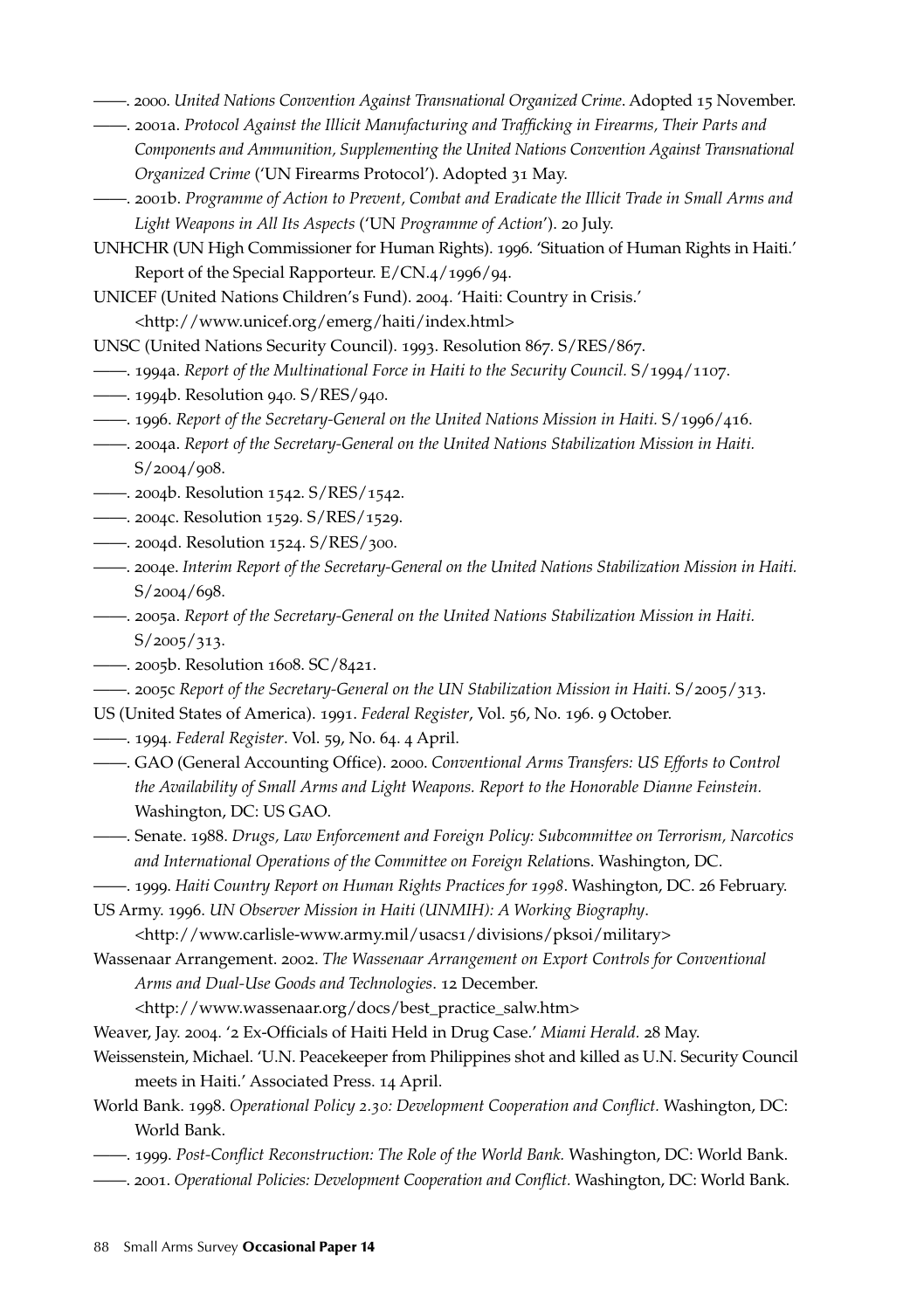——. 2000. *United Nations Convention Against Transnational Organized Crime*. Adopted 15 November.

——. 2001a. *Protocol Against the Illicit Manufacturing and Trafficking in Firearms, Their Parts and Components and Ammunition, Supplementing the United Nations Convention Against Transnational Organized Crime* ('UN Firearms Protocol'). Adopted 31 May.

——. 2001b. *Programme of Action to Prevent, Combat and Eradicate the Illicit Trade in Small Arms and Light Weapons in All Its Aspects* ('UN *Programme of Action*'). 20 July.

UNHCHR (UN High Commissioner for Human Rights). 1996. 'Situation of Human Rights in Haiti.' Report of the Special Rapporteur. E/CN.4/1996/94.

UNICEF (United Nations Children's Fund). 2004. 'Haiti: Country in Crisis.' <http://www.unicef.org/emerg/haiti/index.html>

UNSC (United Nations Security Council). 1993. Resolution 867. S/RES/867.

——. 1994a. *Report of the Multinational Force in Haiti to the Security Council.* S/1994/1107.

——. 1994b. Resolution 940. S/RES/940.

——. 1996. *Report of the Secretary-General on the United Nations Mission in Haiti.* S/1996/416.

——. 2004a. *Report of the Secretary-General on the United Nations Stabilization Mission in Haiti.* S/2004/908.

——. 2004b. Resolution 1542. S/RES/1542.

——. 2004c. Resolution 1529. S/RES/1529.

——. 2004d. Resolution 1524. S/RES/300.

——. 2004e. *Interim Report of the Secretary-General on the United Nations Stabilization Mission in Haiti.* S/2004/698.

——. 2005a. *Report of the Secretary-General on the United Nations Stabilization Mission in Haiti.* S/2005/313.

——. 2005b. Resolution 1608. SC/8421.

——. 2005c *Report of the Secretary-General on the UN Stabilization Mission in Haiti.* S/2005/313.

US (United States of America). 1991. *Federal Register*, Vol. 56, No. 196. 9 October.

——. 1994. *Federal Register*. Vol. 59, No. 64. 4 April.

——. GAO (General Accounting Office). 2000. *Conventional Arms Transfers: US Efforts to Control the Availability of Small Arms and Light Weapons. Report to the Honorable Dianne Feinstein.* Washington, DC: US GAO.

——. Senate. 1988. *Drugs, Law Enforcement and Foreign Policy: Subcommittee on Terrorism, Narcotics and International Operations of the Committee on Foreign Relatio*ns. Washington, DC.

——. 1999. *Haiti Country Report on Human Rights Practices for 1998*. Washington, DC. 26 February.

US Army. 1996. *UN Observer Mission in Haiti (UNMIH): A Working Biography*. <http://www.carlisle-www.army.mil/usacs1/divisions/pksoi/military>

Wassenaar Arrangement. 2002. *The Wassenaar Arrangement on Export Controls for Conventional Arms and Dual-Use Goods and Technologies*. 12 December. <http://www.wassenaar.org/docs/best_practice_salw.htm>

Weaver, Jay. 2004. '2 Ex-Officials of Haiti Held in Drug Case.' *Miami Herald.* 28 May.

Weissenstein, Michael. 'U.N. Peacekeeper from Philippines shot and killed as U.N. Security Council meets in Haiti.' Associated Press. 14 April.

World Bank. 1998. *Operational Policy 2.30: Development Cooperation and Conflict.* Washington, DC: World Bank.

——. 1999. *Post-Conflict Reconstruction: The Role of the World Bank.* Washington, DC: World Bank.

——. 2001. *Operational Policies: Development Cooperation and Conflict.* Washington, DC: World Bank.